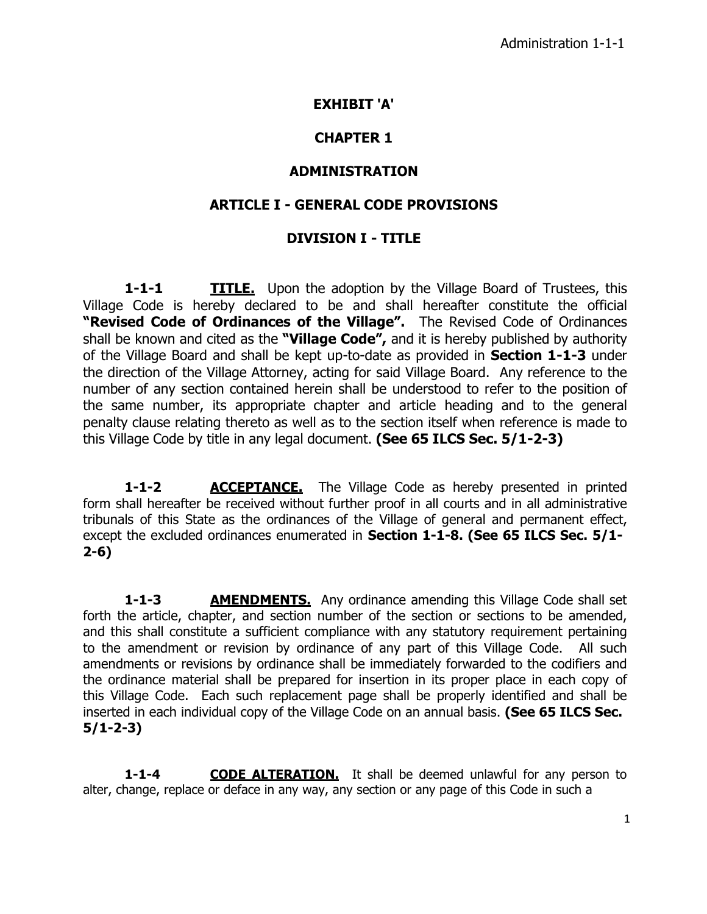# EXHIBIT 'A'

# CHAPTER 1

# ADMINISTRATION

## ARTICLE I - GENERAL CODE PROVISIONS

### DIVISION I - TITLE

**1-1-1** **TITLE.** Upon the adoption by the Village Board of Trustees, this Village Code is hereby declared to be and shall hereafter constitute the official **"Revised Code of Ordinances of the Village".** The Revised Code of Ordinances shall be known and cited as the **"Village Code",** and it is hereby published by authority of the Village Board and shall be kept up-to-date as provided in **Section 1-1-3** under the direction of the Village Attorney, acting for said Village Board. Any reference to the number of any section contained herein shall be understood to refer to the position of the same number, its appropriate chapter and article heading and to the general penalty clause relating thereto as well as to the section itself when reference is made to this Village Code by title in any legal document. **(See 65 ILCS Sec. 5/1-2-3)**

**1-1-2** **ACCEPTANCE.** The Village Code as hereby presented in printed form shall hereafter be received without further proof in all courts and in all administrative tribunals of this State as the ordinances of the Village of general and permanent effect, except the excluded ordinances enumerated in **Section 1-1-8. (See 65 ILCS Sec. 5/1-2-6)**

**1-1-3** **AMENDMENTS.** Any ordinance amending this Village Code shall set forth the article, chapter, and section number of the section or sections to be amended, and this shall constitute a sufficient compliance with any statutory requirement pertaining to the amendment or revision by ordinance of any part of this Village Code. All such amendments or revisions by ordinance shall be immediately forwarded to the codifiers and the ordinance material shall be prepared for insertion in its proper place in each copy of this Village Code. Each such replacement page shall be properly identified and shall be inserted in each individual copy of the Village Code on an annual basis. **(See 65 ILCS Sec. 5/1-2-3)**

**1-1-4** **CODE ALTERATION.** It shall be deemed unlawful for any person to alter, change, replace or deface in any way, any section or any page of this Code in such a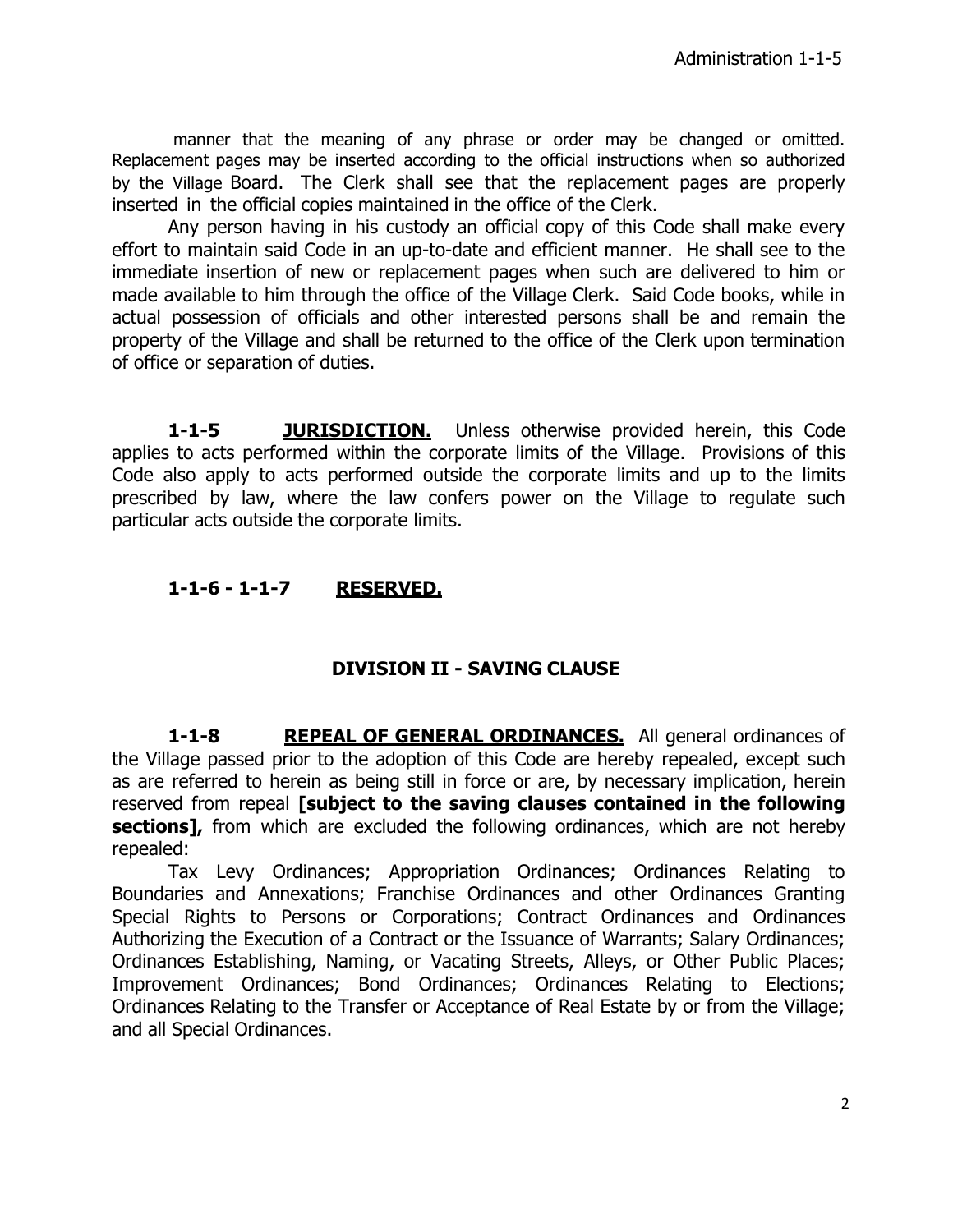manner that the meaning of any phrase or order may be changed or omitted. Replacement pages may be inserted according to the official instructions when so authorized by the Village Board. The Clerk shall see that the replacement pages are properly inserted in the official copies maintained in the office of the Clerk.

Any person having in his custody an official copy of this Code shall make every effort to maintain said Code in an up-to-date and efficient manner. He shall see to the immediate insertion of new or replacement pages when such are delivered to him or made available to him through the office of the Village Clerk. Said Code books, while in actual possession of officials and other interested persons shall be and remain the property of the Village and shall be returned to the office of the Clerk upon termination of office or separation of duties.

**1-1-5 JURISDICTION.** Unless otherwise provided herein, this Code applies to acts performed within the corporate limits of the Village. Provisions of this Code also apply to acts performed outside the corporate limits and up to the limits prescribed by law, where the law confers power on the Village to regulate such particular acts outside the corporate limits.

**1-1-6 - 1-1-7 RESERVED.**

## DIVISION II - SAVING CLAUSE

**1-1-8 REPEAL OF GENERAL ORDINANCES.** All general ordinances of the Village passed prior to the adoption of this Code are hereby repealed, except such as are referred to herein as being still in force or are, by necessary implication, herein reserved from repeal **[subject to the saving clauses contained in the following sections],** from which are excluded the following ordinances, which are not hereby repealed:

Tax Levy Ordinances; Appropriation Ordinances; Ordinances Relating to Boundaries and Annexations; Franchise Ordinances and other Ordinances Granting Special Rights to Persons or Corporations; Contract Ordinances and Ordinances Authorizing the Execution of a Contract or the Issuance of Warrants; Salary Ordinances; Ordinances Establishing, Naming, or Vacating Streets, Alleys, or Other Public Places; Improvement Ordinances; Bond Ordinances; Ordinances Relating to Elections; Ordinances Relating to the Transfer or Acceptance of Real Estate by or from the Village; and all Special Ordinances.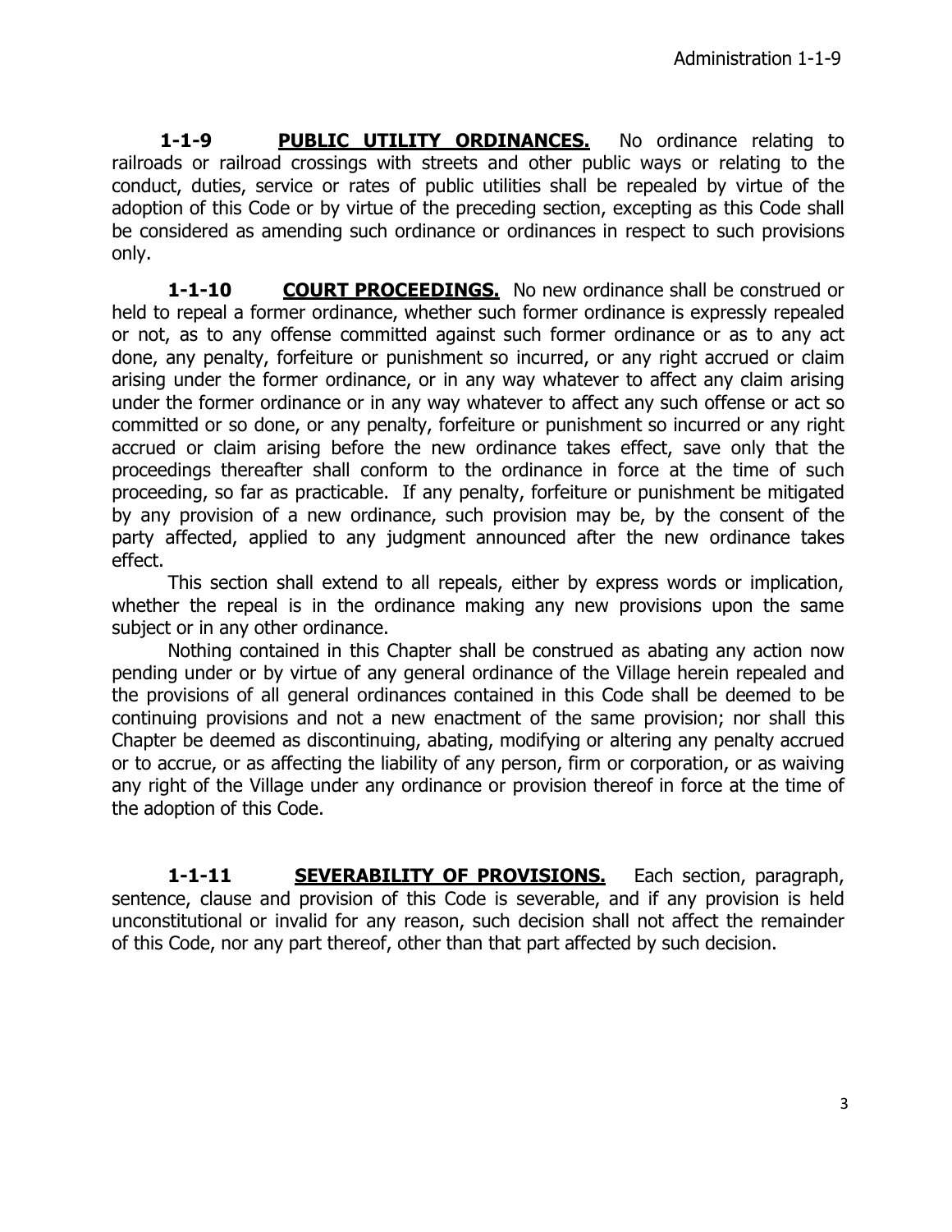**1-1-9 <u>PUBLIC UTILITY ORDINANCES.</u>** No ordinance relating to railroads or railroad crossings with streets and other public ways or relating to the conduct, duties, service or rates of public utilities shall be repealed by virtue of the adoption of this Code or by virtue of the preceding section, excepting as this Code shall be considered as amending such ordinance or ordinances in respect to such provisions only.

**1-1-10 <u>COURT PROCEEDINGS.</u>** No new ordinance shall be construed or held to repeal a former ordinance, whether such former ordinance is expressly repealed or not, as to any offense committed against such former ordinance or as to any act done, any penalty, forfeiture or punishment so incurred, or any right accrued or claim arising under the former ordinance, or in any way whatever to affect any claim arising under the former ordinance or in any way whatever to affect any such offense or act so committed or so done, or any penalty, forfeiture or punishment so incurred or any right accrued or claim arising before the new ordinance takes effect, save only that the proceedings thereafter shall conform to the ordinance in force at the time of such proceeding, so far as practicable. If any penalty, forfeiture or punishment be mitigated by any provision of a new ordinance, such provision may be, by the consent of the party affected, applied to any judgment announced after the new ordinance takes effect.

This section shall extend to all repeals, either by express words or implication, whether the repeal is in the ordinance making any new provisions upon the same subject or in any other ordinance.

Nothing contained in this Chapter shall be construed as abating any action now pending under or by virtue of any general ordinance of the Village herein repealed and the provisions of all general ordinances contained in this Code shall be deemed to be continuing provisions and not a new enactment of the same provision; nor shall this Chapter be deemed as discontinuing, abating, modifying or altering any penalty accrued or to accrue, or as affecting the liability of any person, firm or corporation, or as waiving any right of the Village under any ordinance or provision thereof in force at the time of the adoption of this Code.

**1-1-11 <u>SEVERABILITY OF PROVISIONS.</u>** Each section, paragraph, sentence, clause and provision of this Code is severable, and if any provision is held unconstitutional or invalid for any reason, such decision shall not affect the remainder of this Code, nor any part thereof, other than that part affected by such decision.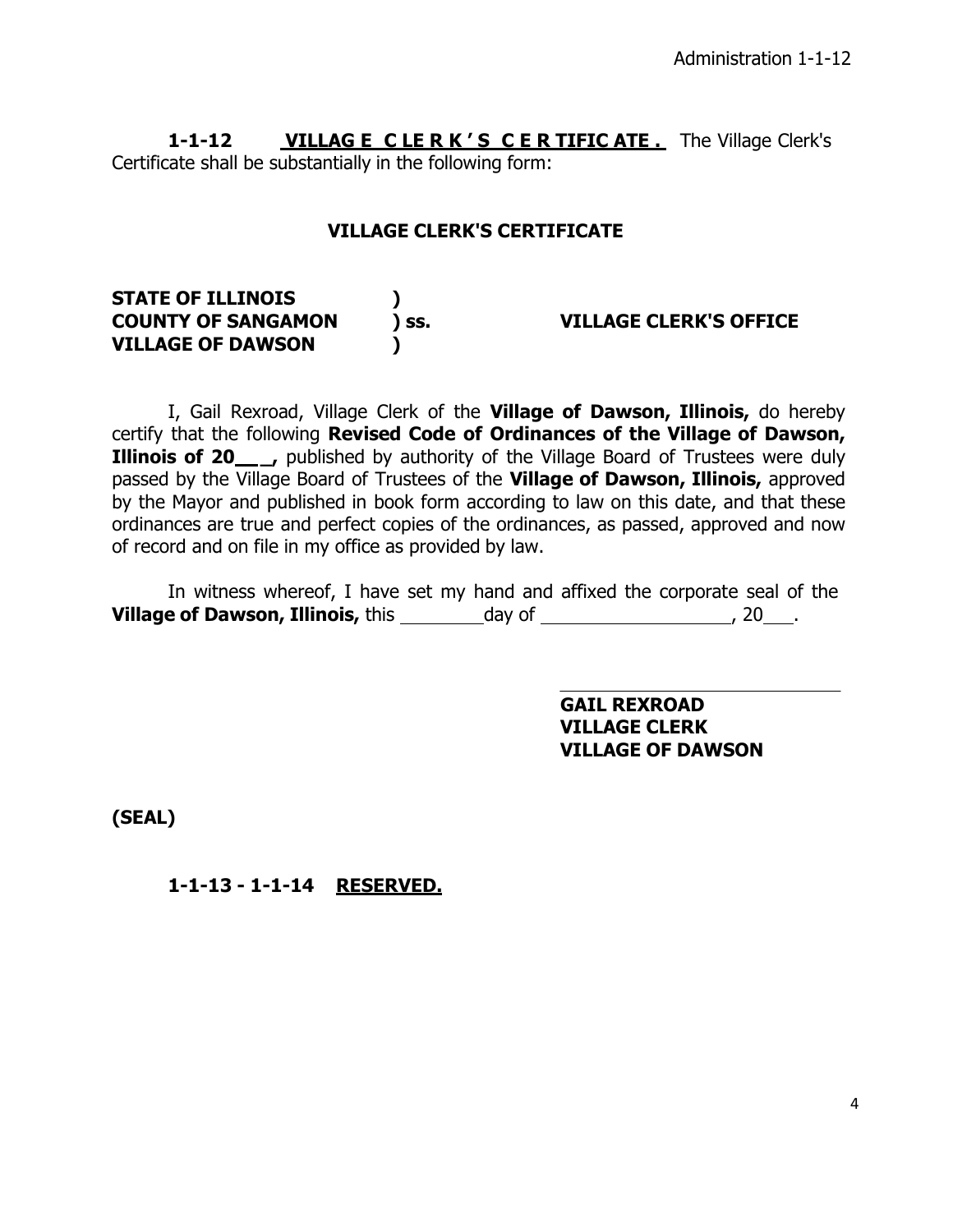**1-1-12 VILLAGE CLERK'S CERTIFICATE.** The Village Clerk's Certificate shall be substantially in the following form:

**VILLAGE CLERK'S CERTIFICATE**

**STATE OF ILLINOIS )**
**COUNTY OF SANGAMON ) ss. VILLAGE CLERK'S OFFICE**
**VILLAGE OF DAWSON )**

I, Gail Rexroad, Village Clerk of the **Village of Dawson, Illinois,** do hereby certify that the following **Revised Code of Ordinances of the Village of Dawson, Illinois of 20___,** published by authority of the Village Board of Trustees were duly passed by the Village Board of Trustees of the **Village of Dawson, Illinois,** approved by the Mayor and published in book form according to law on this date, and that these ordinances are true and perfect copies of the ordinances, as passed, approved and now of record and on file in my office as provided by law.

In witness whereof, I have set my hand and affixed the corporate seal of the **Village of Dawson, Illinois,** this ________day of ___________________, 20___.

______________________________
**GAIL REXROAD**
**VILLAGE CLERK**
**VILLAGE OF DAWSON**

**(SEAL)**

**1-1-13 - 1-1-14 RESERVED.**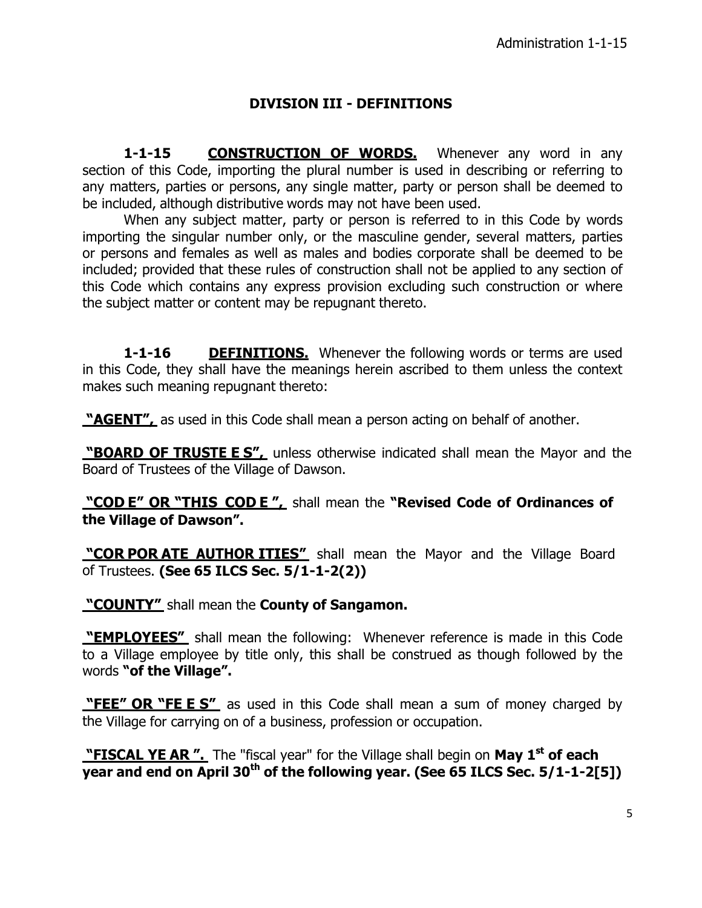## DIVISION III - DEFINITIONS

**1-1-15 CONSTRUCTION OF WORDS.** Whenever any word in any section of this Code, importing the plural number is used in describing or referring to any matters, parties or persons, any single matter, party or person shall be deemed to be included, although distributive words may not have been used.

When any subject matter, party or person is referred to in this Code by words importing the singular number only, or the masculine gender, several matters, parties or persons and females as well as males and bodies corporate shall be deemed to be included; provided that these rules of construction shall not be applied to any section of this Code which contains any express provision excluding such construction or where the subject matter or content may be repugnant thereto.

**1-1-16 DEFINITIONS.** Whenever the following words or terms are used in this Code, they shall have the meanings herein ascribed to them unless the context makes such meaning repugnant thereto:

**"AGENT",** as used in this Code shall mean a person acting on behalf of another.

**"BOARD OF TRUSTEES",** unless otherwise indicated shall mean the Mayor and the Board of Trustees of the Village of Dawson.

**"CODE" OR "THIS CODE",** shall mean the **"Revised Code of Ordinances of the Village of Dawson".**

**"CORPORATE AUTHORITIES"** shall mean the Mayor and the Village Board of Trustees. **(See 65 ILCS Sec. 5/1-1-2(2))**

**"COUNTY"** shall mean the **County of Sangamon.**

**"EMPLOYEES"** shall mean the following: Whenever reference is made in this Code to a Village employee by title only, this shall be construed as though followed by the words **"of the Village".**

**"FEE" OR "FEES"** as used in this Code shall mean a sum of money charged by the Village for carrying on of a business, profession or occupation.

**"FISCAL YEAR".** The "fiscal year" for the Village shall begin on **May 1st of each year and end on April 30th of the following year. (See 65 ILCS Sec. 5/1-1-2[5])**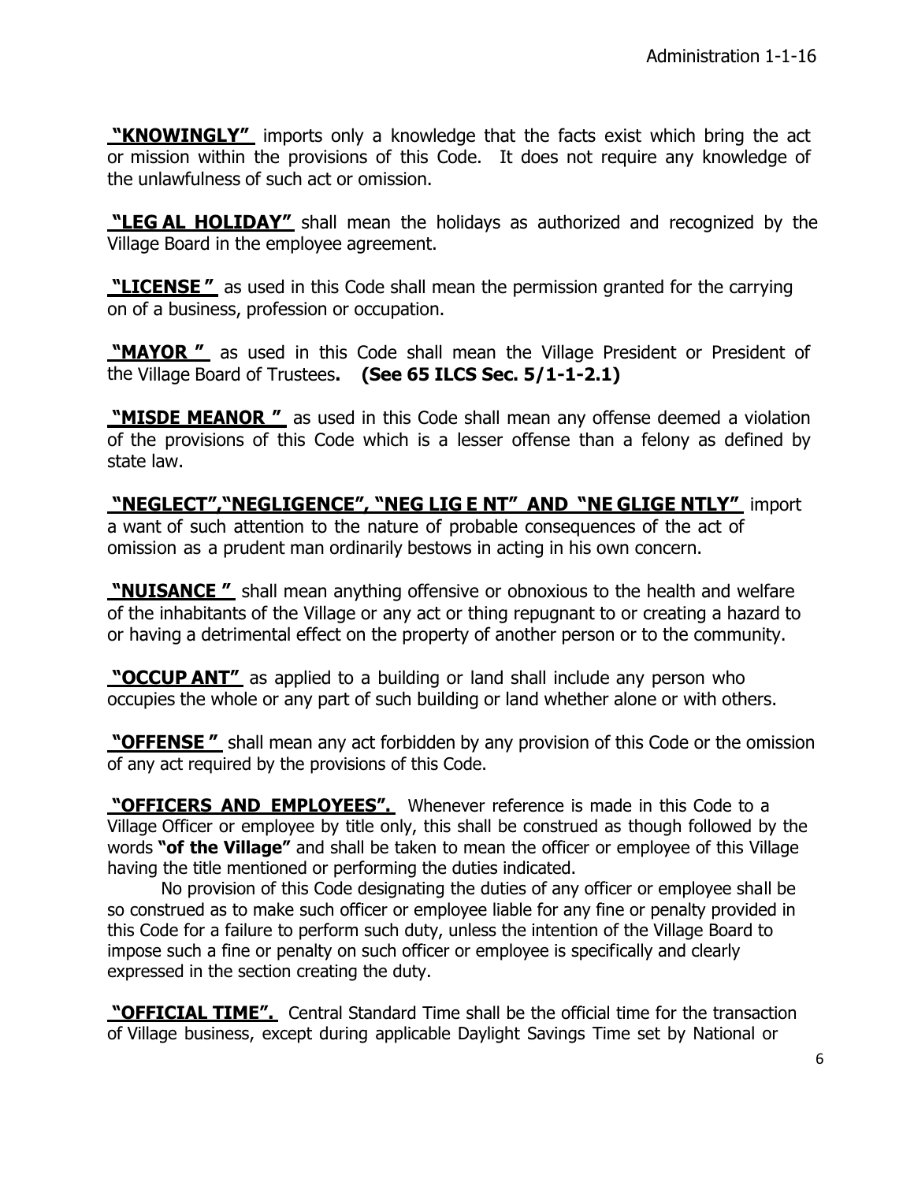**"KNOWINGLY"** imports only a knowledge that the facts exist which bring the act or mission within the provisions of this Code. It does not require any knowledge of the unlawfulness of such act or omission.

**"LEGAL HOLIDAY"** shall mean the holidays as authorized and recognized by the Village Board in the employee agreement.

**"LICENSE"** as used in this Code shall mean the permission granted for the carrying on of a business, profession or occupation.

**"MAYOR"** as used in this Code shall mean the Village President or President of the Village Board of Trustees. **(See 65 ILCS Sec. 5/1-1-2.1)**

**"MISDEMEANOR"** as used in this Code shall mean any offense deemed a violation of the provisions of this Code which is a lesser offense than a felony as defined by state law.

**"NEGLECT","NEGLIGENCE", "NEGLIGENT" AND "NEGLIGENTLY"** import a want of such attention to the nature of probable consequences of the act of omission as a prudent man ordinarily bestows in acting in his own concern.

**"NUISANCE"** shall mean anything offensive or obnoxious to the health and welfare of the inhabitants of the Village or any act or thing repugnant to or creating a hazard to or having a detrimental effect on the property of another person or to the community.

**"OCCUPANT"** as applied to a building or land shall include any person who occupies the whole or any part of such building or land whether alone or with others.

**"OFFENSE"** shall mean any act forbidden by any provision of this Code or the omission of any act required by the provisions of this Code.

**"OFFICERS AND EMPLOYEES".** Whenever reference is made in this Code to a Village Officer or employee by title only, this shall be construed as though followed by the words **"of the Village"** and shall be taken to mean the officer or employee of this Village having the title mentioned or performing the duties indicated.

No provision of this Code designating the duties of any officer or employee shall be so construed as to make such officer or employee liable for any fine or penalty provided in this Code for a failure to perform such duty, unless the intention of the Village Board to impose such a fine or penalty on such officer or employee is specifically and clearly expressed in the section creating the duty.

**"OFFICIAL TIME".** Central Standard Time shall be the official time for the transaction of Village business, except during applicable Daylight Savings Time set by National or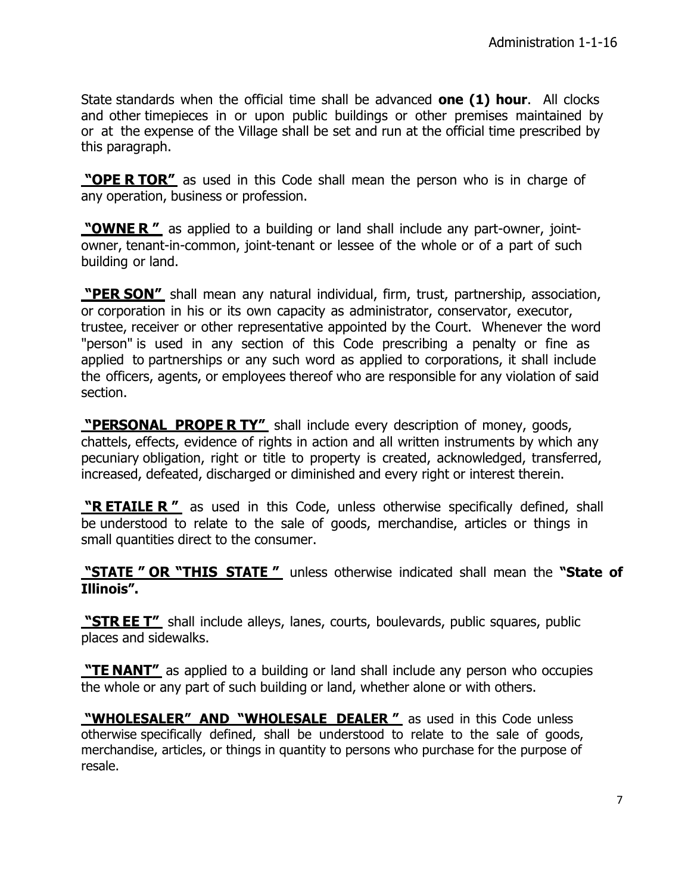State standards when the official time shall be advanced **one (1) hour**. All clocks and other timepieces in or upon public buildings or other premises maintained by or at the expense of the Village shall be set and run at the official time prescribed by this paragraph.

**"OPE R TOR"** as used in this Code shall mean the person who is in charge of any operation, business or profession.

**"OWNE R "** as applied to a building or land shall include any part-owner, joint-owner, tenant-in-common, joint-tenant or lessee of the whole or of a part of such building or land.

**"PER SON"** shall mean any natural individual, firm, trust, partnership, association, or corporation in his or its own capacity as administrator, conservator, executor, trustee, receiver or other representative appointed by the Court. Whenever the word "person" is used in any section of this Code prescribing a penalty or fine as applied to partnerships or any such word as applied to corporations, it shall include the officers, agents, or employees thereof who are responsible for any violation of said section.

**"PERSONAL PROPE R TY"** shall include every description of money, goods, chattels, effects, evidence of rights in action and all written instruments by which any pecuniary obligation, right or title to property is created, acknowledged, transferred, increased, defeated, discharged or diminished and every right or interest therein.

**"R ETAILE R "** as used in this Code, unless otherwise specifically defined, shall be understood to relate to the sale of goods, merchandise, articles or things in small quantities direct to the consumer.

**"STATE " OR "THIS STATE "** unless otherwise indicated shall mean the **"State of Illinois".**

**"STR EE T"** shall include alleys, lanes, courts, boulevards, public squares, public places and sidewalks.

**"TE NANT"** as applied to a building or land shall include any person who occupies the whole or any part of such building or land, whether alone or with others.

**"WHOLESALER" AND "WHOLESALE DEALER "** as used in this Code unless otherwise specifically defined, shall be understood to relate to the sale of goods, merchandise, articles, or things in quantity to persons who purchase for the purpose of resale.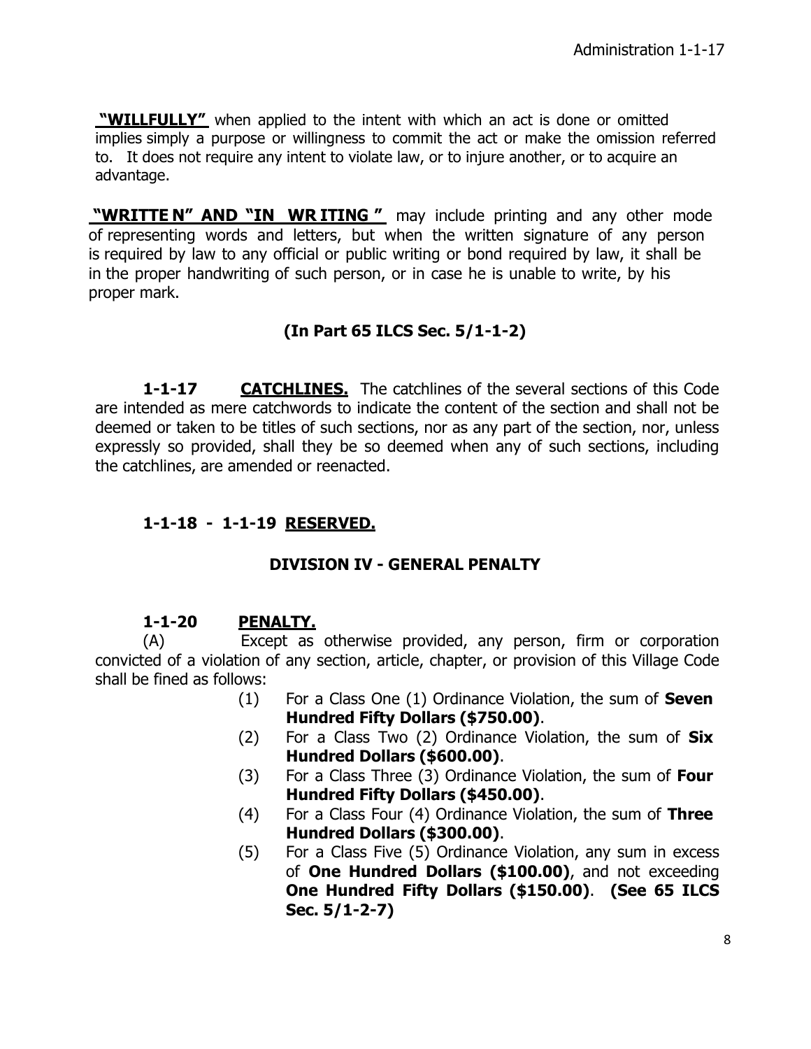**"WILLFULLY"** when applied to the intent with which an act is done or omitted implies simply a purpose or willingness to commit the act or make the omission referred to. It does not require any intent to violate law, or to injure another, or to acquire an advantage.

**"WRITTEN" AND "IN WRITING"** may include printing and any other mode of representing words and letters, but when the written signature of any person is required by law to any official or public writing or bond required by law, it shall be in the proper handwriting of such person, or in case he is unable to write, by his proper mark.

**(In Part 65 ILCS Sec. 5/1-1-2)**

**1-1-17 CATCHLINES.** The catchlines of the several sections of this Code are intended as mere catchwords to indicate the content of the section and shall not be deemed or taken to be titles of such sections, nor as any part of the section, nor, unless expressly so provided, shall they be so deemed when any of such sections, including the catchlines, are amended or reenacted.

**1-1-18 - 1-1-19 RESERVED.**

## DIVISION IV - GENERAL PENALTY

**1-1-20 PENALTY.**

(A) Except as otherwise provided, any person, firm or corporation convicted of a violation of any section, article, chapter, or provision of this Village Code shall be fined as follows:

(1) For a Class One (1) Ordinance Violation, the sum of **Seven Hundred Fifty Dollars ($750.00)**.

(2) For a Class Two (2) Ordinance Violation, the sum of **Six Hundred Dollars ($600.00)**.

(3) For a Class Three (3) Ordinance Violation, the sum of **Four Hundred Fifty Dollars ($450.00)**.

(4) For a Class Four (4) Ordinance Violation, the sum of **Three Hundred Dollars ($300.00)**.

(5) For a Class Five (5) Ordinance Violation, any sum in excess of **One Hundred Dollars ($100.00)**, and not exceeding **One Hundred Fifty Dollars ($150.00)**. **(See 65 ILCS Sec. 5/1-2-7)**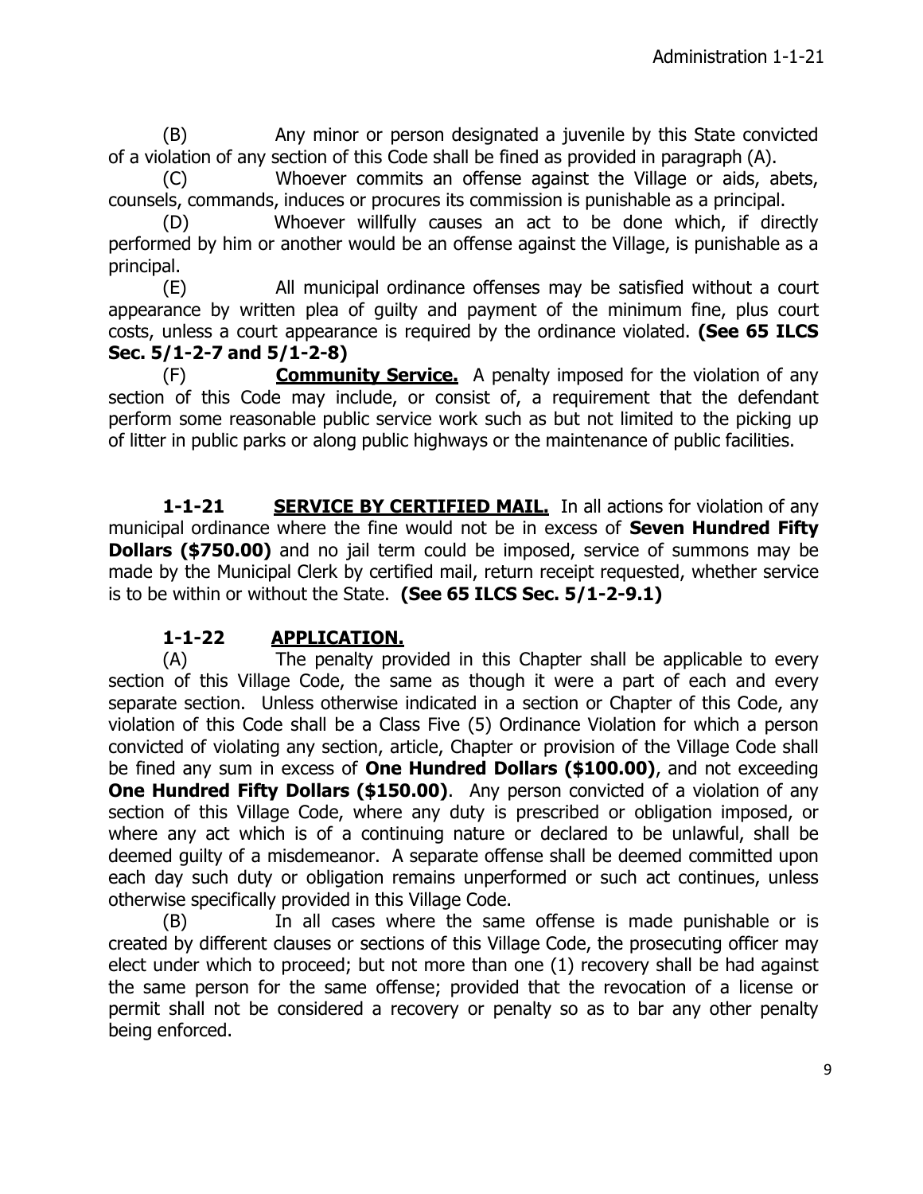(B) Any minor or person designated a juvenile by this State convicted of a violation of any section of this Code shall be fined as provided in paragraph (A).

(C) Whoever commits an offense against the Village or aids, abets, counsels, commands, induces or procures its commission is punishable as a principal.

(D) Whoever willfully causes an act to be done which, if directly performed by him or another would be an offense against the Village, is punishable as a principal.

(E) All municipal ordinance offenses may be satisfied without a court appearance by written plea of guilty and payment of the minimum fine, plus court costs, unless a court appearance is required by the ordinance violated. **(See 65 ILCS Sec. 5/1-2-7 and 5/1-2-8)**

(F) **Community Service.** A penalty imposed for the violation of any section of this Code may include, or consist of, a requirement that the defendant perform some reasonable public service work such as but not limited to the picking up of litter in public parks or along public highways or the maintenance of public facilities.

**1-1-21 SERVICE BY CERTIFIED MAIL.** In all actions for violation of any municipal ordinance where the fine would not be in excess of **Seven Hundred Fifty Dollars ($750.00)** and no jail term could be imposed, service of summons may be made by the Municipal Clerk by certified mail, return receipt requested, whether service is to be within or without the State. **(See 65 ILCS Sec. 5/1-2-9.1)**

**1-1-22 APPLICATION.**

(A) The penalty provided in this Chapter shall be applicable to every section of this Village Code, the same as though it were a part of each and every separate section. Unless otherwise indicated in a section or Chapter of this Code, any violation of this Code shall be a Class Five (5) Ordinance Violation for which a person convicted of violating any section, article, Chapter or provision of the Village Code shall be fined any sum in excess of **One Hundred Dollars ($100.00)**, and not exceeding **One Hundred Fifty Dollars ($150.00)**. Any person convicted of a violation of any section of this Village Code, where any duty is prescribed or obligation imposed, or where any act which is of a continuing nature or declared to be unlawful, shall be deemed guilty of a misdemeanor. A separate offense shall be deemed committed upon each day such duty or obligation remains unperformed or such act continues, unless otherwise specifically provided in this Village Code.

(B) In all cases where the same offense is made punishable or is created by different clauses or sections of this Village Code, the prosecuting officer may elect under which to proceed; but not more than one (1) recovery shall be had against the same person for the same offense; provided that the revocation of a license or permit shall not be considered a recovery or penalty so as to bar any other penalty being enforced.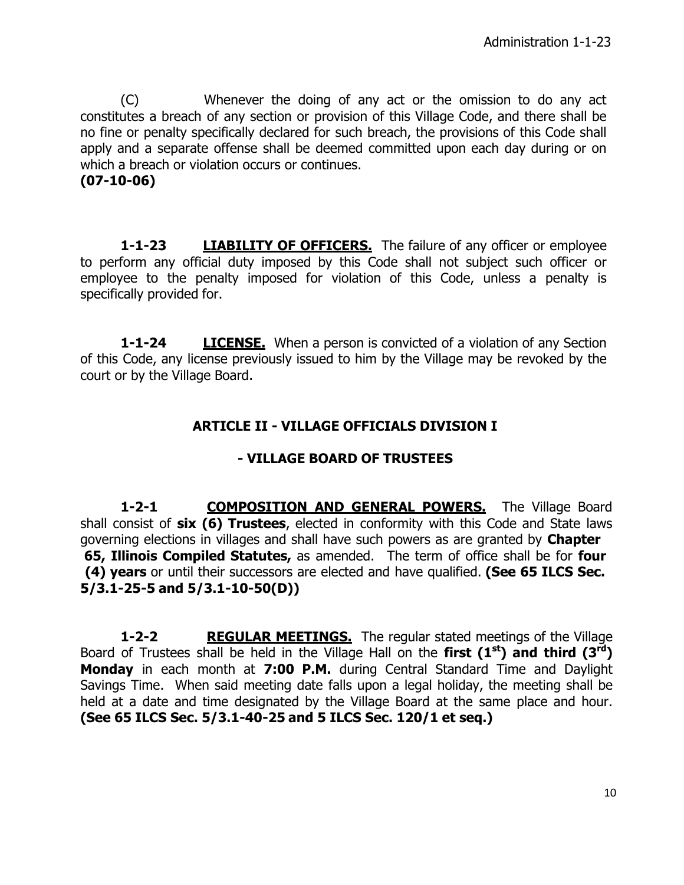(C) Whenever the doing of any act or the omission to do any act constitutes a breach of any section or provision of this Village Code, and there shall be no fine or penalty specifically declared for such breach, the provisions of this Code shall apply and a separate offense shall be deemed committed upon each day during or on which a breach or violation occurs or continues.
**(07-10-06)**

**1-1-23** **LIABILITY OF OFFICERS.** The failure of any officer or employee to perform any official duty imposed by this Code shall not subject such officer or employee to the penalty imposed for violation of this Code, unless a penalty is specifically provided for.

**1-1-24** **LICENSE.** When a person is convicted of a violation of any Section of this Code, any license previously issued to him by the Village may be revoked by the court or by the Village Board.

## ARTICLE II - VILLAGE OFFICIALS DIVISION I

## - VILLAGE BOARD OF TRUSTEES

**1-2-1** **COMPOSITION AND GENERAL POWERS.** The Village Board shall consist of **six (6) Trustees**, elected in conformity with this Code and State laws governing elections in villages and shall have such powers as are granted by **Chapter 65, Illinois Compiled Statutes,** as amended. The term of office shall be for **four (4) years** or until their successors are elected and have qualified. **(See 65 ILCS Sec. 5/3.1-25-5 and 5/3.1-10-50(D))**

**1-2-2** **REGULAR MEETINGS.** The regular stated meetings of the Village Board of Trustees shall be held in the Village Hall on the **first (1st) and third (3rd) Monday** in each month at **7:00 P.M.** during Central Standard Time and Daylight Savings Time. When said meeting date falls upon a legal holiday, the meeting shall be held at a date and time designated by the Village Board at the same place and hour. **(See 65 ILCS Sec. 5/3.1-40-25 and 5 ILCS Sec. 120/1 et seq.)**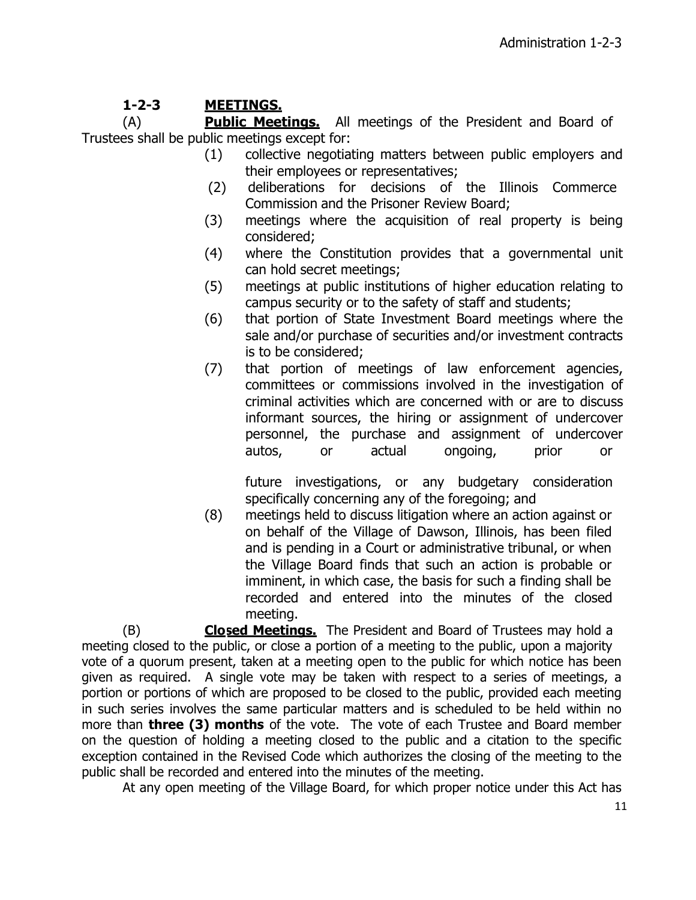## 1-2-3 MEETINGS.

(A) **Public Meetings.** All meetings of the President and Board of Trustees shall be public meetings except for:

(1) collective negotiating matters between public employers and their employees or representatives;

(2) deliberations for decisions of the Illinois Commerce Commission and the Prisoner Review Board;

(3) meetings where the acquisition of real property is being considered;

(4) where the Constitution provides that a governmental unit can hold secret meetings;

(5) meetings at public institutions of higher education relating to campus security or to the safety of staff and students;

(6) that portion of State Investment Board meetings where the sale and/or purchase of securities and/or investment contracts is to be considered;

(7) that portion of meetings of law enforcement agencies, committees or commissions involved in the investigation of criminal activities which are concerned with or are to discuss informant sources, the hiring or assignment of undercover personnel, the purchase and assignment of undercover autos, or actual ongoing, prior or future investigations, or any budgetary consideration specifically concerning any of the foregoing; and

(8) meetings held to discuss litigation where an action against or on behalf of the Village of Dawson, Illinois, has been filed and is pending in a Court or administrative tribunal, or when the Village Board finds that such an action is probable or imminent, in which case, the basis for such a finding shall be recorded and entered into the minutes of the closed meeting.

(B) **Closed Meetings.** The President and Board of Trustees may hold a meeting closed to the public, or close a portion of a meeting to the public, upon a majority vote of a quorum present, taken at a meeting open to the public for which notice has been given as required. A single vote may be taken with respect to a series of meetings, a portion or portions of which are proposed to be closed to the public, provided each meeting in such series involves the same particular matters and is scheduled to be held within no more than **three (3) months** of the vote. The vote of each Trustee and Board member on the question of holding a meeting closed to the public and a citation to the specific exception contained in the Revised Code which authorizes the closing of the meeting to the public shall be recorded and entered into the minutes of the meeting.

At any open meeting of the Village Board, for which proper notice under this Act has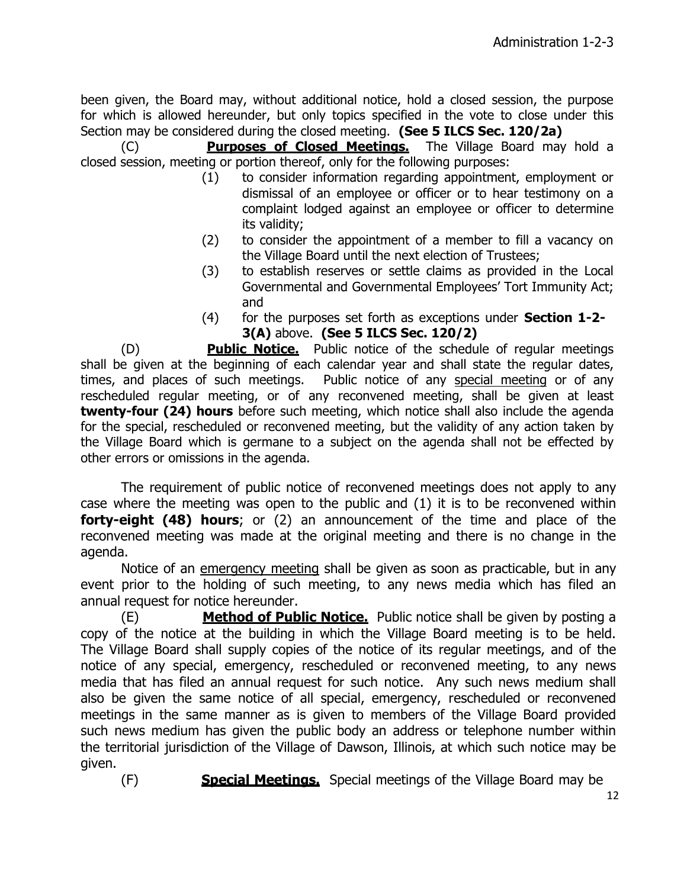been given, the Board may, without additional notice, hold a closed session, the purpose for which is allowed hereunder, but only topics specified in the vote to close under this Section may be considered during the closed meeting. **(See 5 ILCS Sec. 120/2a)**

(C) **Purposes of Closed Meetings.** The Village Board may hold a closed session, meeting or portion thereof, only for the following purposes:

(1) to consider information regarding appointment, employment or dismissal of an employee or officer or to hear testimony on a complaint lodged against an employee or officer to determine its validity;

(2) to consider the appointment of a member to fill a vacancy on the Village Board until the next election of Trustees;

(3) to establish reserves or settle claims as provided in the Local Governmental and Governmental Employees' Tort Immunity Act; and

(4) for the purposes set forth as exceptions under **Section 1-2-3(A)** above. **(See 5 ILCS Sec. 120/2)**

(D) **Public Notice.** Public notice of the schedule of regular meetings shall be given at the beginning of each calendar year and shall state the regular dates, times, and places of such meetings. Public notice of any special meeting or of any rescheduled regular meeting, or of any reconvened meeting, shall be given at least **twenty-four (24) hours** before such meeting, which notice shall also include the agenda for the special, rescheduled or reconvened meeting, but the validity of any action taken by the Village Board which is germane to a subject on the agenda shall not be effected by other errors or omissions in the agenda.

The requirement of public notice of reconvened meetings does not apply to any case where the meeting was open to the public and (1) it is to be reconvened within **forty-eight (48) hours**; or (2) an announcement of the time and place of the reconvened meeting was made at the original meeting and there is no change in the agenda.

Notice of an emergency meeting shall be given as soon as practicable, but in any event prior to the holding of such meeting, to any news media which has filed an annual request for notice hereunder.

(E) **Method of Public Notice.** Public notice shall be given by posting a copy of the notice at the building in which the Village Board meeting is to be held. The Village Board shall supply copies of the notice of its regular meetings, and of the notice of any special, emergency, rescheduled or reconvened meeting, to any news media that has filed an annual request for such notice. Any such news medium shall also be given the same notice of all special, emergency, rescheduled or reconvened meetings in the same manner as is given to members of the Village Board provided such news medium has given the public body an address or telephone number within the territorial jurisdiction of the Village of Dawson, Illinois, at which such notice may be given.

(F) **Special Meetings.** Special meetings of the Village Board may be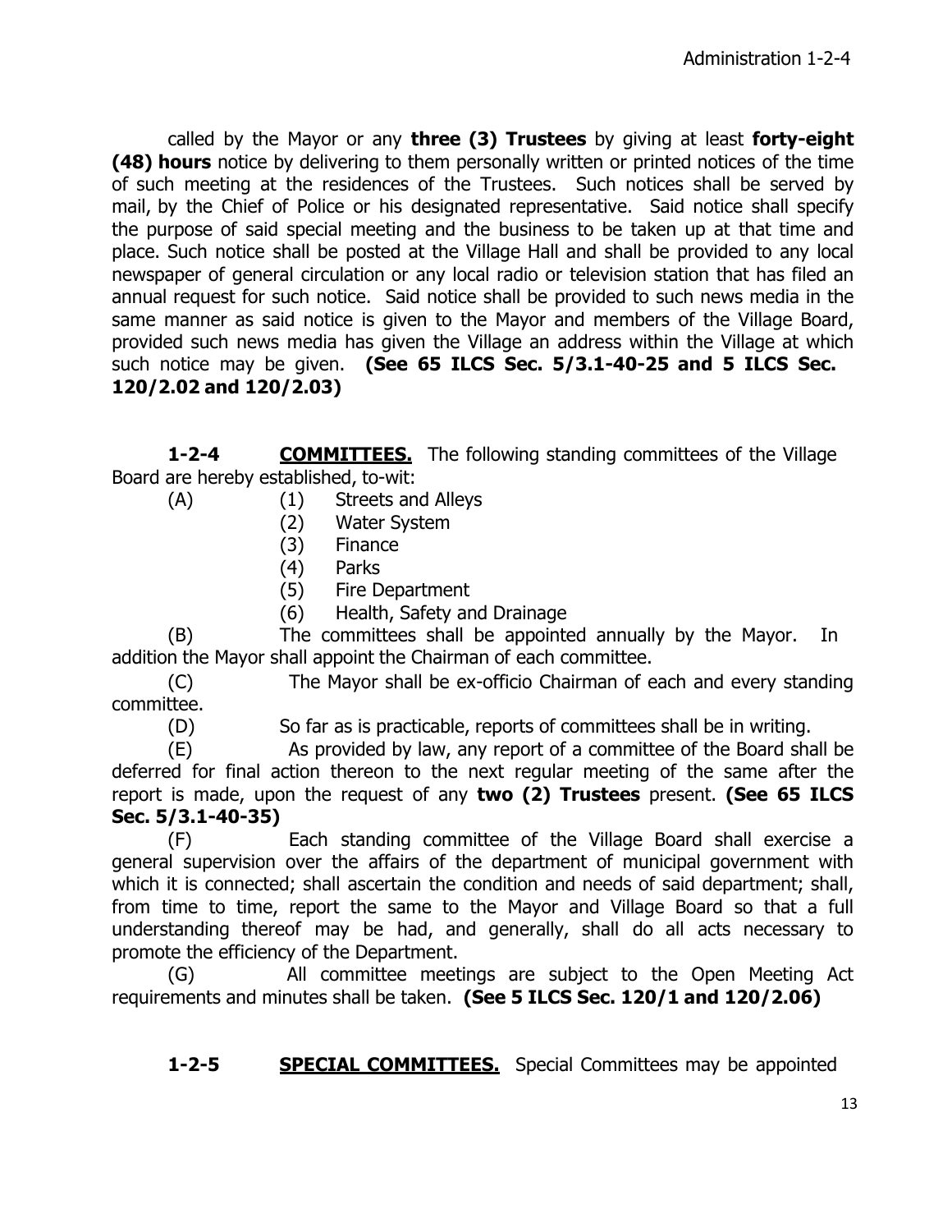called by the Mayor or any **three (3) Trustees** by giving at least **forty-eight (48) hours** notice by delivering to them personally written or printed notices of the time of such meeting at the residences of the Trustees. Such notices shall be served by mail, by the Chief of Police or his designated representative. Said notice shall specify the purpose of said special meeting and the business to be taken up at that time and place. Such notice shall be posted at the Village Hall and shall be provided to any local newspaper of general circulation or any local radio or television station that has filed an annual request for such notice. Said notice shall be provided to such news media in the same manner as said notice is given to the Mayor and members of the Village Board, provided such news media has given the Village an address within the Village at which such notice may be given. **(See 65 ILCS Sec. 5/3.1-40-25 and 5 ILCS Sec. 120/2.02 and 120/2.03)**

**1-2-4** **COMMITTEES.** The following standing committees of the Village Board are hereby established, to-wit:

(A)
- (1) Streets and Alleys
- (2) Water System
- (3) Finance
- (4) Parks
- (5) Fire Department
- (6) Health, Safety and Drainage

(B) The committees shall be appointed annually by the Mayor. In addition the Mayor shall appoint the Chairman of each committee.

(C) The Mayor shall be ex-officio Chairman of each and every standing committee.

(D) So far as is practicable, reports of committees shall be in writing.

(E) As provided by law, any report of a committee of the Board shall be deferred for final action thereon to the next regular meeting of the same after the report is made, upon the request of any **two (2) Trustees** present. **(See 65 ILCS Sec. 5/3.1-40-35)**

(F) Each standing committee of the Village Board shall exercise a general supervision over the affairs of the department of municipal government with which it is connected; shall ascertain the condition and needs of said department; shall, from time to time, report the same to the Mayor and Village Board so that a full understanding thereof may be had, and generally, shall do all acts necessary to promote the efficiency of the Department.

(G) All committee meetings are subject to the Open Meeting Act requirements and minutes shall be taken. **(See 5 ILCS Sec. 120/1 and 120/2.06)**

**1-2-5** **SPECIAL COMMITTEES.** Special Committees may be appointed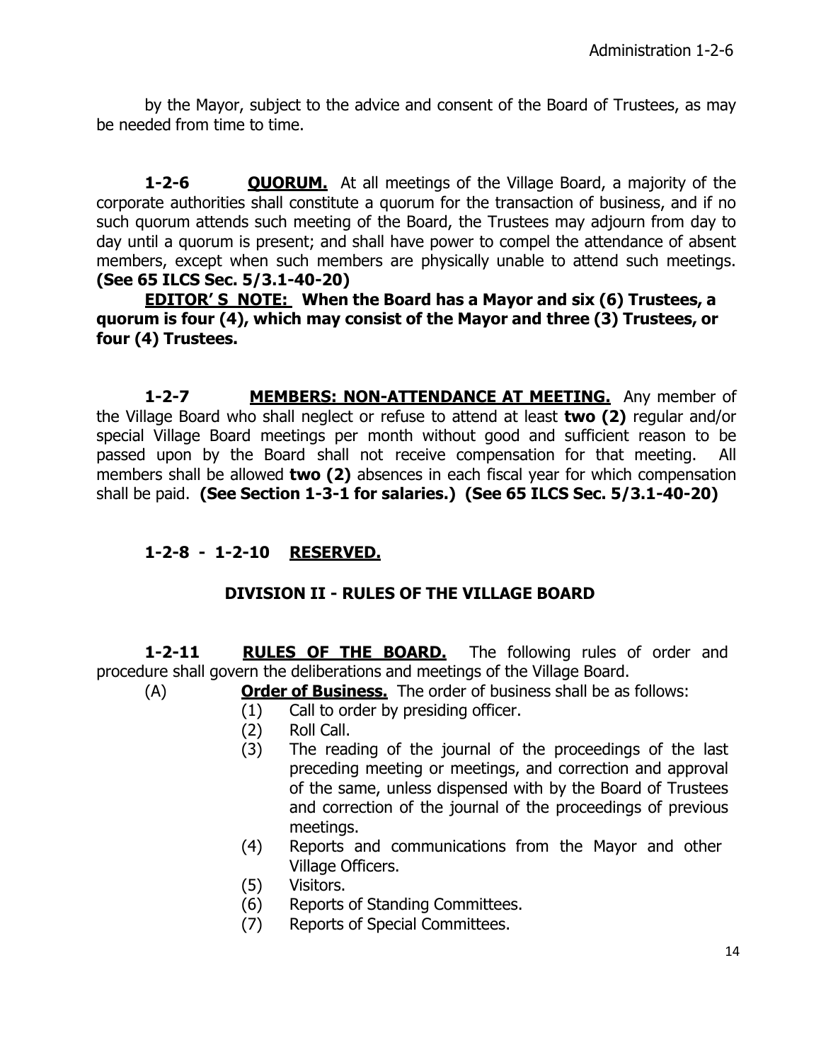by the Mayor, subject to the advice and consent of the Board of Trustees, as may be needed from time to time.

**1-2-6** **QUORUM.** At all meetings of the Village Board, a majority of the corporate authorities shall constitute a quorum for the transaction of business, and if no such quorum attends such meeting of the Board, the Trustees may adjourn from day to day until a quorum is present; and shall have power to compel the attendance of absent members, except when such members are physically unable to attend such meetings. **(See 65 ILCS Sec. 5/3.1-40-20)**

**EDITOR' S NOTE: When the Board has a Mayor and six (6) Trustees, a quorum is four (4), which may consist of the Mayor and three (3) Trustees, or four (4) Trustees.**

**1-2-7** **MEMBERS: NON-ATTENDANCE AT MEETING.** Any member of the Village Board who shall neglect or refuse to attend at least **two (2)** regular and/or special Village Board meetings per month without good and sufficient reason to be passed upon by the Board shall not receive compensation for that meeting. All members shall be allowed **two (2)** absences in each fiscal year for which compensation shall be paid. **(See Section 1-3-1 for salaries.) (See 65 ILCS Sec. 5/3.1-40-20)**

**1-2-8 - 1-2-10** **RESERVED.**

## DIVISION II - RULES OF THE VILLAGE BOARD

**1-2-11** **RULES OF THE BOARD.** The following rules of order and procedure shall govern the deliberations and meetings of the Village Board.

(A) **Order of Business.** The order of business shall be as follows:

(1) Call to order by presiding officer.
(2) Roll Call.
(3) The reading of the journal of the proceedings of the last preceding meeting or meetings, and correction and approval of the same, unless dispensed with by the Board of Trustees and correction of the journal of the proceedings of previous meetings.
(4) Reports and communications from the Mayor and other Village Officers.
(5) Visitors.
(6) Reports of Standing Committees.
(7) Reports of Special Committees.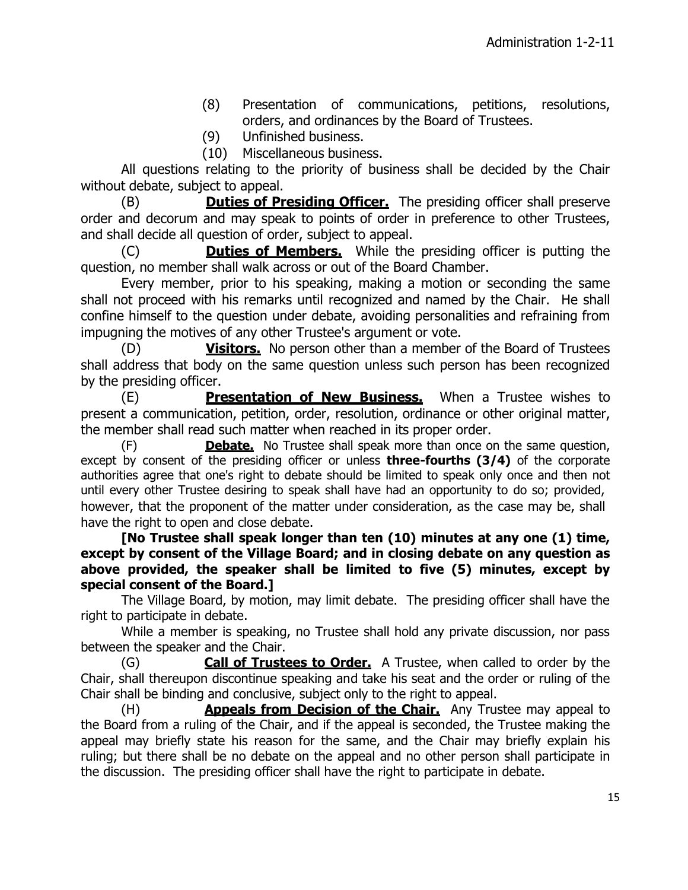(8) Presentation of communications, petitions, resolutions, orders, and ordinances by the Board of Trustees.
(9) Unfinished business.
(10) Miscellaneous business.

All questions relating to the priority of business shall be decided by the Chair without debate, subject to appeal.

(B) **Duties of Presiding Officer.** The presiding officer shall preserve order and decorum and may speak to points of order in preference to other Trustees, and shall decide all question of order, subject to appeal.

(C) **Duties of Members.** While the presiding officer is putting the question, no member shall walk across or out of the Board Chamber.

Every member, prior to his speaking, making a motion or seconding the same shall not proceed with his remarks until recognized and named by the Chair. He shall confine himself to the question under debate, avoiding personalities and refraining from impugning the motives of any other Trustee's argument or vote.

(D) **Visitors.** No person other than a member of the Board of Trustees shall address that body on the same question unless such person has been recognized by the presiding officer.

(E) **Presentation of New Business.** When a Trustee wishes to present a communication, petition, order, resolution, ordinance or other original matter, the member shall read such matter when reached in its proper order.

(F) **Debate.** No Trustee shall speak more than once on the same question, except by consent of the presiding officer or unless **three-fourths (3/4)** of the corporate authorities agree that one's right to debate should be limited to speak only once and then not until every other Trustee desiring to speak shall have had an opportunity to do so; provided, however, that the proponent of the matter under consideration, as the case may be, shall have the right to open and close debate.

**[No Trustee shall speak longer than ten (10) minutes at any one (1) time, except by consent of the Village Board; and in closing debate on any question as above provided, the speaker shall be limited to five (5) minutes, except by special consent of the Board.]**

The Village Board, by motion, may limit debate. The presiding officer shall have the right to participate in debate.

While a member is speaking, no Trustee shall hold any private discussion, nor pass between the speaker and the Chair.

(G) **Call of Trustees to Order.** A Trustee, when called to order by the Chair, shall thereupon discontinue speaking and take his seat and the order or ruling of the Chair shall be binding and conclusive, subject only to the right to appeal.

(H) **Appeals from Decision of the Chair.** Any Trustee may appeal to the Board from a ruling of the Chair, and if the appeal is seconded, the Trustee making the appeal may briefly state his reason for the same, and the Chair may briefly explain his ruling; but there shall be no debate on the appeal and no other person shall participate in the discussion. The presiding officer shall have the right to participate in debate.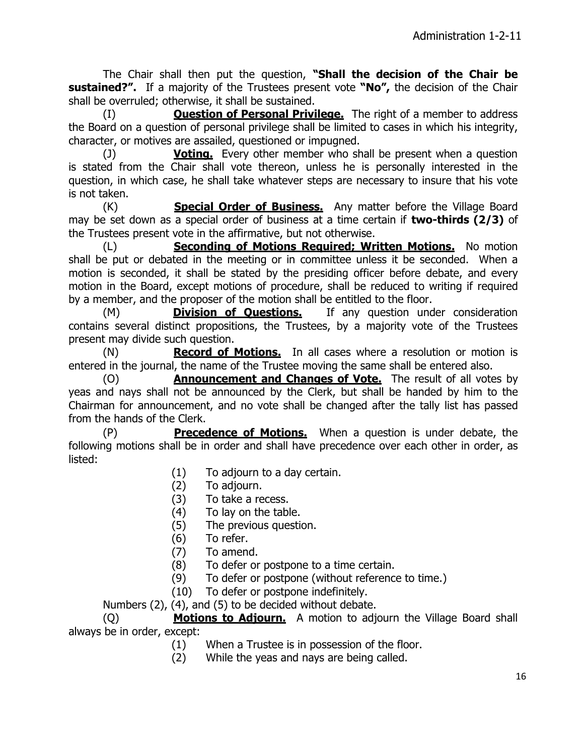The Chair shall then put the question, **"Shall the decision of the Chair be sustained?".** If a majority of the Trustees present vote **"No",** the decision of the Chair shall be overruled; otherwise, it shall be sustained.

(I) **Question of Personal Privilege.** The right of a member to address the Board on a question of personal privilege shall be limited to cases in which his integrity, character, or motives are assailed, questioned or impugned.

(J) **Voting.** Every other member who shall be present when a question is stated from the Chair shall vote thereon, unless he is personally interested in the question, in which case, he shall take whatever steps are necessary to insure that his vote is not taken.

(K) **Special Order of Business.** Any matter before the Village Board may be set down as a special order of business at a time certain if **two-thirds (2/3)** of the Trustees present vote in the affirmative, but not otherwise.

(L) **Seconding of Motions Required; Written Motions.** No motion shall be put or debated in the meeting or in committee unless it be seconded. When a motion is seconded, it shall be stated by the presiding officer before debate, and every motion in the Board, except motions of procedure, shall be reduced to writing if required by a member, and the proposer of the motion shall be entitled to the floor.

(M) **Division of Questions.** If any question under consideration contains several distinct propositions, the Trustees, by a majority vote of the Trustees present may divide such question.

(N) **Record of Motions.** In all cases where a resolution or motion is entered in the journal, the name of the Trustee moving the same shall be entered also.

(O) **Announcement and Changes of Vote.** The result of all votes by yeas and nays shall not be announced by the Clerk, but shall be handed by him to the Chairman for announcement, and no vote shall be changed after the tally list has passed from the hands of the Clerk.

(P) **Precedence of Motions.** When a question is under debate, the following motions shall be in order and shall have precedence over each other in order, as listed:

(1) To adjourn to a day certain.
(2) To adjourn.
(3) To take a recess.
(4) To lay on the table.
(5) The previous question.
(6) To refer.
(7) To amend.
(8) To defer or postpone to a time certain.
(9) To defer or postpone (without reference to time.)
(10) To defer or postpone indefinitely.

Numbers (2), (4), and (5) to be decided without debate.

(Q) **Motions to Adjourn.** A motion to adjourn the Village Board shall always be in order, except:

(1) When a Trustee is in possession of the floor.
(2) While the yeas and nays are being called.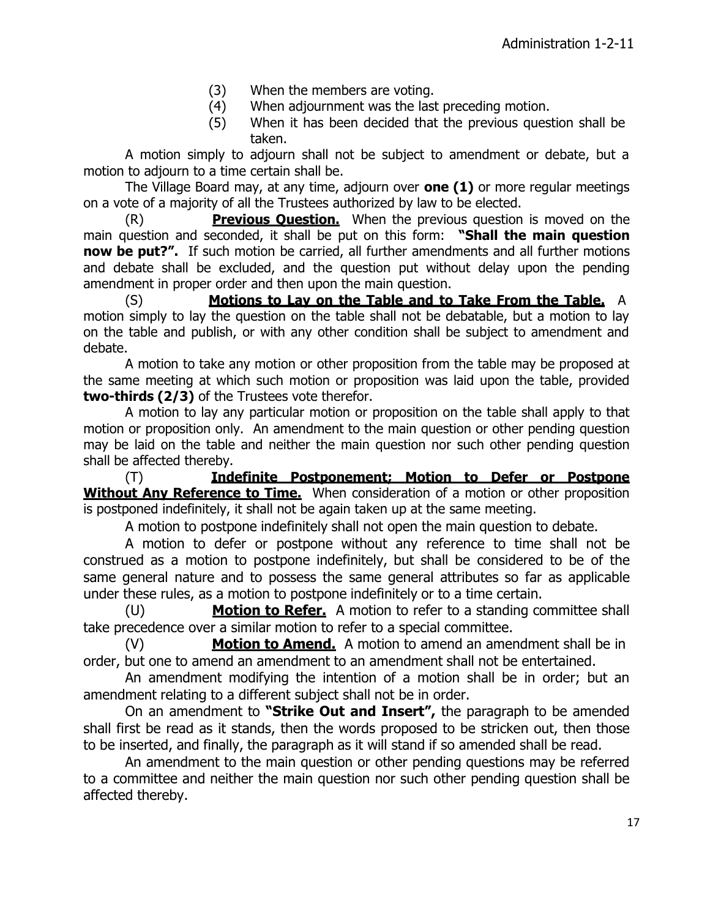(3) When the members are voting.
(4) When adjournment was the last preceding motion.
(5) When it has been decided that the previous question shall be taken.

A motion simply to adjourn shall not be subject to amendment or debate, but a motion to adjourn to a time certain shall be.

The Village Board may, at any time, adjourn over **one (1)** or more regular meetings on a vote of a majority of all the Trustees authorized by law to be elected.

(R) **Previous Question.** When the previous question is moved on the main question and seconded, it shall be put on this form: **"Shall the main question now be put?".** If such motion be carried, all further amendments and all further motions and debate shall be excluded, and the question put without delay upon the pending amendment in proper order and then upon the main question.

(S) **Motions to Lay on the Table and to Take From the Table.** A motion simply to lay the question on the table shall not be debatable, but a motion to lay on the table and publish, or with any other condition shall be subject to amendment and debate.

A motion to take any motion or other proposition from the table may be proposed at the same meeting at which such motion or proposition was laid upon the table, provided **two-thirds (2/3)** of the Trustees vote therefor.

A motion to lay any particular motion or proposition on the table shall apply to that motion or proposition only. An amendment to the main question or other pending question may be laid on the table and neither the main question nor such other pending question shall be affected thereby.

(T) **Indefinite Postponement; Motion to Defer or Postpone Without Any Reference to Time.** When consideration of a motion or other proposition is postponed indefinitely, it shall not be again taken up at the same meeting.

A motion to postpone indefinitely shall not open the main question to debate.

A motion to defer or postpone without any reference to time shall not be construed as a motion to postpone indefinitely, but shall be considered to be of the same general nature and to possess the same general attributes so far as applicable under these rules, as a motion to postpone indefinitely or to a time certain.

(U) **Motion to Refer.** A motion to refer to a standing committee shall take precedence over a similar motion to refer to a special committee.

(V) **Motion to Amend.** A motion to amend an amendment shall be in order, but one to amend an amendment to an amendment shall not be entertained.

An amendment modifying the intention of a motion shall be in order; but an amendment relating to a different subject shall not be in order.

On an amendment to **"Strike Out and Insert",** the paragraph to be amended shall first be read as it stands, then the words proposed to be stricken out, then those to be inserted, and finally, the paragraph as it will stand if so amended shall be read.

An amendment to the main question or other pending questions may be referred to a committee and neither the main question nor such other pending question shall be affected thereby.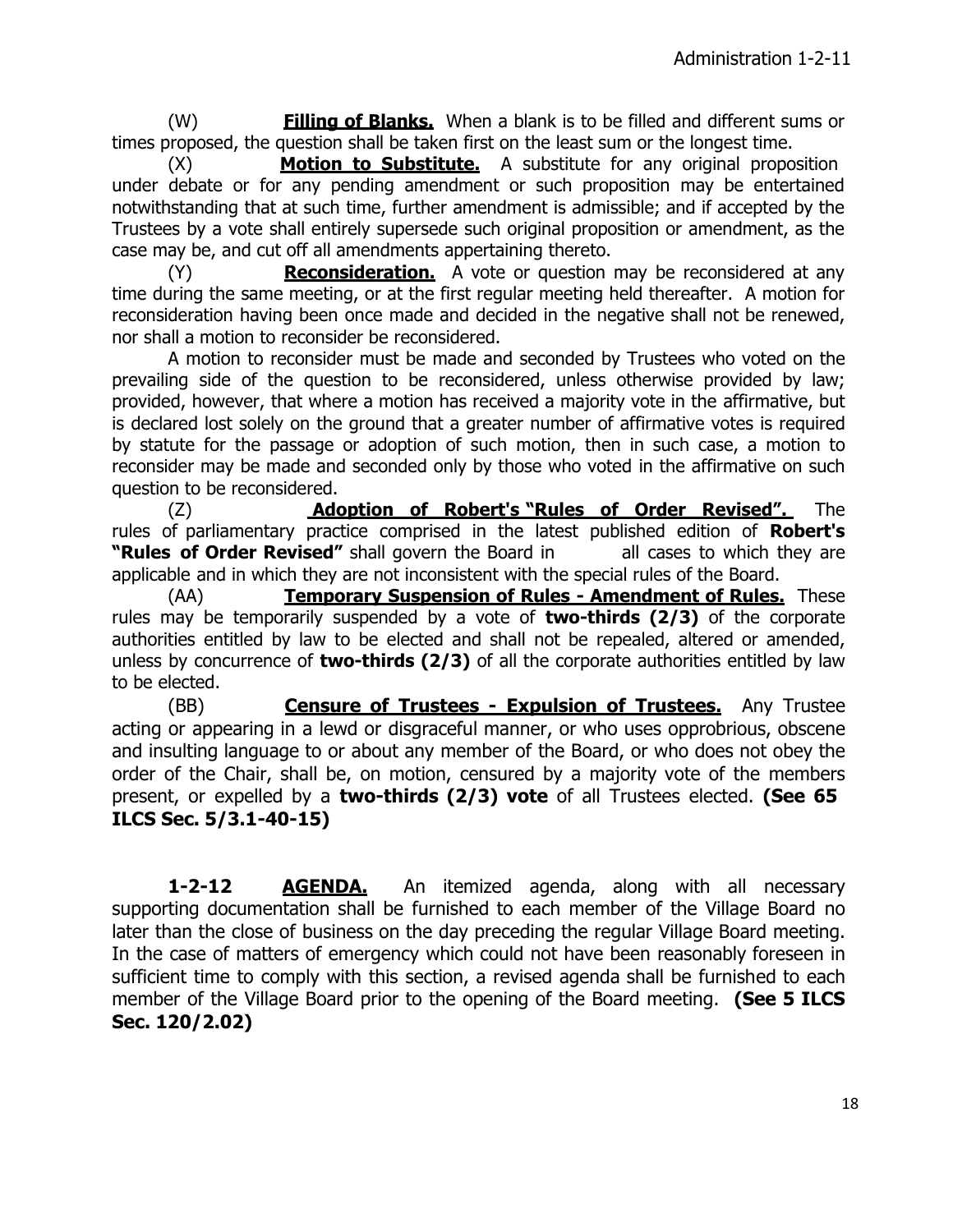(W) **Filling of Blanks.** When a blank is to be filled and different sums or times proposed, the question shall be taken first on the least sum or the longest time.

(X) **Motion to Substitute.** A substitute for any original proposition under debate or for any pending amendment or such proposition may be entertained notwithstanding that at such time, further amendment is admissible; and if accepted by the Trustees by a vote shall entirely supersede such original proposition or amendment, as the case may be, and cut off all amendments appertaining thereto.

(Y) **Reconsideration.** A vote or question may be reconsidered at any time during the same meeting, or at the first regular meeting held thereafter. A motion for reconsideration having been once made and decided in the negative shall not be renewed, nor shall a motion to reconsider be reconsidered.

A motion to reconsider must be made and seconded by Trustees who voted on the prevailing side of the question to be reconsidered, unless otherwise provided by law; provided, however, that where a motion has received a majority vote in the affirmative, but is declared lost solely on the ground that a greater number of affirmative votes is required by statute for the passage or adoption of such motion, then in such case, a motion to reconsider may be made and seconded only by those who voted in the affirmative on such question to be reconsidered.

(Z) **Adoption of Robert's "Rules of Order Revised".** The rules of parliamentary practice comprised in the latest published edition of **Robert's "Rules of Order Revised"** shall govern the Board in all cases to which they are applicable and in which they are not inconsistent with the special rules of the Board.

(AA) **Temporary Suspension of Rules - Amendment of Rules.** These rules may be temporarily suspended by a vote of **two-thirds (2/3)** of the corporate authorities entitled by law to be elected and shall not be repealed, altered or amended, unless by concurrence of **two-thirds (2/3)** of all the corporate authorities entitled by law to be elected.

(BB) **Censure of Trustees - Expulsion of Trustees.** Any Trustee acting or appearing in a lewd or disgraceful manner, or who uses opprobrious, obscene and insulting language to or about any member of the Board, or who does not obey the order of the Chair, shall be, on motion, censured by a majority vote of the members present, or expelled by a **two-thirds (2/3) vote** of all Trustees elected. **(See 65 ILCS Sec. 5/3.1-40-15)**

**1-2-12 AGENDA.** An itemized agenda, along with all necessary supporting documentation shall be furnished to each member of the Village Board no later than the close of business on the day preceding the regular Village Board meeting. In the case of matters of emergency which could not have been reasonably foreseen in sufficient time to comply with this section, a revised agenda shall be furnished to each member of the Village Board prior to the opening of the Board meeting. **(See 5 ILCS Sec. 120/2.02)**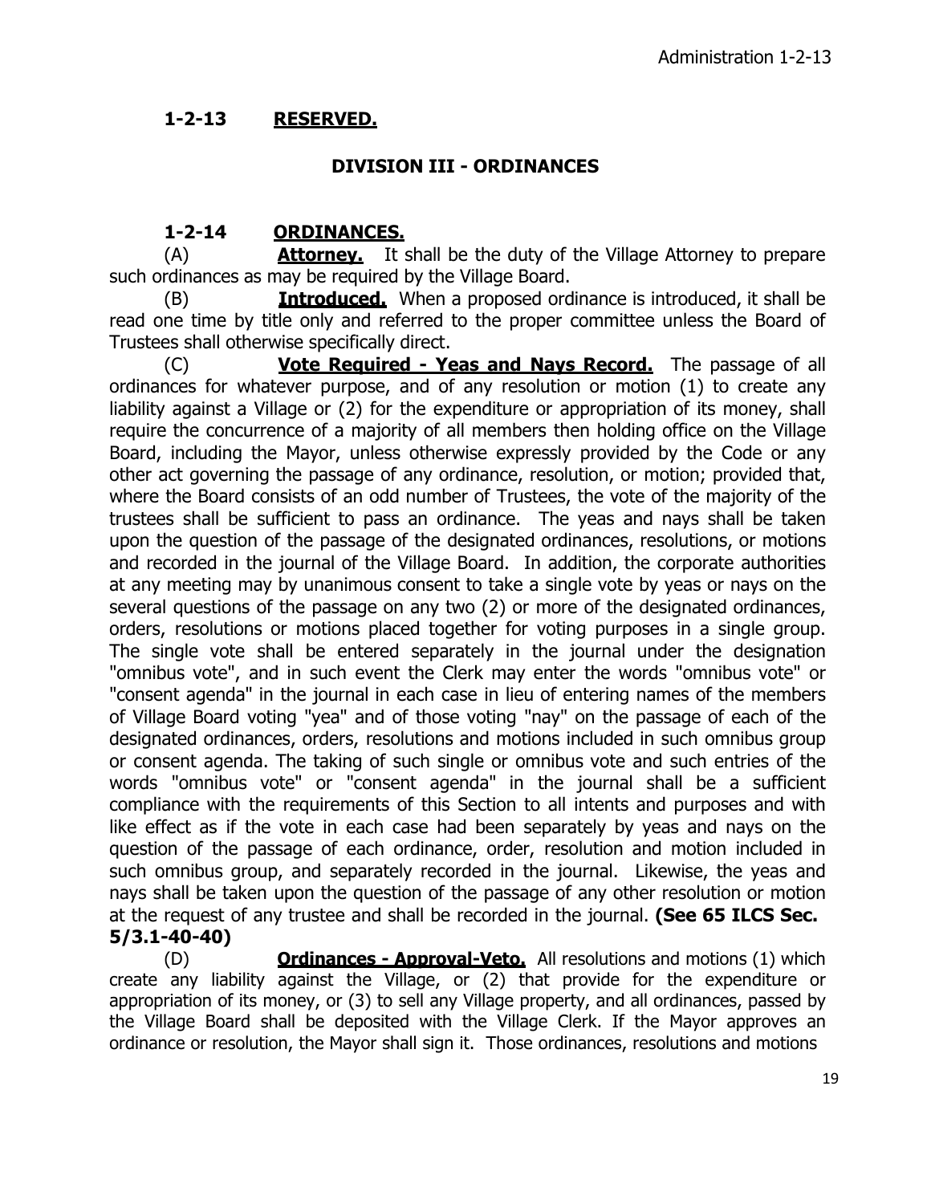## 1-2-13 RESERVED.

### DIVISION III - ORDINANCES

## 1-2-14 ORDINANCES.

(A) **Attorney.** It shall be the duty of the Village Attorney to prepare such ordinances as may be required by the Village Board.

(B) **Introduced.** When a proposed ordinance is introduced, it shall be read one time by title only and referred to the proper committee unless the Board of Trustees shall otherwise specifically direct.

(C) **Vote Required - Yeas and Nays Record.** The passage of all ordinances for whatever purpose, and of any resolution or motion (1) to create any liability against a Village or (2) for the expenditure or appropriation of its money, shall require the concurrence of a majority of all members then holding office on the Village Board, including the Mayor, unless otherwise expressly provided by the Code or any other act governing the passage of any ordinance, resolution, or motion; provided that, where the Board consists of an odd number of Trustees, the vote of the majority of the trustees shall be sufficient to pass an ordinance. The yeas and nays shall be taken upon the question of the passage of the designated ordinances, resolutions, or motions and recorded in the journal of the Village Board. In addition, the corporate authorities at any meeting may by unanimous consent to take a single vote by yeas or nays on the several questions of the passage on any two (2) or more of the designated ordinances, orders, resolutions or motions placed together for voting purposes in a single group. The single vote shall be entered separately in the journal under the designation "omnibus vote", and in such event the Clerk may enter the words "omnibus vote" or "consent agenda" in the journal in each case in lieu of entering names of the members of Village Board voting "yea" and of those voting "nay" on the passage of each of the designated ordinances, orders, resolutions and motions included in such omnibus group or consent agenda. The taking of such single or omnibus vote and such entries of the words "omnibus vote" or "consent agenda" in the journal shall be a sufficient compliance with the requirements of this Section to all intents and purposes and with like effect as if the vote in each case had been separately by yeas and nays on the question of the passage of each ordinance, order, resolution and motion included in such omnibus group, and separately recorded in the journal. Likewise, the yeas and nays shall be taken upon the question of the passage of any other resolution or motion at the request of any trustee and shall be recorded in the journal. **(See 65 ILCS Sec. 5/3.1-40-40)**

(D) **Ordinances - Approval-Veto.** All resolutions and motions (1) which create any liability against the Village, or (2) that provide for the expenditure or appropriation of its money, or (3) to sell any Village property, and all ordinances, passed by the Village Board shall be deposited with the Village Clerk. If the Mayor approves an ordinance or resolution, the Mayor shall sign it. Those ordinances, resolutions and motions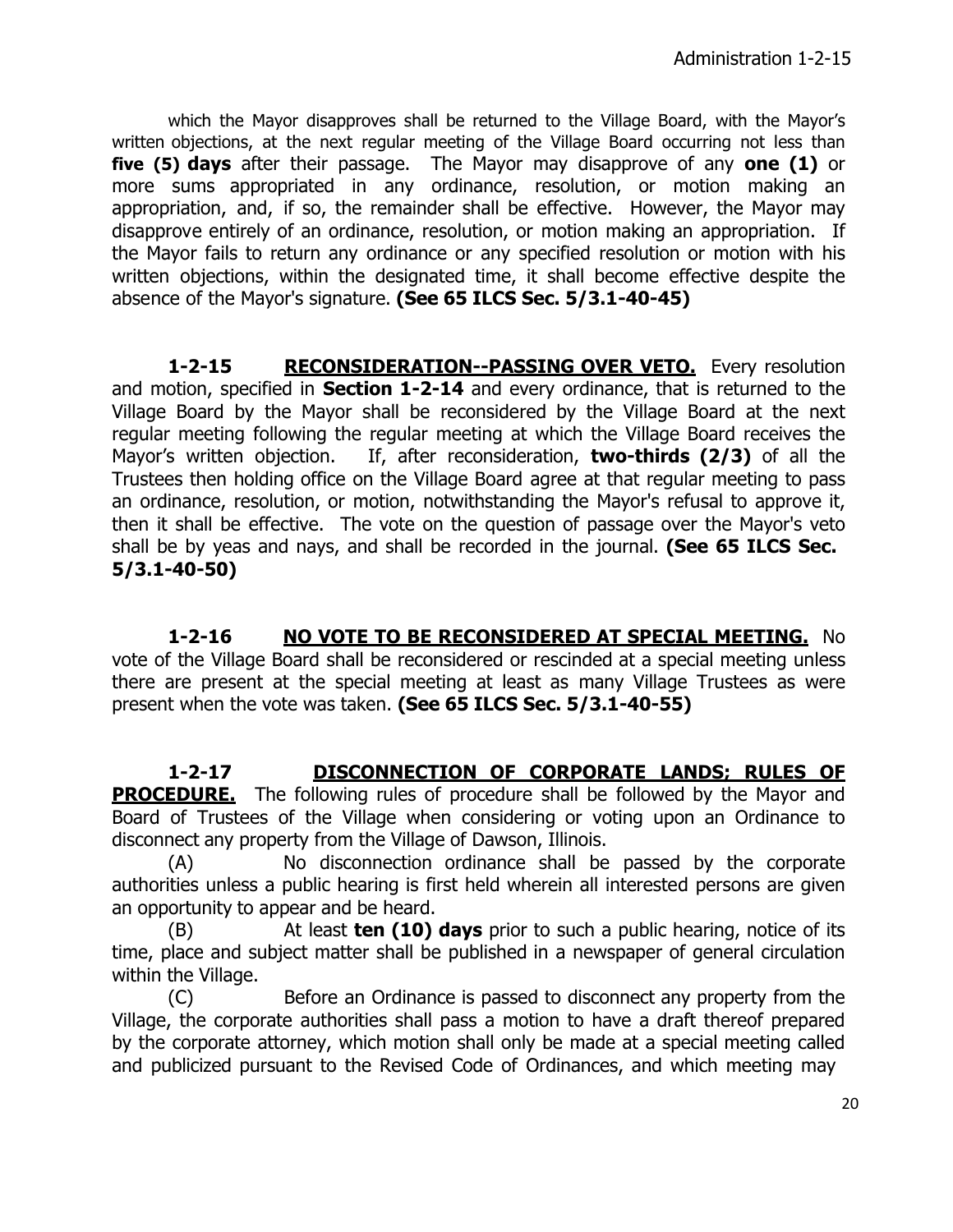which the Mayor disapproves shall be returned to the Village Board, with the Mayor's written objections, at the next regular meeting of the Village Board occurring not less than **five (5) days** after their passage. The Mayor may disapprove of any **one (1)** or more sums appropriated in any ordinance, resolution, or motion making an appropriation, and, if so, the remainder shall be effective. However, the Mayor may disapprove entirely of an ordinance, resolution, or motion making an appropriation. If the Mayor fails to return any ordinance or any specified resolution or motion with his written objections, within the designated time, it shall become effective despite the absence of the Mayor's signature. **(See 65 ILCS Sec. 5/3.1-40-45)**

**1-2-15 RECONSIDERATION--PASSING OVER VETO.** Every resolution and motion, specified in **Section 1-2-14** and every ordinance, that is returned to the Village Board by the Mayor shall be reconsidered by the Village Board at the next regular meeting following the regular meeting at which the Village Board receives the Mayor's written objection. If, after reconsideration, **two-thirds (2/3)** of all the Trustees then holding office on the Village Board agree at that regular meeting to pass an ordinance, resolution, or motion, notwithstanding the Mayor's refusal to approve it, then it shall be effective. The vote on the question of passage over the Mayor's veto shall be by yeas and nays, and shall be recorded in the journal. **(See 65 ILCS Sec. 5/3.1-40-50)**

**1-2-16 NO VOTE TO BE RECONSIDERED AT SPECIAL MEETING.** No vote of the Village Board shall be reconsidered or rescinded at a special meeting unless there are present at the special meeting at least as many Village Trustees as were present when the vote was taken. **(See 65 ILCS Sec. 5/3.1-40-55)**

**1-2-17 DISCONNECTION OF CORPORATE LANDS; RULES OF PROCEDURE.** The following rules of procedure shall be followed by the Mayor and Board of Trustees of the Village when considering or voting upon an Ordinance to disconnect any property from the Village of Dawson, Illinois.

(A) No disconnection ordinance shall be passed by the corporate authorities unless a public hearing is first held wherein all interested persons are given an opportunity to appear and be heard.

(B) At least **ten (10) days** prior to such a public hearing, notice of its time, place and subject matter shall be published in a newspaper of general circulation within the Village.

(C) Before an Ordinance is passed to disconnect any property from the Village, the corporate authorities shall pass a motion to have a draft thereof prepared by the corporate attorney, which motion shall only be made at a special meeting called and publicized pursuant to the Revised Code of Ordinances, and which meeting may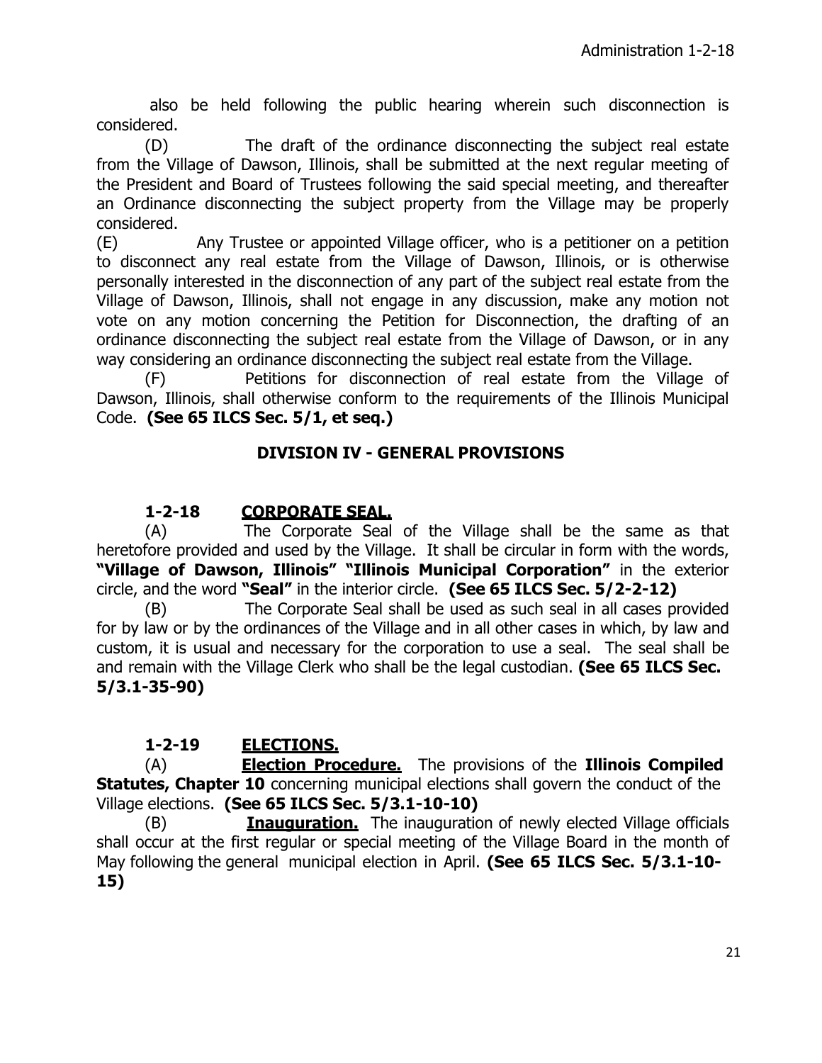also be held following the public hearing wherein such disconnection is considered.

(D) The draft of the ordinance disconnecting the subject real estate from the Village of Dawson, Illinois, shall be submitted at the next regular meeting of the President and Board of Trustees following the said special meeting, and thereafter an Ordinance disconnecting the subject property from the Village may be properly considered.

(E) Any Trustee or appointed Village officer, who is a petitioner on a petition to disconnect any real estate from the Village of Dawson, Illinois, or is otherwise personally interested in the disconnection of any part of the subject real estate from the Village of Dawson, Illinois, shall not engage in any discussion, make any motion not vote on any motion concerning the Petition for Disconnection, the drafting of an ordinance disconnecting the subject real estate from the Village of Dawson, or in any way considering an ordinance disconnecting the subject real estate from the Village.

(F) Petitions for disconnection of real estate from the Village of Dawson, Illinois, shall otherwise conform to the requirements of the Illinois Municipal Code. **(See 65 ILCS Sec. 5/1, et seq.)**

## DIVISION IV - GENERAL PROVISIONS

### 1-2-18 CORPORATE SEAL.

(A) The Corporate Seal of the Village shall be the same as that heretofore provided and used by the Village. It shall be circular in form with the words, **"Village of Dawson, Illinois" "Illinois Municipal Corporation"** in the exterior circle, and the word **"Seal"** in the interior circle. **(See 65 ILCS Sec. 5/2-2-12)**

(B) The Corporate Seal shall be used as such seal in all cases provided for by law or by the ordinances of the Village and in all other cases in which, by law and custom, it is usual and necessary for the corporation to use a seal. The seal shall be and remain with the Village Clerk who shall be the legal custodian. **(See 65 ILCS Sec. 5/3.1-35-90)**

### 1-2-19 ELECTIONS.

(A) **Election Procedure.** The provisions of the **Illinois Compiled Statutes, Chapter 10** concerning municipal elections shall govern the conduct of the Village elections. **(See 65 ILCS Sec. 5/3.1-10-10)**

(B) **Inauguration.** The inauguration of newly elected Village officials shall occur at the first regular or special meeting of the Village Board in the month of May following the general municipal election in April. **(See 65 ILCS Sec. 5/3.1-10-15)**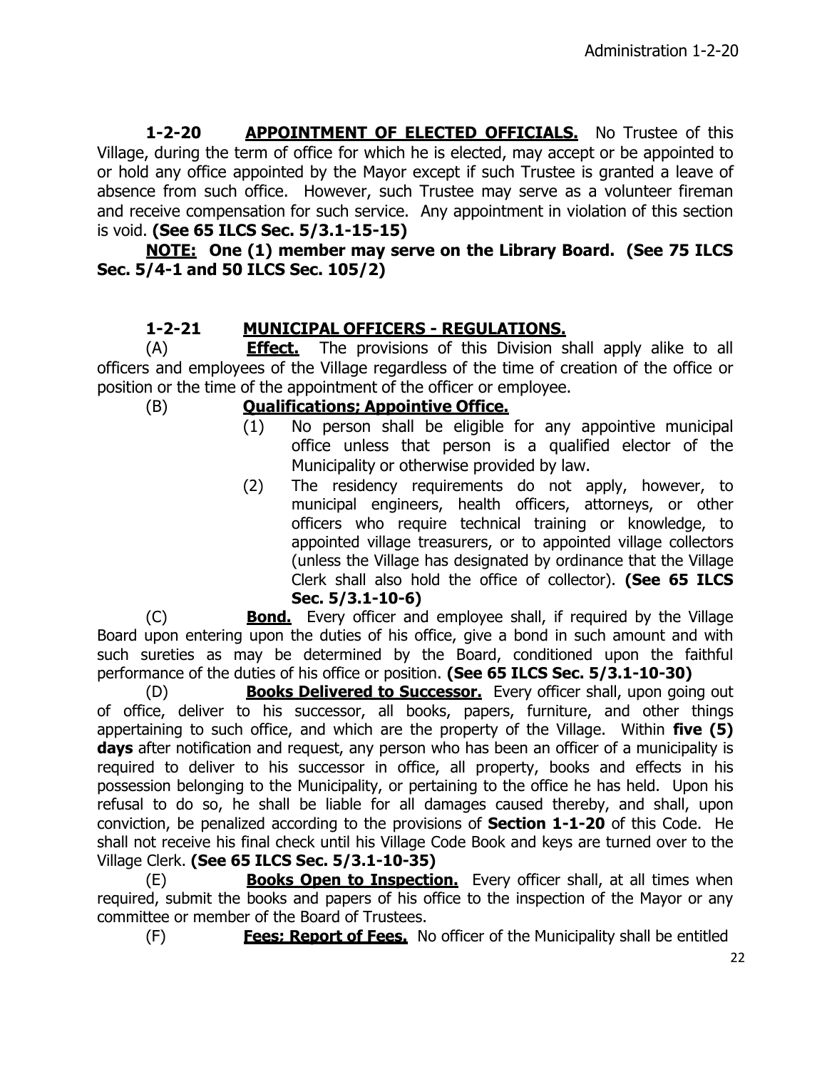**1-2-20 <u>APPOINTMENT OF ELECTED OFFICIALS.</u>** No Trustee of this Village, during the term of office for which he is elected, may accept or be appointed to or hold any office appointed by the Mayor except if such Trustee is granted a leave of absence from such office. However, such Trustee may serve as a volunteer fireman and receive compensation for such service. Any appointment in violation of this section is void. **(See 65 ILCS Sec. 5/3.1-15-15)**

**<u>NOTE:</u> One (1) member may serve on the Library Board. (See 75 ILCS Sec. 5/4-1 and 50 ILCS Sec. 105/2)**

**1-2-21 <u>MUNICIPAL OFFICERS - REGULATIONS.</u>**

(A) **<u>Effect.</u>** The provisions of this Division shall apply alike to all officers and employees of the Village regardless of the time of creation of the office or position or the time of the appointment of the officer or employee.

(B) **<u>Qualifications; Appointive Office.</u>**

(1) No person shall be eligible for any appointive municipal office unless that person is a qualified elector of the Municipality or otherwise provided by law.

(2) The residency requirements do not apply, however, to municipal engineers, health officers, attorneys, or other officers who require technical training or knowledge, to appointed village treasurers, or to appointed village collectors (unless the Village has designated by ordinance that the Village Clerk shall also hold the office of collector). **(See 65 ILCS Sec. 5/3.1-10-6)**

(C) **<u>Bond.</u>** Every officer and employee shall, if required by the Village Board upon entering upon the duties of his office, give a bond in such amount and with such sureties as may be determined by the Board, conditioned upon the faithful performance of the duties of his office or position. **(See 65 ILCS Sec. 5/3.1-10-30)**

(D) **<u>Books Delivered to Successor.</u>** Every officer shall, upon going out of office, deliver to his successor, all books, papers, furniture, and other things appertaining to such office, and which are the property of the Village. Within **five (5) days** after notification and request, any person who has been an officer of a municipality is required to deliver to his successor in office, all property, books and effects in his possession belonging to the Municipality, or pertaining to the office he has held. Upon his refusal to do so, he shall be liable for all damages caused thereby, and shall, upon conviction, be penalized according to the provisions of **Section 1-1-20** of this Code. He shall not receive his final check until his Village Code Book and keys are turned over to the Village Clerk. **(See 65 ILCS Sec. 5/3.1-10-35)**

(E) **<u>Books Open to Inspection.</u>** Every officer shall, at all times when required, submit the books and papers of his office to the inspection of the Mayor or any committee or member of the Board of Trustees.

(F) **<u>Fees; Report of Fees.</u>** No officer of the Municipality shall be entitled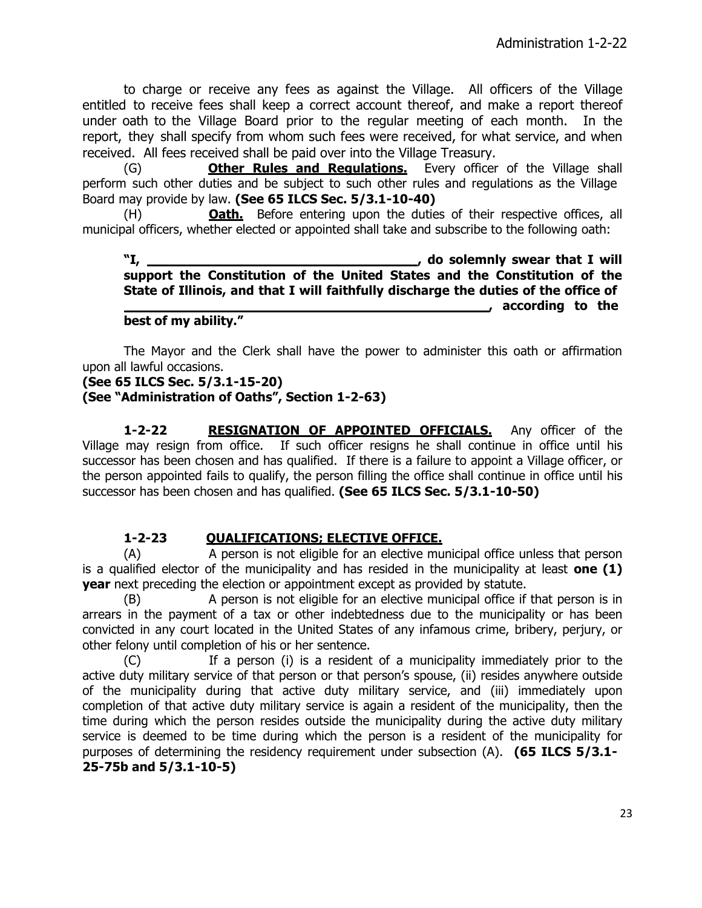to charge or receive any fees as against the Village. All officers of the Village entitled to receive fees shall keep a correct account thereof, and make a report thereof under oath to the Village Board prior to the regular meeting of each month. In the report, they shall specify from whom such fees were received, for what service, and when received. All fees received shall be paid over into the Village Treasury.

(G) **Other Rules and Regulations.** Every officer of the Village shall perform such other duties and be subject to such other rules and regulations as the Village Board may provide by law. **(See 65 ILCS Sec. 5/3.1-10-40)**

(H) **Oath.** Before entering upon the duties of their respective offices, all municipal officers, whether elected or appointed shall take and subscribe to the following oath:

> **"I, ______________________________, do solemnly swear that I will support the Constitution of the United States and the Constitution of the State of Illinois, and that I will faithfully discharge the duties of the office of ______________________________________________, according to the best of my ability."**

The Mayor and the Clerk shall have the power to administer this oath or affirmation upon all lawful occasions.

**(See 65 ILCS Sec. 5/3.1-15-20)**
**(See "Administration of Oaths", Section 1-2-63)**

**1-2-22 RESIGNATION OF APPOINTED OFFICIALS.** Any officer of the Village may resign from office. If such officer resigns he shall continue in office until his successor has been chosen and has qualified. If there is a failure to appoint a Village officer, or the person appointed fails to qualify, the person filling the office shall continue in office until his successor has been chosen and has qualified. **(See 65 ILCS Sec. 5/3.1-10-50)**

**1-2-23 QUALIFICATIONS; ELECTIVE OFFICE.**

(A) A person is not eligible for an elective municipal office unless that person is a qualified elector of the municipality and has resided in the municipality at least **one (1) year** next preceding the election or appointment except as provided by statute.

(B) A person is not eligible for an elective municipal office if that person is in arrears in the payment of a tax or other indebtedness due to the municipality or has been convicted in any court located in the United States of any infamous crime, bribery, perjury, or other felony until completion of his or her sentence.

(C) If a person (i) is a resident of a municipality immediately prior to the active duty military service of that person or that person's spouse, (ii) resides anywhere outside of the municipality during that active duty military service, and (iii) immediately upon completion of that active duty military service is again a resident of the municipality, then the time during which the person resides outside the municipality during the active duty military service is deemed to be time during which the person is a resident of the municipality for purposes of determining the residency requirement under subsection (A). **(65 ILCS 5/3.1-25-75b and 5/3.1-10-5)**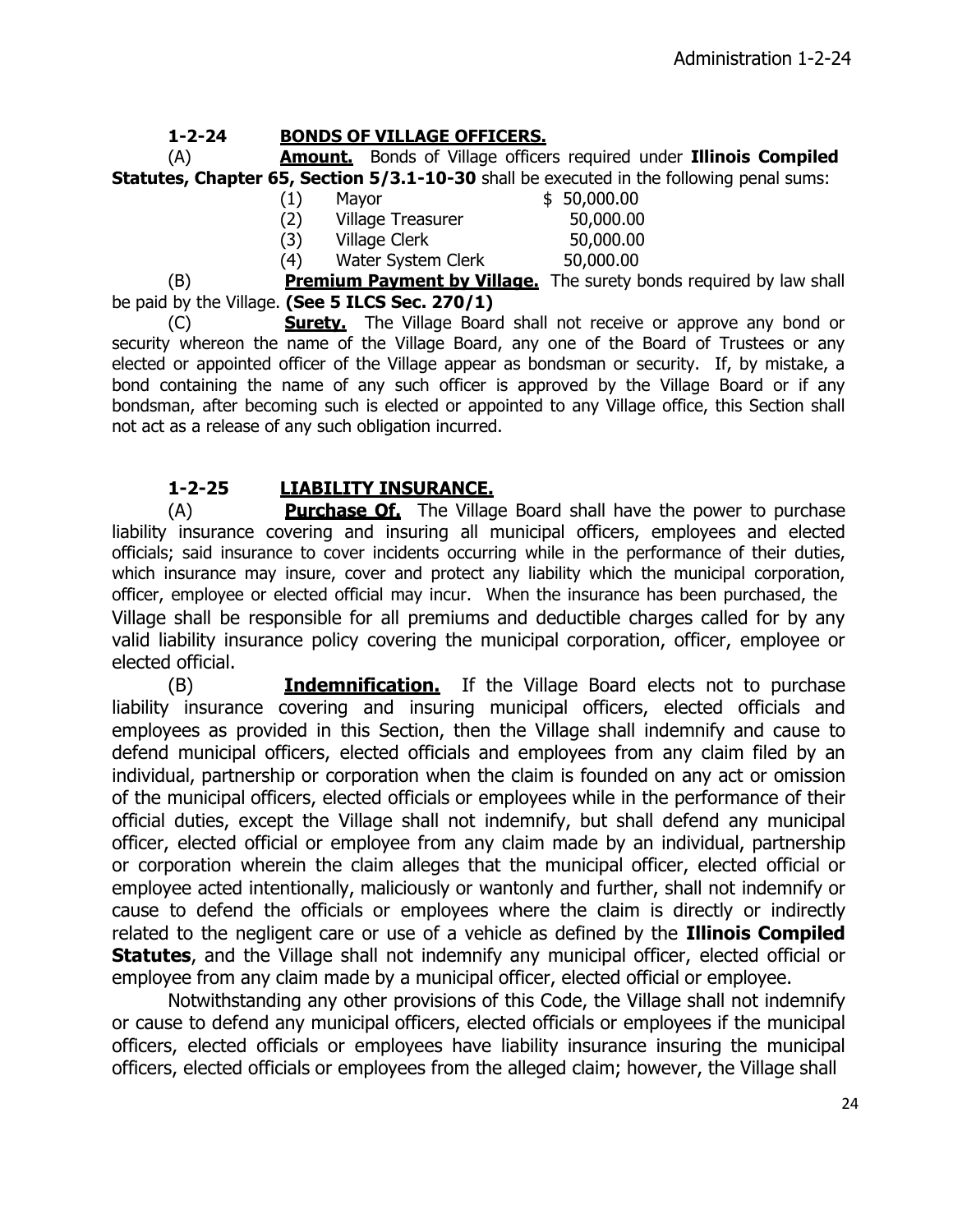## 1-2-24 BONDS OF VILLAGE OFFICERS.

(A) **Amount.** Bonds of Village officers required under **Illinois Compiled Statutes, Chapter 65, Section 5/3.1-10-30** shall be executed in the following penal sums:

| | | |
|---|---|---|
| (1) | Mayor | $ 50,000.00 |
| (2) | Village Treasurer | 50,000.00 |
| (3) | Village Clerk | 50,000.00 |
| (4) | Water System Clerk | 50,000.00 |

(B) **Premium Payment by Village.** The surety bonds required by law shall be paid by the Village. **(See 5 ILCS Sec. 270/1)**

(C) **Surety.** The Village Board shall not receive or approve any bond or security whereon the name of the Village Board, any one of the Board of Trustees or any elected or appointed officer of the Village appear as bondsman or security. If, by mistake, a bond containing the name of any such officer is approved by the Village Board or if any bondsman, after becoming such is elected or appointed to any Village office, this Section shall not act as a release of any such obligation incurred.

## 1-2-25 LIABILITY INSURANCE.

(A) **Purchase Of.** The Village Board shall have the power to purchase liability insurance covering and insuring all municipal officers, employees and elected officials; said insurance to cover incidents occurring while in the performance of their duties, which insurance may insure, cover and protect any liability which the municipal corporation, officer, employee or elected official may incur. When the insurance has been purchased, the Village shall be responsible for all premiums and deductible charges called for by any valid liability insurance policy covering the municipal corporation, officer, employee or elected official.

(B) **Indemnification.** If the Village Board elects not to purchase liability insurance covering and insuring municipal officers, elected officials and employees as provided in this Section, then the Village shall indemnify and cause to defend municipal officers, elected officials and employees from any claim filed by an individual, partnership or corporation when the claim is founded on any act or omission of the municipal officers, elected officials or employees while in the performance of their official duties, except the Village shall not indemnify, but shall defend any municipal officer, elected official or employee from any claim made by an individual, partnership or corporation wherein the claim alleges that the municipal officer, elected official or employee acted intentionally, maliciously or wantonly and further, shall not indemnify or cause to defend the officials or employees where the claim is directly or indirectly related to the negligent care or use of a vehicle as defined by the **Illinois Compiled Statutes**, and the Village shall not indemnify any municipal officer, elected official or employee from any claim made by a municipal officer, elected official or employee.

Notwithstanding any other provisions of this Code, the Village shall not indemnify or cause to defend any municipal officers, elected officials or employees if the municipal officers, elected officials or employees have liability insurance insuring the municipal officers, elected officials or employees from the alleged claim; however, the Village shall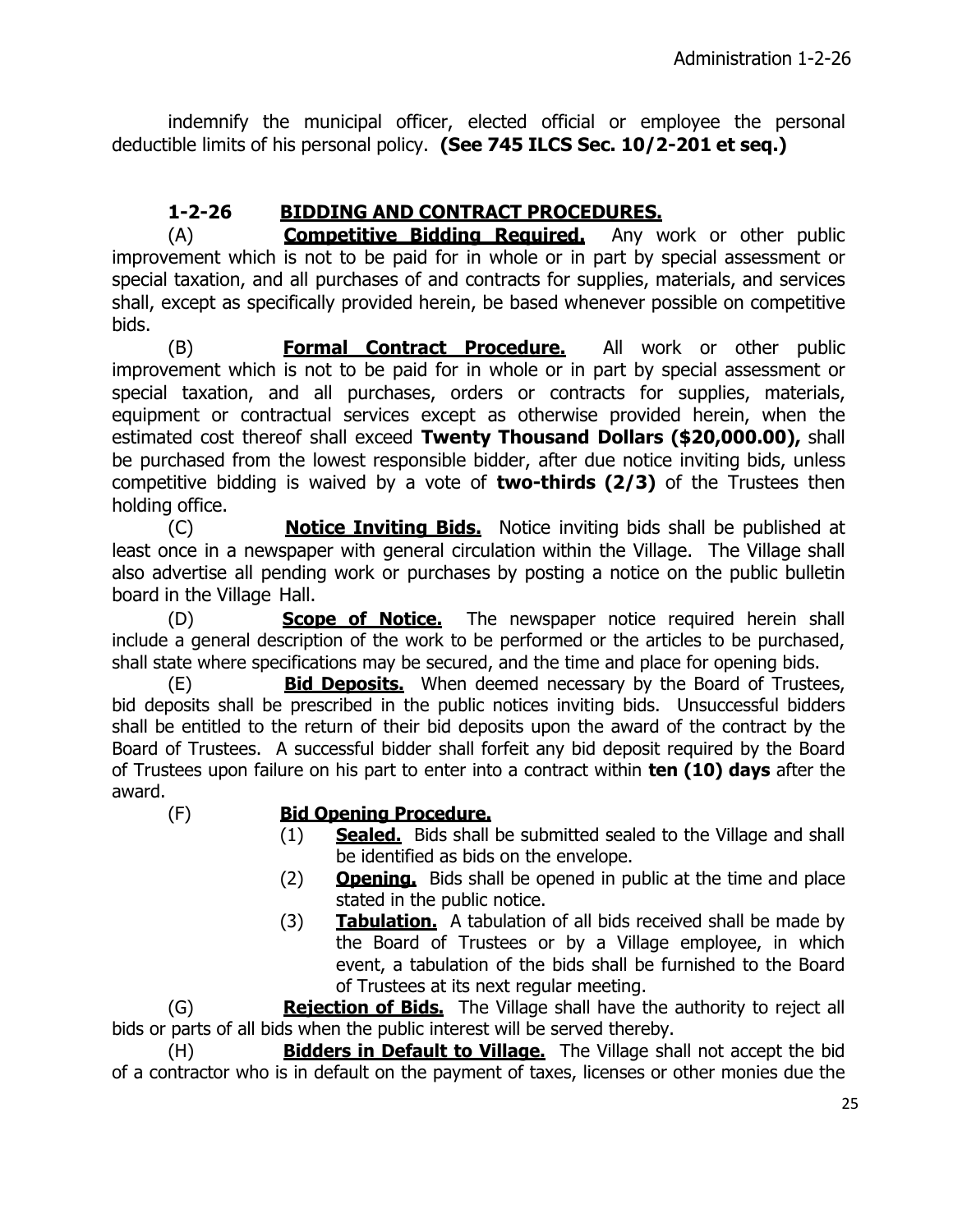indemnify the municipal officer, elected official or employee the personal deductible limits of his personal policy. **(See 745 ILCS Sec. 10/2-201 et seq.)**

## 1-2-26 BIDDING AND CONTRACT PROCEDURES.

(A) **Competitive Bidding Required.** Any work or other public improvement which is not to be paid for in whole or in part by special assessment or special taxation, and all purchases of and contracts for supplies, materials, and services shall, except as specifically provided herein, be based whenever possible on competitive bids.

(B) **Formal Contract Procedure.** All work or other public improvement which is not to be paid for in whole or in part by special assessment or special taxation, and all purchases, orders or contracts for supplies, materials, equipment or contractual services except as otherwise provided herein, when the estimated cost thereof shall exceed **Twenty Thousand Dollars ($20,000.00),** shall be purchased from the lowest responsible bidder, after due notice inviting bids, unless competitive bidding is waived by a vote of **two-thirds (2/3)** of the Trustees then holding office.

(C) **Notice Inviting Bids.** Notice inviting bids shall be published at least once in a newspaper with general circulation within the Village. The Village shall also advertise all pending work or purchases by posting a notice on the public bulletin board in the Village Hall.

(D) **Scope of Notice.** The newspaper notice required herein shall include a general description of the work to be performed or the articles to be purchased, shall state where specifications may be secured, and the time and place for opening bids.

(E) **Bid Deposits.** When deemed necessary by the Board of Trustees, bid deposits shall be prescribed in the public notices inviting bids. Unsuccessful bidders shall be entitled to the return of their bid deposits upon the award of the contract by the Board of Trustees. A successful bidder shall forfeit any bid deposit required by the Board of Trustees upon failure on his part to enter into a contract within **ten (10) days** after the award.

(F) **Bid Opening Procedure.**

(1) **Sealed.** Bids shall be submitted sealed to the Village and shall be identified as bids on the envelope.

(2) **Opening.** Bids shall be opened in public at the time and place stated in the public notice.

(3) **Tabulation.** A tabulation of all bids received shall be made by the Board of Trustees or by a Village employee, in which event, a tabulation of the bids shall be furnished to the Board of Trustees at its next regular meeting.

(G) **Rejection of Bids.** The Village shall have the authority to reject all bids or parts of all bids when the public interest will be served thereby.

(H) **Bidders in Default to Village.** The Village shall not accept the bid of a contractor who is in default on the payment of taxes, licenses or other monies due the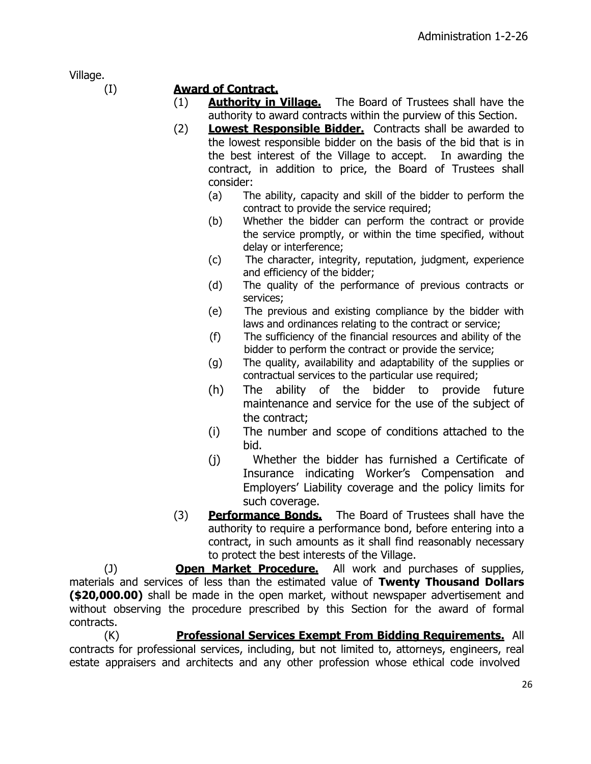Village.

(I) **Award of Contract.**

(1) **Authority in Village.** The Board of Trustees shall have the authority to award contracts within the purview of this Section.

(2) **Lowest Responsible Bidder.** Contracts shall be awarded to the lowest responsible bidder on the basis of the bid that is in the best interest of the Village to accept. In awarding the contract, in addition to price, the Board of Trustees shall consider:

(a) The ability, capacity and skill of the bidder to perform the contract to provide the service required;

(b) Whether the bidder can perform the contract or provide the service promptly, or within the time specified, without delay or interference;

(c) The character, integrity, reputation, judgment, experience and efficiency of the bidder;

(d) The quality of the performance of previous contracts or services;

(e) The previous and existing compliance by the bidder with laws and ordinances relating to the contract or service;

(f) The sufficiency of the financial resources and ability of the bidder to perform the contract or provide the service;

(g) The quality, availability and adaptability of the supplies or contractual services to the particular use required;

(h) The ability of the bidder to provide future maintenance and service for the use of the subject of the contract;

(i) The number and scope of conditions attached to the bid.

(j) Whether the bidder has furnished a Certificate of Insurance indicating Worker's Compensation and Employers' Liability coverage and the policy limits for such coverage.

(3) **Performance Bonds.** The Board of Trustees shall have the authority to require a performance bond, before entering into a contract, in such amounts as it shall find reasonably necessary to protect the best interests of the Village.

(J) **Open Market Procedure.** All work and purchases of supplies, materials and services of less than the estimated value of **Twenty Thousand Dollars ($20,000.00)** shall be made in the open market, without newspaper advertisement and without observing the procedure prescribed by this Section for the award of formal contracts.

(K) **Professional Services Exempt From Bidding Requirements.** All contracts for professional services, including, but not limited to, attorneys, engineers, real estate appraisers and architects and any other profession whose ethical code involved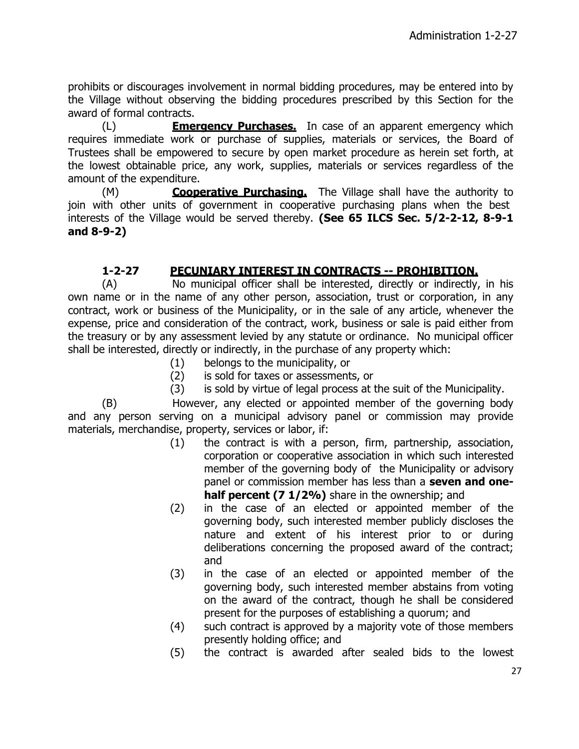prohibits or discourages involvement in normal bidding procedures, may be entered into by the Village without observing the bidding procedures prescribed by this Section for the award of formal contracts.

(L) **Emergency Purchases.** In case of an apparent emergency which requires immediate work or purchase of supplies, materials or services, the Board of Trustees shall be empowered to secure by open market procedure as herein set forth, at the lowest obtainable price, any work, supplies, materials or services regardless of the amount of the expenditure.

(M) **Cooperative Purchasing.** The Village shall have the authority to join with other units of government in cooperative purchasing plans when the best interests of the Village would be served thereby. **(See 65 ILCS Sec. 5/2-2-12, 8-9-1 and 8-9-2)**

## 1-2-27 PECUNIARY INTEREST IN CONTRACTS -- PROHIBITION.

(A) No municipal officer shall be interested, directly or indirectly, in his own name or in the name of any other person, association, trust or corporation, in any contract, work or business of the Municipality, or in the sale of any article, whenever the expense, price and consideration of the contract, work, business or sale is paid either from the treasury or by any assessment levied by any statute or ordinance. No municipal officer shall be interested, directly or indirectly, in the purchase of any property which:

(1) belongs to the municipality, or
(2) is sold for taxes or assessments, or
(3) is sold by virtue of legal process at the suit of the Municipality.

(B) However, any elected or appointed member of the governing body and any person serving on a municipal advisory panel or commission may provide materials, merchandise, property, services or labor, if:

(1) the contract is with a person, firm, partnership, association, corporation or cooperative association in which such interested member of the governing body of the Municipality or advisory panel or commission member has less than a **seven and one-half percent (7 1/2%)** share in the ownership; and
(2) in the case of an elected or appointed member of the governing body, such interested member publicly discloses the nature and extent of his interest prior to or during deliberations concerning the proposed award of the contract; and
(3) in the case of an elected or appointed member of the governing body, such interested member abstains from voting on the award of the contract, though he shall be considered present for the purposes of establishing a quorum; and
(4) such contract is approved by a majority vote of those members presently holding office; and
(5) the contract is awarded after sealed bids to the lowest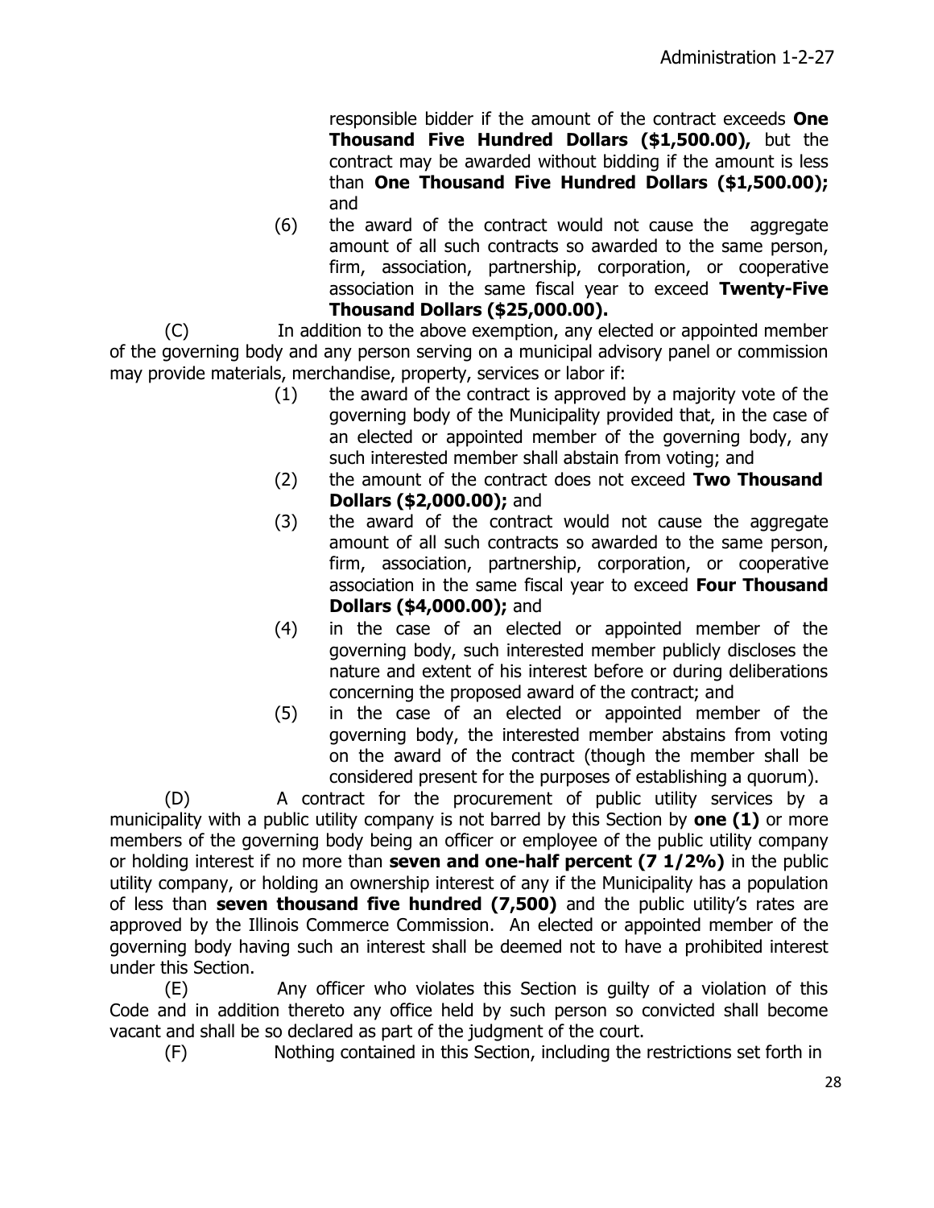responsible bidder if the amount of the contract exceeds **One Thousand Five Hundred Dollars ($1,500.00),** but the contract may be awarded without bidding if the amount is less than **One Thousand Five Hundred Dollars ($1,500.00);** and

(6) the award of the contract would not cause the aggregate amount of all such contracts so awarded to the same person, firm, association, partnership, corporation, or cooperative association in the same fiscal year to exceed **Twenty-Five Thousand Dollars ($25,000.00).**

(C) In addition to the above exemption, any elected or appointed member of the governing body and any person serving on a municipal advisory panel or commission may provide materials, merchandise, property, services or labor if:

(1) the award of the contract is approved by a majority vote of the governing body of the Municipality provided that, in the case of an elected or appointed member of the governing body, any such interested member shall abstain from voting; and

(2) the amount of the contract does not exceed **Two Thousand Dollars ($2,000.00);** and

(3) the award of the contract would not cause the aggregate amount of all such contracts so awarded to the same person, firm, association, partnership, corporation, or cooperative association in the same fiscal year to exceed **Four Thousand Dollars ($4,000.00);** and

(4) in the case of an elected or appointed member of the governing body, such interested member publicly discloses the nature and extent of his interest before or during deliberations concerning the proposed award of the contract; and

(5) in the case of an elected or appointed member of the governing body, the interested member abstains from voting on the award of the contract (though the member shall be considered present for the purposes of establishing a quorum).

(D) A contract for the procurement of public utility services by a municipality with a public utility company is not barred by this Section by **one (1)** or more members of the governing body being an officer or employee of the public utility company or holding interest if no more than **seven and one-half percent (7 1/2%)** in the public utility company, or holding an ownership interest of any if the Municipality has a population of less than **seven thousand five hundred (7,500)** and the public utility's rates are approved by the Illinois Commerce Commission. An elected or appointed member of the governing body having such an interest shall be deemed not to have a prohibited interest under this Section.

(E) Any officer who violates this Section is guilty of a violation of this Code and in addition thereto any office held by such person so convicted shall become vacant and shall be so declared as part of the judgment of the court.

(F) Nothing contained in this Section, including the restrictions set forth in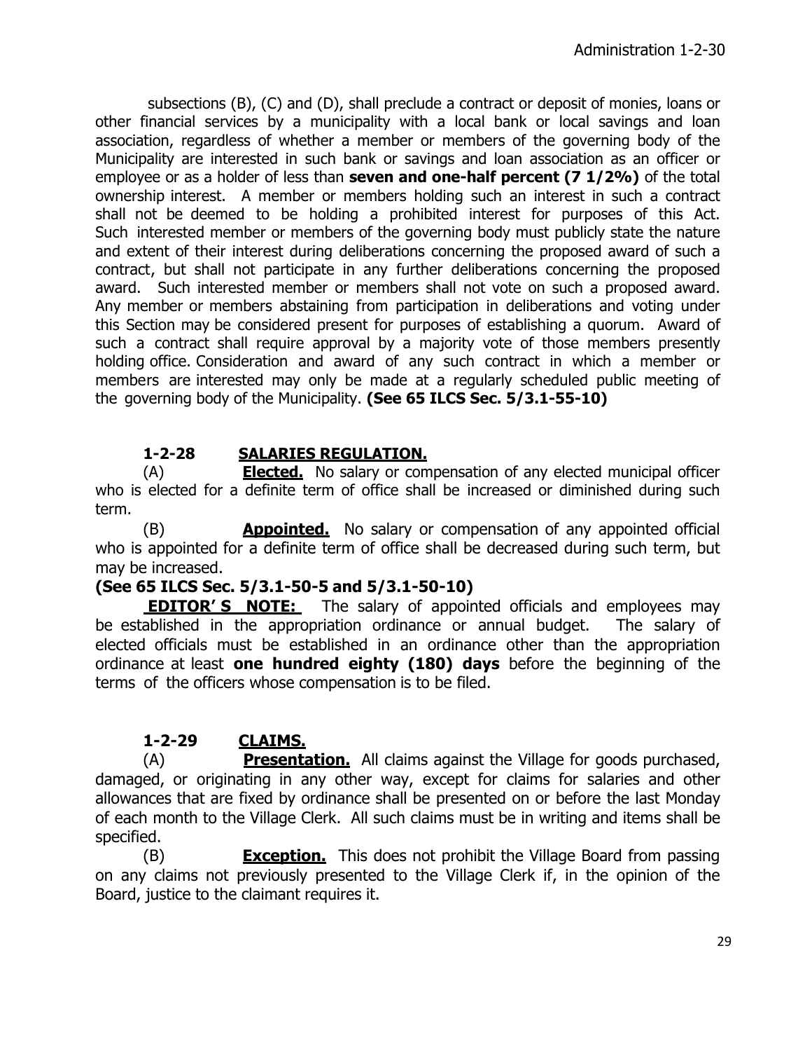subsections (B), (C) and (D), shall preclude a contract or deposit of monies, loans or other financial services by a municipality with a local bank or local savings and loan association, regardless of whether a member or members of the governing body of the Municipality are interested in such bank or savings and loan association as an officer or employee or as a holder of less than **seven and one-half percent (7 1/2%)** of the total ownership interest. A member or members holding such an interest in such a contract shall not be deemed to be holding a prohibited interest for purposes of this Act. Such interested member or members of the governing body must publicly state the nature and extent of their interest during deliberations concerning the proposed award of such a contract, but shall not participate in any further deliberations concerning the proposed award. Such interested member or members shall not vote on such a proposed award. Any member or members abstaining from participation in deliberations and voting under this Section may be considered present for purposes of establishing a quorum. Award of such a contract shall require approval by a majority vote of those members presently holding office. Consideration and award of any such contract in which a member or members are interested may only be made at a regularly scheduled public meeting of the governing body of the Municipality. **(See 65 ILCS Sec. 5/3.1-55-10)**

### 1-2-28 SALARIES REGULATION.

(A) **Elected.** No salary or compensation of any elected municipal officer who is elected for a definite term of office shall be increased or diminished during such term.

(B) **Appointed.** No salary or compensation of any appointed official who is appointed for a definite term of office shall be decreased during such term, but may be increased.

**(See 65 ILCS Sec. 5/3.1-50-5 and 5/3.1-50-10)**

**EDITOR'S NOTE:** The salary of appointed officials and employees may be established in the appropriation ordinance or annual budget. The salary of elected officials must be established in an ordinance other than the appropriation ordinance at least **one hundred eighty (180) days** before the beginning of the terms of the officers whose compensation is to be filed.

### 1-2-29 CLAIMS.

(A) **Presentation.** All claims against the Village for goods purchased, damaged, or originating in any other way, except for claims for salaries and other allowances that are fixed by ordinance shall be presented on or before the last Monday of each month to the Village Clerk. All such claims must be in writing and items shall be specified.

(B) **Exception.** This does not prohibit the Village Board from passing on any claims not previously presented to the Village Clerk if, in the opinion of the Board, justice to the claimant requires it.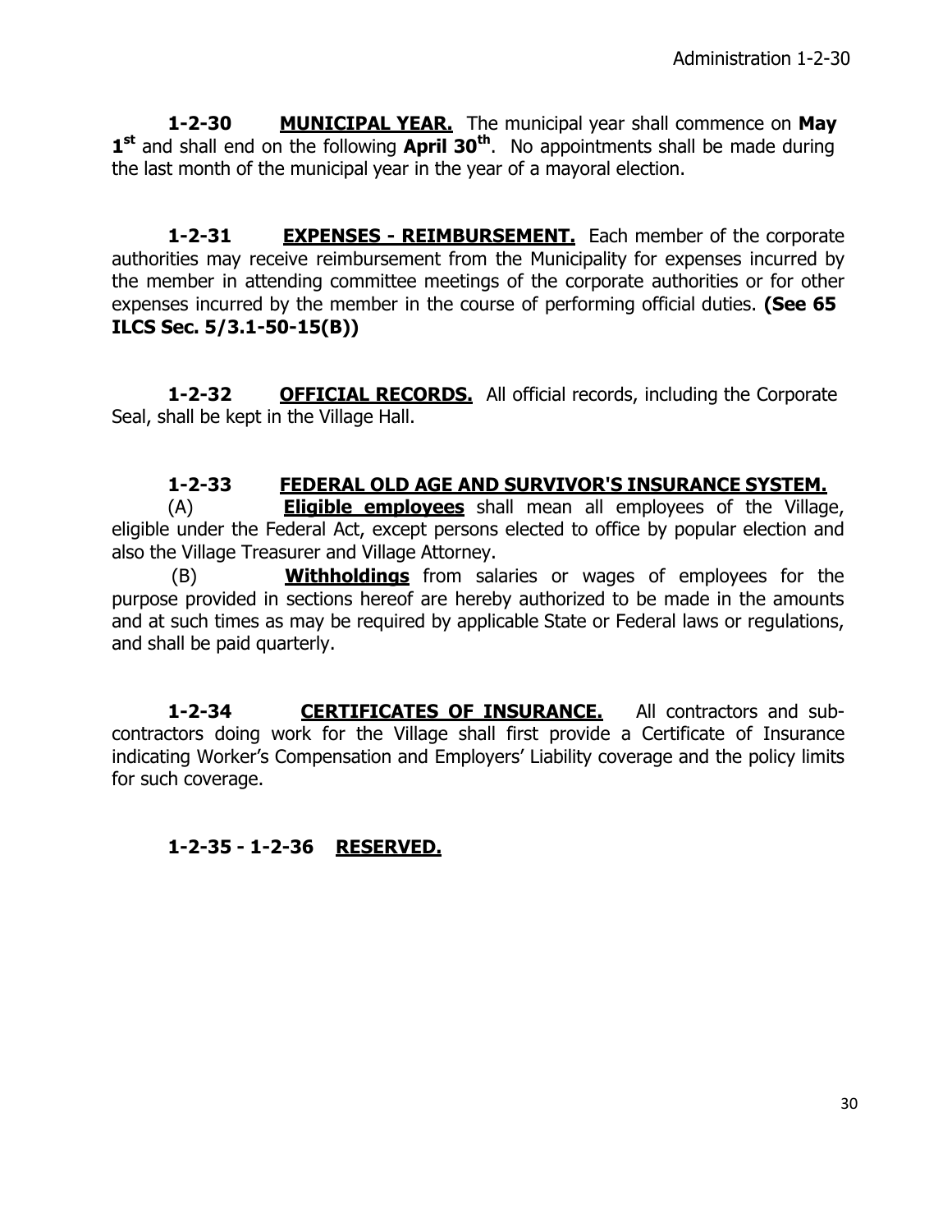**1-2-30 MUNICIPAL YEAR.** The municipal year shall commence on **May 1st** and shall end on the following **April 30th**. No appointments shall be made during the last month of the municipal year in the year of a mayoral election.

**1-2-31 EXPENSES - REIMBURSEMENT.** Each member of the corporate authorities may receive reimbursement from the Municipality for expenses incurred by the member in attending committee meetings of the corporate authorities or for other expenses incurred by the member in the course of performing official duties. **(See 65 ILCS Sec. 5/3.1-50-15(B))**

**1-2-32 OFFICIAL RECORDS.** All official records, including the Corporate Seal, shall be kept in the Village Hall.

**1-2-33 FEDERAL OLD AGE AND SURVIVOR'S INSURANCE SYSTEM.**

(A) **Eligible employees** shall mean all employees of the Village, eligible under the Federal Act, except persons elected to office by popular election and also the Village Treasurer and Village Attorney.

(B) **Withholdings** from salaries or wages of employees for the purpose provided in sections hereof are hereby authorized to be made in the amounts and at such times as may be required by applicable State or Federal laws or regulations, and shall be paid quarterly.

**1-2-34 CERTIFICATES OF INSURANCE.** All contractors and sub-contractors doing work for the Village shall first provide a Certificate of Insurance indicating Worker's Compensation and Employers' Liability coverage and the policy limits for such coverage.

**1-2-35 - 1-2-36 RESERVED.**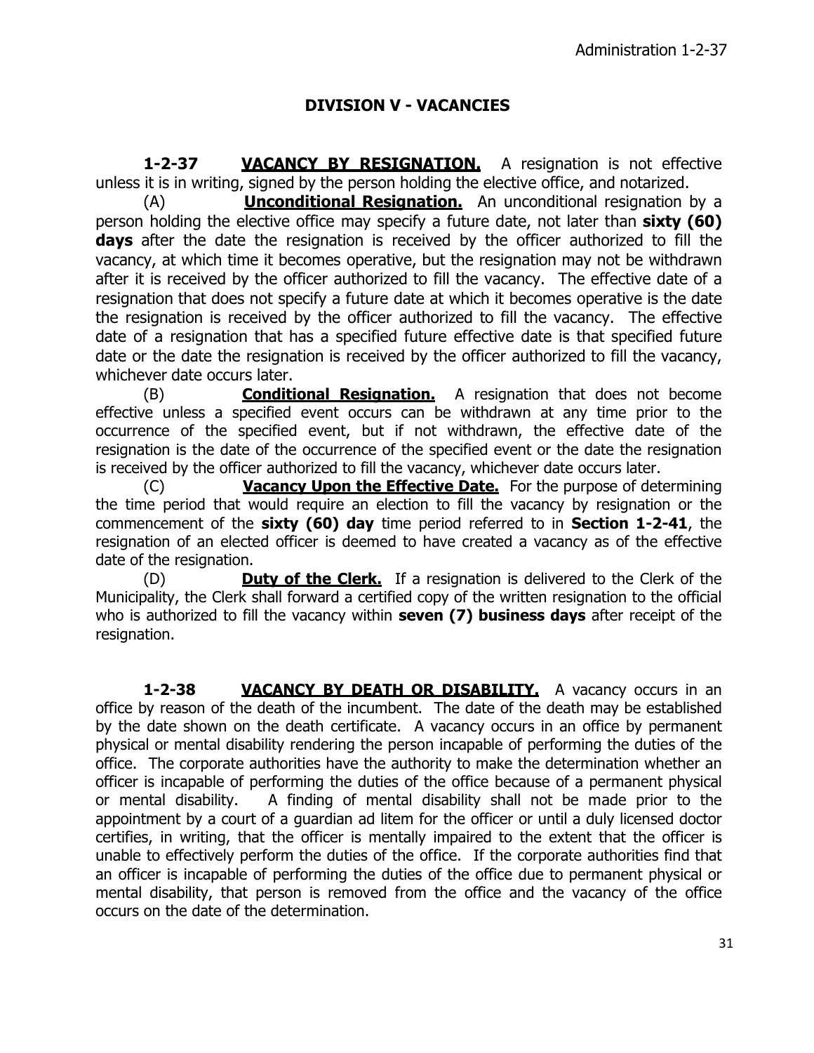## DIVISION V - VACANCIES

**1-2-37** **VACANCY BY RESIGNATION.** A resignation is not effective unless it is in writing, signed by the person holding the elective office, and notarized.

(A) **Unconditional Resignation.** An unconditional resignation by a person holding the elective office may specify a future date, not later than **sixty (60) days** after the date the resignation is received by the officer authorized to fill the vacancy, at which time it becomes operative, but the resignation may not be withdrawn after it is received by the officer authorized to fill the vacancy. The effective date of a resignation that does not specify a future date at which it becomes operative is the date the resignation is received by the officer authorized to fill the vacancy. The effective date of a resignation that has a specified future effective date is that specified future date or the date the resignation is received by the officer authorized to fill the vacancy, whichever date occurs later.

(B) **Conditional Resignation.** A resignation that does not become effective unless a specified event occurs can be withdrawn at any time prior to the occurrence of the specified event, but if not withdrawn, the effective date of the resignation is the date of the occurrence of the specified event or the date the resignation is received by the officer authorized to fill the vacancy, whichever date occurs later.

(C) **Vacancy Upon the Effective Date.** For the purpose of determining the time period that would require an election to fill the vacancy by resignation or the commencement of the **sixty (60) day** time period referred to in **Section 1-2-41**, the resignation of an elected officer is deemed to have created a vacancy as of the effective date of the resignation.

(D) **Duty of the Clerk.** If a resignation is delivered to the Clerk of the Municipality, the Clerk shall forward a certified copy of the written resignation to the official who is authorized to fill the vacancy within **seven (7) business days** after receipt of the resignation.

**1-2-38** **VACANCY BY DEATH OR DISABILITY.** A vacancy occurs in an office by reason of the death of the incumbent. The date of the death may be established by the date shown on the death certificate. A vacancy occurs in an office by permanent physical or mental disability rendering the person incapable of performing the duties of the office. The corporate authorities have the authority to make the determination whether an officer is incapable of performing the duties of the office because of a permanent physical or mental disability. A finding of mental disability shall not be made prior to the appointment by a court of a guardian ad litem for the officer or until a duly licensed doctor certifies, in writing, that the officer is mentally impaired to the extent that the officer is unable to effectively perform the duties of the office. If the corporate authorities find that an officer is incapable of performing the duties of the office due to permanent physical or mental disability, that person is removed from the office and the vacancy of the office occurs on the date of the determination.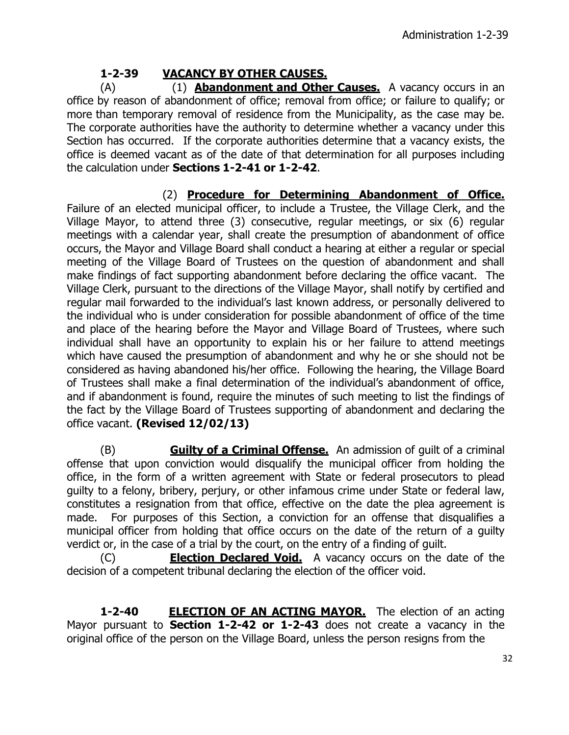**1-2-39 VACANCY BY OTHER CAUSES.**

(A) (1) **Abandonment and Other Causes.** A vacancy occurs in an office by reason of abandonment of office; removal from office; or failure to qualify; or more than temporary removal of residence from the Municipality, as the case may be. The corporate authorities have the authority to determine whether a vacancy under this Section has occurred. If the corporate authorities determine that a vacancy exists, the office is deemed vacant as of the date of that determination for all purposes including the calculation under **Sections 1-2-41 or 1-2-42**.

(2) **Procedure for Determining Abandonment of Office.** Failure of an elected municipal officer, to include a Trustee, the Village Clerk, and the Village Mayor, to attend three (3) consecutive, regular meetings, or six (6) regular meetings with a calendar year, shall create the presumption of abandonment of office occurs, the Mayor and Village Board shall conduct a hearing at either a regular or special meeting of the Village Board of Trustees on the question of abandonment and shall make findings of fact supporting abandonment before declaring the office vacant. The Village Clerk, pursuant to the directions of the Village Mayor, shall notify by certified and regular mail forwarded to the individual's last known address, or personally delivered to the individual who is under consideration for possible abandonment of office of the time and place of the hearing before the Mayor and Village Board of Trustees, where such individual shall have an opportunity to explain his or her failure to attend meetings which have caused the presumption of abandonment and why he or she should not be considered as having abandoned his/her office. Following the hearing, the Village Board of Trustees shall make a final determination of the individual's abandonment of office, and if abandonment is found, require the minutes of such meeting to list the findings of the fact by the Village Board of Trustees supporting of abandonment and declaring the office vacant. **(Revised 12/02/13)**

(B) **Guilty of a Criminal Offense.** An admission of guilt of a criminal offense that upon conviction would disqualify the municipal officer from holding the office, in the form of a written agreement with State or federal prosecutors to plead guilty to a felony, bribery, perjury, or other infamous crime under State or federal law, constitutes a resignation from that office, effective on the date the plea agreement is made. For purposes of this Section, a conviction for an offense that disqualifies a municipal officer from holding that office occurs on the date of the return of a guilty verdict or, in the case of a trial by the court, on the entry of a finding of guilt.

(C) **Election Declared Void.** A vacancy occurs on the date of the decision of a competent tribunal declaring the election of the officer void.

**1-2-40 ELECTION OF AN ACTING MAYOR.** The election of an acting Mayor pursuant to **Section 1-2-42 or 1-2-43** does not create a vacancy in the original office of the person on the Village Board, unless the person resigns from the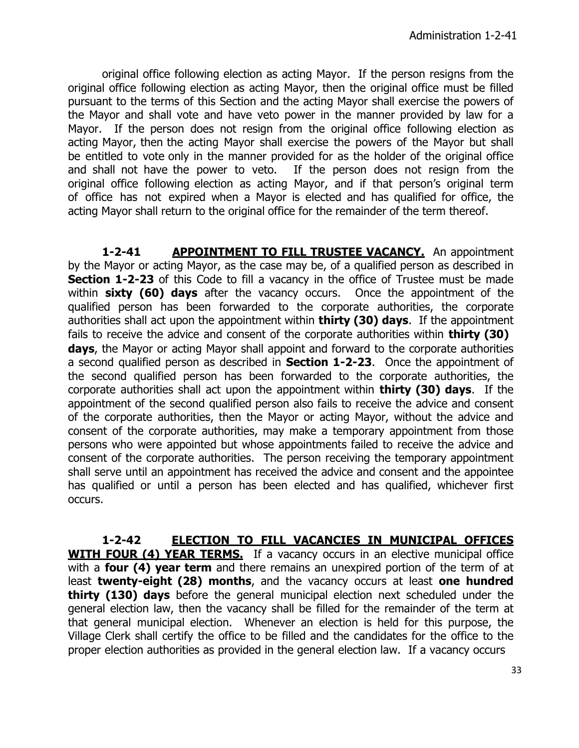original office following election as acting Mayor. If the person resigns from the original office following election as acting Mayor, then the original office must be filled pursuant to the terms of this Section and the acting Mayor shall exercise the powers of the Mayor and shall vote and have veto power in the manner provided by law for a Mayor. If the person does not resign from the original office following election as acting Mayor, then the acting Mayor shall exercise the powers of the Mayor but shall be entitled to vote only in the manner provided for as the holder of the original office and shall not have the power to veto. If the person does not resign from the original office following election as acting Mayor, and if that person's original term of office has not expired when a Mayor is elected and has qualified for office, the acting Mayor shall return to the original office for the remainder of the term thereof.

**1-2-41** **APPOINTMENT TO FILL TRUSTEE VACANCY.** An appointment by the Mayor or acting Mayor, as the case may be, of a qualified person as described in **Section 1-2-23** of this Code to fill a vacancy in the office of Trustee must be made within **sixty (60) days** after the vacancy occurs. Once the appointment of the qualified person has been forwarded to the corporate authorities, the corporate authorities shall act upon the appointment within **thirty (30) days**. If the appointment fails to receive the advice and consent of the corporate authorities within **thirty (30) days**, the Mayor or acting Mayor shall appoint and forward to the corporate authorities a second qualified person as described in **Section 1-2-23**. Once the appointment of the second qualified person has been forwarded to the corporate authorities, the corporate authorities shall act upon the appointment within **thirty (30) days**. If the appointment of the second qualified person also fails to receive the advice and consent of the corporate authorities, then the Mayor or acting Mayor, without the advice and consent of the corporate authorities, may make a temporary appointment from those persons who were appointed but whose appointments failed to receive the advice and consent of the corporate authorities. The person receiving the temporary appointment shall serve until an appointment has received the advice and consent and the appointee has qualified or until a person has been elected and has qualified, whichever first occurs.

**1-2-42** **ELECTION TO FILL VACANCIES IN MUNICIPAL OFFICES WITH FOUR (4) YEAR TERMS.** If a vacancy occurs in an elective municipal office with a **four (4) year term** and there remains an unexpired portion of the term of at least **twenty-eight (28) months**, and the vacancy occurs at least **one hundred thirty (130) days** before the general municipal election next scheduled under the general election law, then the vacancy shall be filled for the remainder of the term at that general municipal election. Whenever an election is held for this purpose, the Village Clerk shall certify the office to be filled and the candidates for the office to the proper election authorities as provided in the general election law. If a vacancy occurs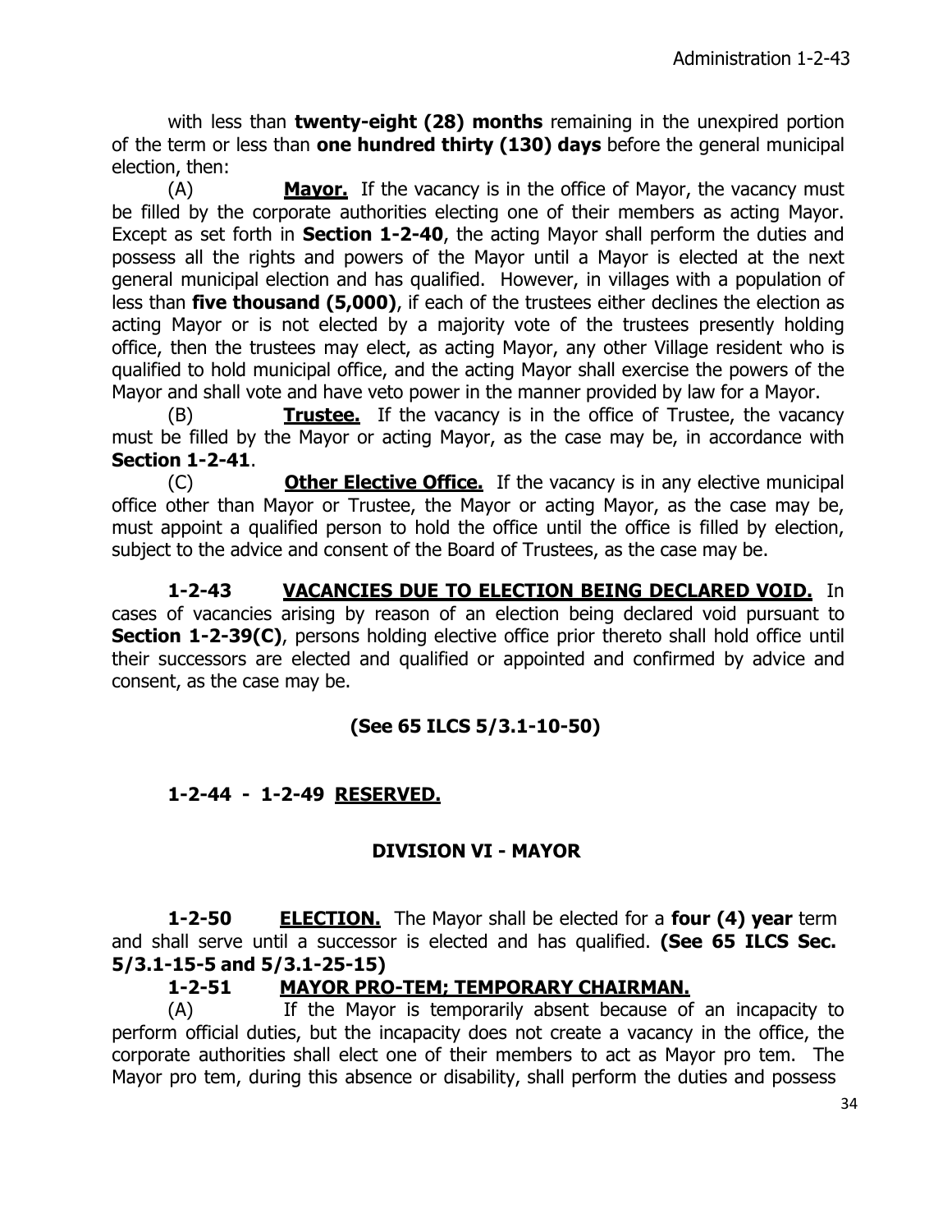with less than **twenty-eight (28) months** remaining in the unexpired portion of the term or less than **one hundred thirty (130) days** before the general municipal election, then:

(A) **Mayor.** If the vacancy is in the office of Mayor, the vacancy must be filled by the corporate authorities electing one of their members as acting Mayor. Except as set forth in **Section 1-2-40**, the acting Mayor shall perform the duties and possess all the rights and powers of the Mayor until a Mayor is elected at the next general municipal election and has qualified. However, in villages with a population of less than **five thousand (5,000)**, if each of the trustees either declines the election as acting Mayor or is not elected by a majority vote of the trustees presently holding office, then the trustees may elect, as acting Mayor, any other Village resident who is qualified to hold municipal office, and the acting Mayor shall exercise the powers of the Mayor and shall vote and have veto power in the manner provided by law for a Mayor.

(B) **Trustee.** If the vacancy is in the office of Trustee, the vacancy must be filled by the Mayor or acting Mayor, as the case may be, in accordance with **Section 1-2-41**.

(C) **Other Elective Office.** If the vacancy is in any elective municipal office other than Mayor or Trustee, the Mayor or acting Mayor, as the case may be, must appoint a qualified person to hold the office until the office is filled by election, subject to the advice and consent of the Board of Trustees, as the case may be.

**1-2-43 VACANCIES DUE TO ELECTION BEING DECLARED VOID.** In cases of vacancies arising by reason of an election being declared void pursuant to **Section 1-2-39(C)**, persons holding elective office prior thereto shall hold office until their successors are elected and qualified or appointed and confirmed by advice and consent, as the case may be.

**(See 65 ILCS 5/3.1-10-50)**

**1-2-44 - 1-2-49 RESERVED.**

## DIVISION VI - MAYOR

**1-2-50 ELECTION.** The Mayor shall be elected for a **four (4) year** term and shall serve until a successor is elected and has qualified. **(See 65 ILCS Sec. 5/3.1-15-5 and 5/3.1-25-15)**

**1-2-51 MAYOR PRO-TEM; TEMPORARY CHAIRMAN.**

(A) If the Mayor is temporarily absent because of an incapacity to perform official duties, but the incapacity does not create a vacancy in the office, the corporate authorities shall elect one of their members to act as Mayor pro tem. The Mayor pro tem, during this absence or disability, shall perform the duties and possess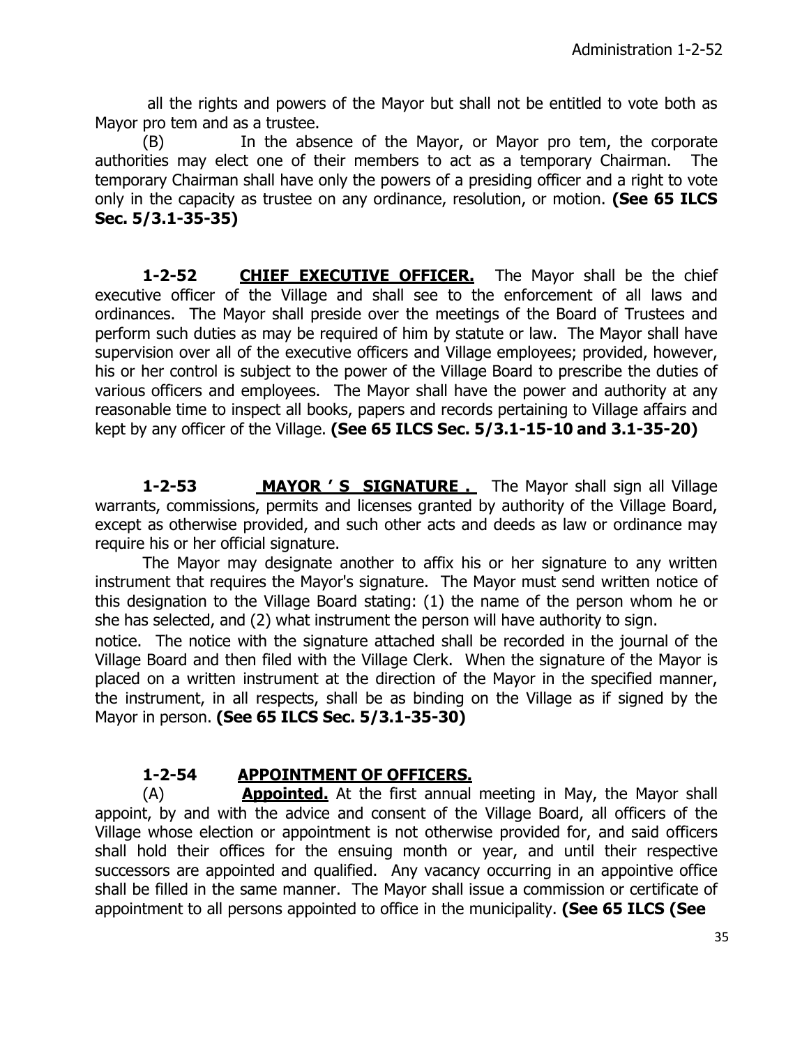all the rights and powers of the Mayor but shall not be entitled to vote both as Mayor pro tem and as a trustee.

(B) In the absence of the Mayor, or Mayor pro tem, the corporate authorities may elect one of their members to act as a temporary Chairman. The temporary Chairman shall have only the powers of a presiding officer and a right to vote only in the capacity as trustee on any ordinance, resolution, or motion. **(See 65 ILCS Sec. 5/3.1-35-35)**

**1-2-52** **CHIEF EXECUTIVE OFFICER.** The Mayor shall be the chief executive officer of the Village and shall see to the enforcement of all laws and ordinances. The Mayor shall preside over the meetings of the Board of Trustees and perform such duties as may be required of him by statute or law. The Mayor shall have supervision over all of the executive officers and Village employees; provided, however, his or her control is subject to the power of the Village Board to prescribe the duties of various officers and employees. The Mayor shall have the power and authority at any reasonable time to inspect all books, papers and records pertaining to Village affairs and kept by any officer of the Village. **(See 65 ILCS Sec. 5/3.1-15-10 and 3.1-35-20)**

**1-2-53** **MAYOR ' S SIGNATURE .** The Mayor shall sign all Village warrants, commissions, permits and licenses granted by authority of the Village Board, except as otherwise provided, and such other acts and deeds as law or ordinance may require his or her official signature.

The Mayor may designate another to affix his or her signature to any written instrument that requires the Mayor's signature. The Mayor must send written notice of this designation to the Village Board stating: (1) the name of the person whom he or she has selected, and (2) what instrument the person will have authority to sign.

notice. The notice with the signature attached shall be recorded in the journal of the Village Board and then filed with the Village Clerk. When the signature of the Mayor is placed on a written instrument at the direction of the Mayor in the specified manner, the instrument, in all respects, shall be as binding on the Village as if signed by the Mayor in person. **(See 65 ILCS Sec. 5/3.1-35-30)**

**1-2-54** **APPOINTMENT OF OFFICERS.**

(A) **Appointed.** At the first annual meeting in May, the Mayor shall appoint, by and with the advice and consent of the Village Board, all officers of the Village whose election or appointment is not otherwise provided for, and said officers shall hold their offices for the ensuing month or year, and until their respective successors are appointed and qualified. Any vacancy occurring in an appointive office shall be filled in the same manner. The Mayor shall issue a commission or certificate of appointment to all persons appointed to office in the municipality. **(See 65 ILCS (See**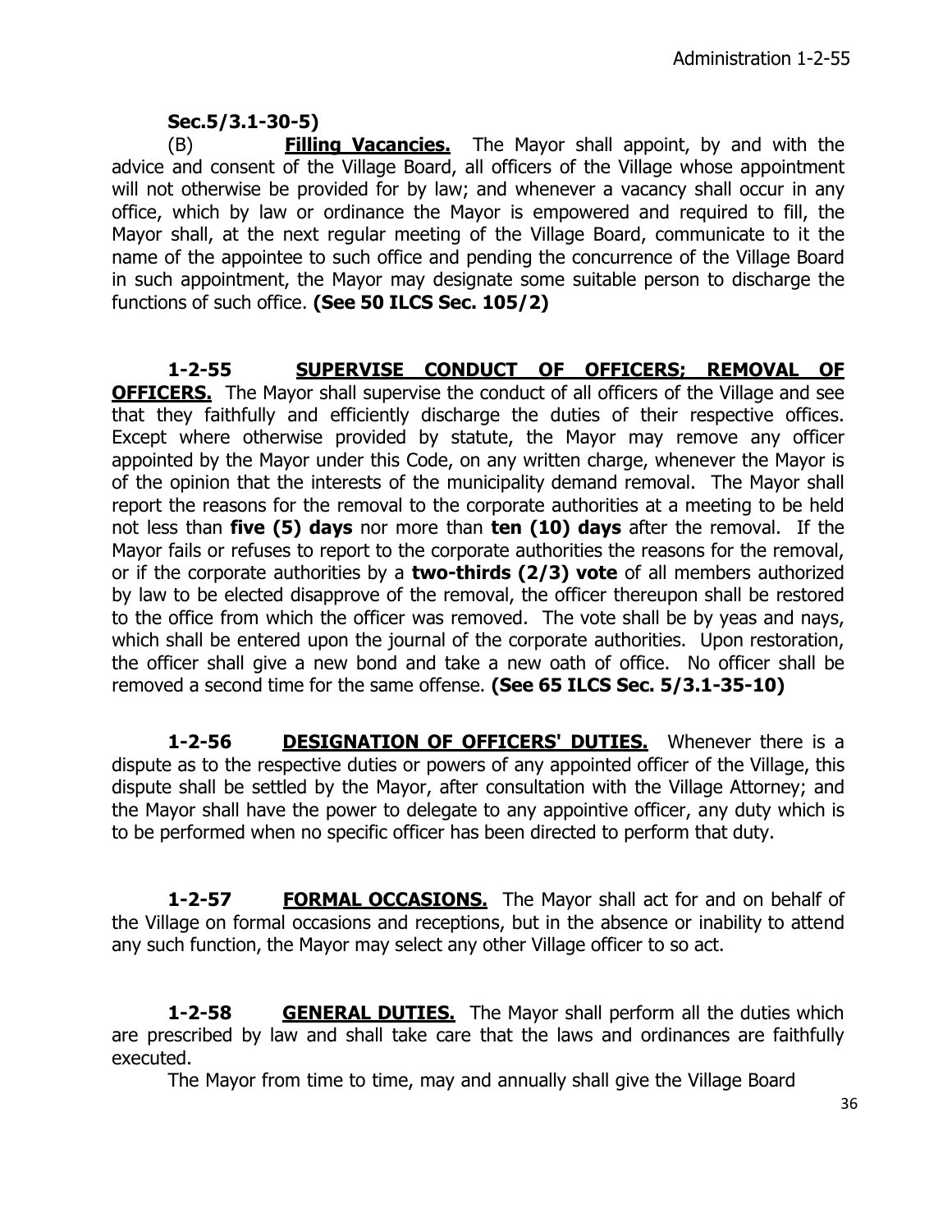**Sec.5/3.1-30-5)**

(B) **Filling Vacancies.** The Mayor shall appoint, by and with the advice and consent of the Village Board, all officers of the Village whose appointment will not otherwise be provided for by law; and whenever a vacancy shall occur in any office, which by law or ordinance the Mayor is empowered and required to fill, the Mayor shall, at the next regular meeting of the Village Board, communicate to it the name of the appointee to such office and pending the concurrence of the Village Board in such appointment, the Mayor may designate some suitable person to discharge the functions of such office. **(See 50 ILCS Sec. 105/2)**

**1-2-55 SUPERVISE CONDUCT OF OFFICERS; REMOVAL OF OFFICERS.** The Mayor shall supervise the conduct of all officers of the Village and see that they faithfully and efficiently discharge the duties of their respective offices. Except where otherwise provided by statute, the Mayor may remove any officer appointed by the Mayor under this Code, on any written charge, whenever the Mayor is of the opinion that the interests of the municipality demand removal. The Mayor shall report the reasons for the removal to the corporate authorities at a meeting to be held not less than **five (5) days** nor more than **ten (10) days** after the removal. If the Mayor fails or refuses to report to the corporate authorities the reasons for the removal, or if the corporate authorities by a **two-thirds (2/3) vote** of all members authorized by law to be elected disapprove of the removal, the officer thereupon shall be restored to the office from which the officer was removed. The vote shall be by yeas and nays, which shall be entered upon the journal of the corporate authorities. Upon restoration, the officer shall give a new bond and take a new oath of office. No officer shall be removed a second time for the same offense. **(See 65 ILCS Sec. 5/3.1-35-10)**

**1-2-56 DESIGNATION OF OFFICERS' DUTIES.** Whenever there is a dispute as to the respective duties or powers of any appointed officer of the Village, this dispute shall be settled by the Mayor, after consultation with the Village Attorney; and the Mayor shall have the power to delegate to any appointive officer, any duty which is to be performed when no specific officer has been directed to perform that duty.

**1-2-57 FORMAL OCCASIONS.** The Mayor shall act for and on behalf of the Village on formal occasions and receptions, but in the absence or inability to attend any such function, the Mayor may select any other Village officer to so act.

**1-2-58 GENERAL DUTIES.** The Mayor shall perform all the duties which are prescribed by law and shall take care that the laws and ordinances are faithfully executed.

The Mayor from time to time, may and annually shall give the Village Board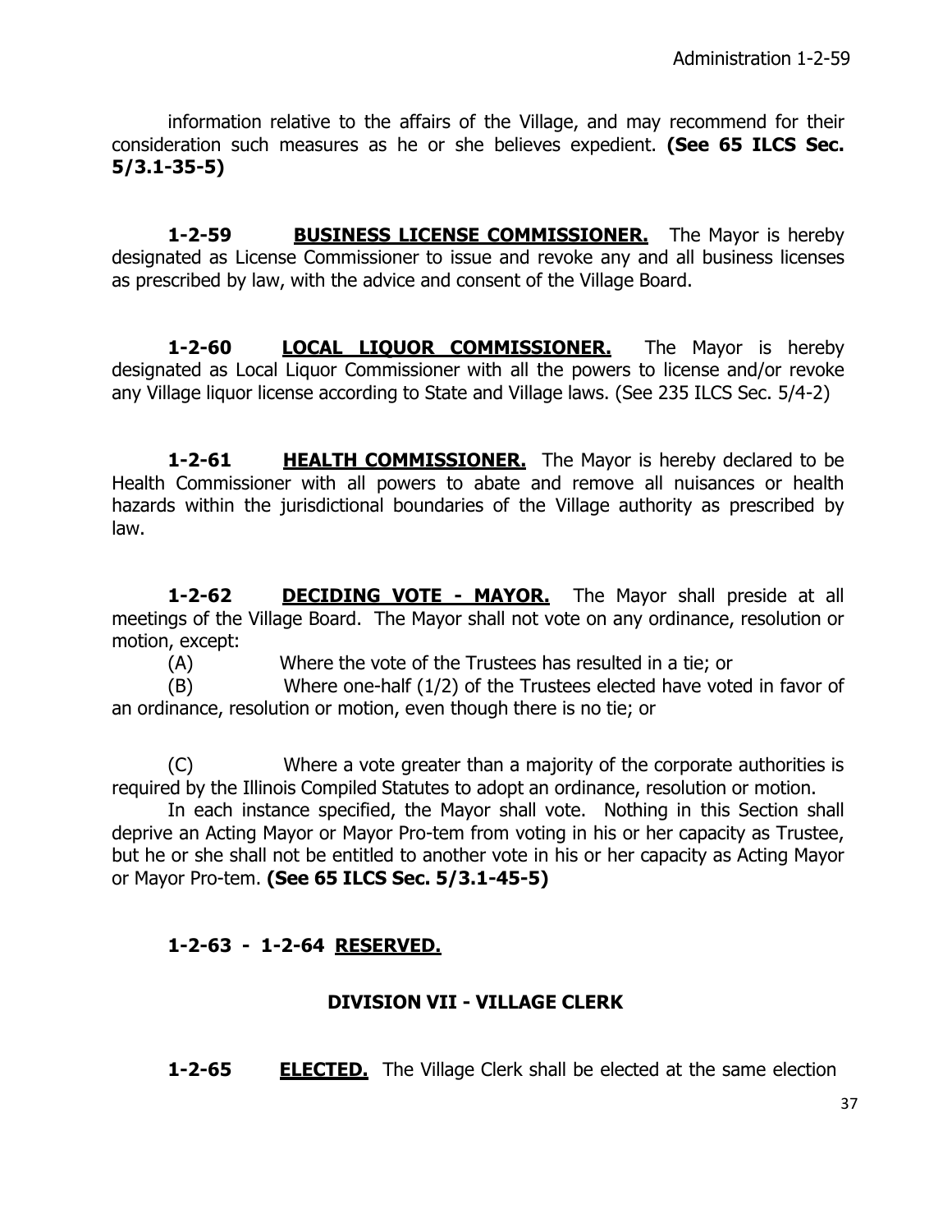information relative to the affairs of the Village, and may recommend for their consideration such measures as he or she believes expedient. **(See 65 ILCS Sec. 5/3.1-35-5)**

**1-2-59** **BUSINESS LICENSE COMMISSIONER.** The Mayor is hereby designated as License Commissioner to issue and revoke any and all business licenses as prescribed by law, with the advice and consent of the Village Board.

**1-2-60** **LOCAL LIQUOR COMMISSIONER.** The Mayor is hereby designated as Local Liquor Commissioner with all the powers to license and/or revoke any Village liquor license according to State and Village laws. (See 235 ILCS Sec. 5/4-2)

**1-2-61** **HEALTH COMMISSIONER.** The Mayor is hereby declared to be Health Commissioner with all powers to abate and remove all nuisances or health hazards within the jurisdictional boundaries of the Village authority as prescribed by law.

**1-2-62** **DECIDING VOTE - MAYOR.** The Mayor shall preside at all meetings of the Village Board. The Mayor shall not vote on any ordinance, resolution or motion, except:

(A) Where the vote of the Trustees has resulted in a tie; or

(B) Where one-half (1/2) of the Trustees elected have voted in favor of an ordinance, resolution or motion, even though there is no tie; or

(C) Where a vote greater than a majority of the corporate authorities is required by the Illinois Compiled Statutes to adopt an ordinance, resolution or motion.

In each instance specified, the Mayor shall vote. Nothing in this Section shall deprive an Acting Mayor or Mayor Pro-tem from voting in his or her capacity as Trustee, but he or she shall not be entitled to another vote in his or her capacity as Acting Mayor or Mayor Pro-tem. **(See 65 ILCS Sec. 5/3.1-45-5)**

**1-2-63 - 1-2-64 RESERVED.**

## DIVISION VII - VILLAGE CLERK

**1-2-65** **ELECTED.** The Village Clerk shall be elected at the same election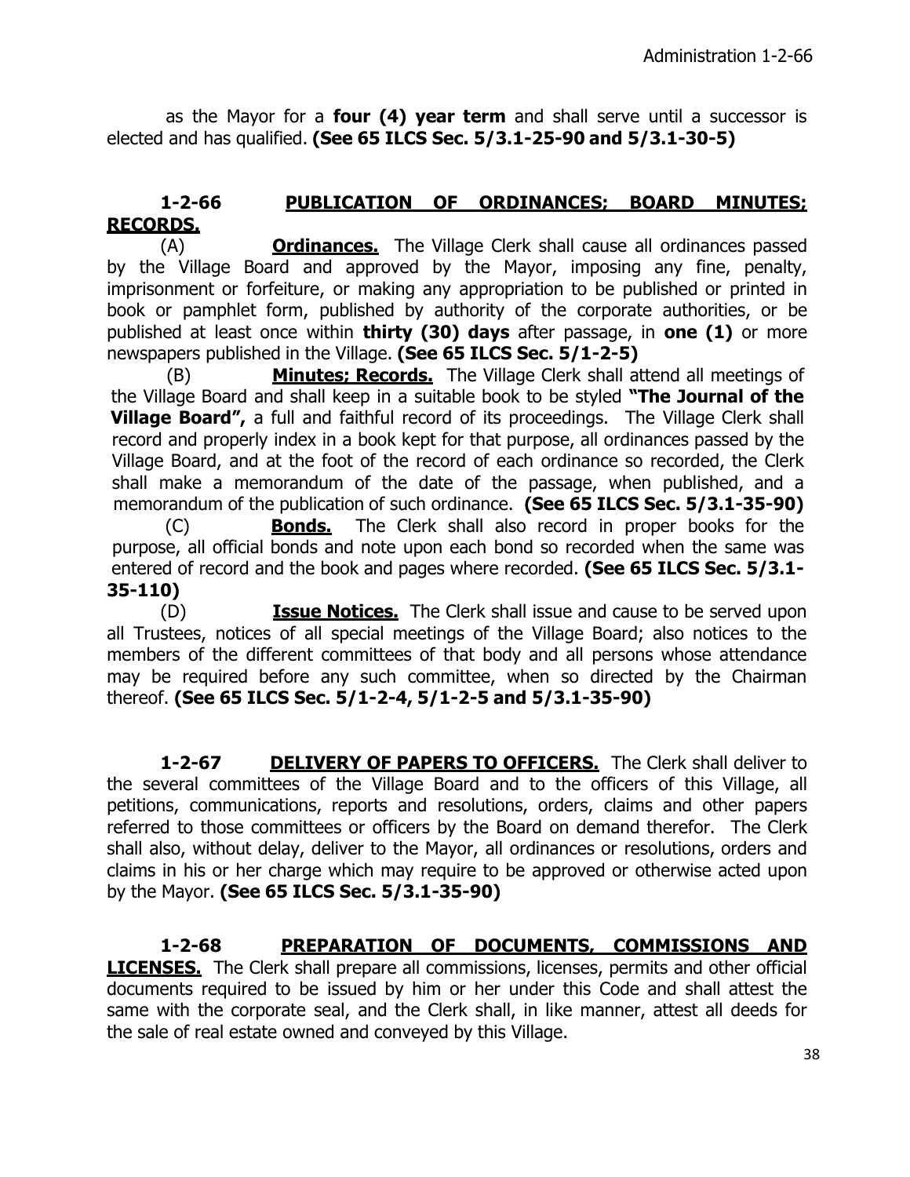as the Mayor for a **four (4) year term** and shall serve until a successor is elected and has qualified. **(See 65 ILCS Sec. 5/3.1-25-90 and 5/3.1-30-5)**

**1-2-66 PUBLICATION OF ORDINANCES; BOARD MINUTES; RECORDS.**

(A) **Ordinances.** The Village Clerk shall cause all ordinances passed by the Village Board and approved by the Mayor, imposing any fine, penalty, imprisonment or forfeiture, or making any appropriation to be published or printed in book or pamphlet form, published by authority of the corporate authorities, or be published at least once within **thirty (30) days** after passage, in **one (1)** or more newspapers published in the Village. **(See 65 ILCS Sec. 5/1-2-5)**

(B) **Minutes; Records.** The Village Clerk shall attend all meetings of the Village Board and shall keep in a suitable book to be styled **"The Journal of the Village Board",** a full and faithful record of its proceedings. The Village Clerk shall record and properly index in a book kept for that purpose, all ordinances passed by the Village Board, and at the foot of the record of each ordinance so recorded, the Clerk shall make a memorandum of the date of the passage, when published, and a memorandum of the publication of such ordinance. **(See 65 ILCS Sec. 5/3.1-35-90)**

(C) **Bonds.** The Clerk shall also record in proper books for the purpose, all official bonds and note upon each bond so recorded when the same was entered of record and the book and pages where recorded. **(See 65 ILCS Sec. 5/3.1-35-110)**

(D) **Issue Notices.** The Clerk shall issue and cause to be served upon all Trustees, notices of all special meetings of the Village Board; also notices to the members of the different committees of that body and all persons whose attendance may be required before any such committee, when so directed by the Chairman thereof. **(See 65 ILCS Sec. 5/1-2-4, 5/1-2-5 and 5/3.1-35-90)**

**1-2-67 DELIVERY OF PAPERS TO OFFICERS.** The Clerk shall deliver to the several committees of the Village Board and to the officers of this Village, all petitions, communications, reports and resolutions, orders, claims and other papers referred to those committees or officers by the Board on demand therefor. The Clerk shall also, without delay, deliver to the Mayor, all ordinances or resolutions, orders and claims in his or her charge which may require to be approved or otherwise acted upon by the Mayor. **(See 65 ILCS Sec. 5/3.1-35-90)**

**1-2-68 PREPARATION OF DOCUMENTS, COMMISSIONS AND LICENSES.** The Clerk shall prepare all commissions, licenses, permits and other official documents required to be issued by him or her under this Code and shall attest the same with the corporate seal, and the Clerk shall, in like manner, attest all deeds for the sale of real estate owned and conveyed by this Village.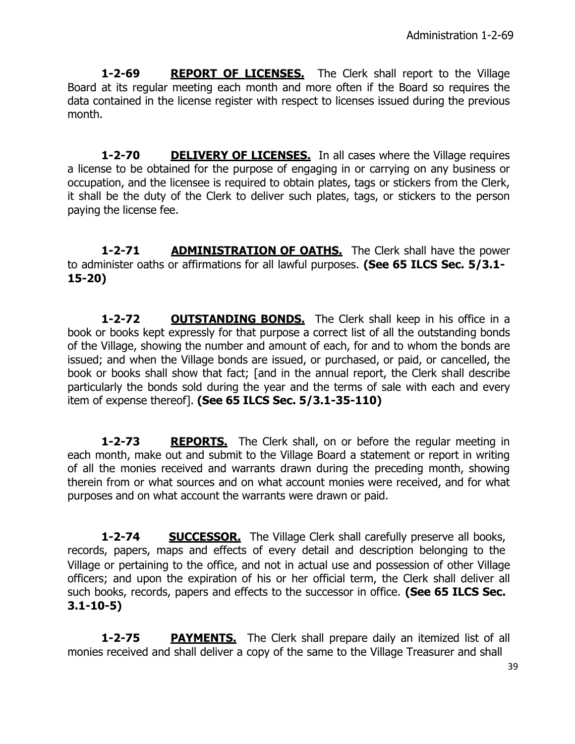**1-2-69 REPORT OF LICENSES.** The Clerk shall report to the Village Board at its regular meeting each month and more often if the Board so requires the data contained in the license register with respect to licenses issued during the previous month.

**1-2-70 DELIVERY OF LICENSES.** In all cases where the Village requires a license to be obtained for the purpose of engaging in or carrying on any business or occupation, and the licensee is required to obtain plates, tags or stickers from the Clerk, it shall be the duty of the Clerk to deliver such plates, tags, or stickers to the person paying the license fee.

**1-2-71 ADMINISTRATION OF OATHS.** The Clerk shall have the power to administer oaths or affirmations for all lawful purposes. **(See 65 ILCS Sec. 5/3.1-15-20)**

**1-2-72 OUTSTANDING BONDS.** The Clerk shall keep in his office in a book or books kept expressly for that purpose a correct list of all the outstanding bonds of the Village, showing the number and amount of each, for and to whom the bonds are issued; and when the Village bonds are issued, or purchased, or paid, or cancelled, the book or books shall show that fact; [and in the annual report, the Clerk shall describe particularly the bonds sold during the year and the terms of sale with each and every item of expense thereof]. **(See 65 ILCS Sec. 5/3.1-35-110)**

**1-2-73 REPORTS.** The Clerk shall, on or before the regular meeting in each month, make out and submit to the Village Board a statement or report in writing of all the monies received and warrants drawn during the preceding month, showing therein from or what sources and on what account monies were received, and for what purposes and on what account the warrants were drawn or paid.

**1-2-74 SUCCESSOR.** The Village Clerk shall carefully preserve all books, records, papers, maps and effects of every detail and description belonging to the Village or pertaining to the office, and not in actual use and possession of other Village officers; and upon the expiration of his or her official term, the Clerk shall deliver all such books, records, papers and effects to the successor in office. **(See 65 ILCS Sec. 3.1-10-5)**

**1-2-75 PAYMENTS.** The Clerk shall prepare daily an itemized list of all monies received and shall deliver a copy of the same to the Village Treasurer and shall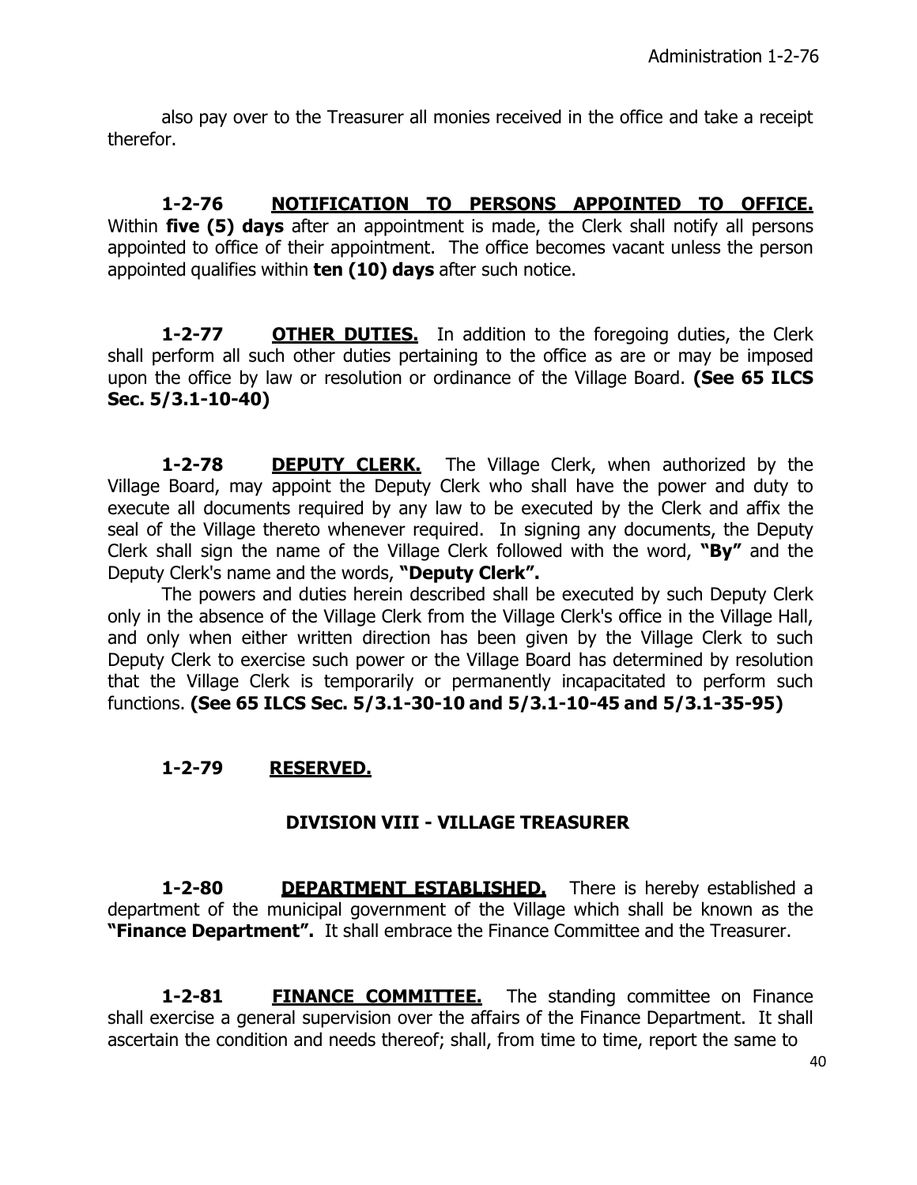also pay over to the Treasurer all monies received in the office and take a receipt therefor.

**1-2-76** **NOTIFICATION TO PERSONS APPOINTED TO OFFICE.** Within **five (5) days** after an appointment is made, the Clerk shall notify all persons appointed to office of their appointment. The office becomes vacant unless the person appointed qualifies within **ten (10) days** after such notice.

**1-2-77** **OTHER DUTIES.** In addition to the foregoing duties, the Clerk shall perform all such other duties pertaining to the office as are or may be imposed upon the office by law or resolution or ordinance of the Village Board. **(See 65 ILCS Sec. 5/3.1-10-40)**

**1-2-78** **DEPUTY CLERK.** The Village Clerk, when authorized by the Village Board, may appoint the Deputy Clerk who shall have the power and duty to execute all documents required by any law to be executed by the Clerk and affix the seal of the Village thereto whenever required. In signing any documents, the Deputy Clerk shall sign the name of the Village Clerk followed with the word, **"By"** and the Deputy Clerk's name and the words, **"Deputy Clerk".**

The powers and duties herein described shall be executed by such Deputy Clerk only in the absence of the Village Clerk from the Village Clerk's office in the Village Hall, and only when either written direction has been given by the Village Clerk to such Deputy Clerk to exercise such power or the Village Board has determined by resolution that the Village Clerk is temporarily or permanently incapacitated to perform such functions. **(See 65 ILCS Sec. 5/3.1-30-10 and 5/3.1-10-45 and 5/3.1-35-95)**

**1-2-79** **RESERVED.**

## DIVISION VIII - VILLAGE TREASURER

**1-2-80** **DEPARTMENT ESTABLISHED.** There is hereby established a department of the municipal government of the Village which shall be known as the **"Finance Department".** It shall embrace the Finance Committee and the Treasurer.

**1-2-81** **FINANCE COMMITTEE.** The standing committee on Finance shall exercise a general supervision over the affairs of the Finance Department. It shall ascertain the condition and needs thereof; shall, from time to time, report the same to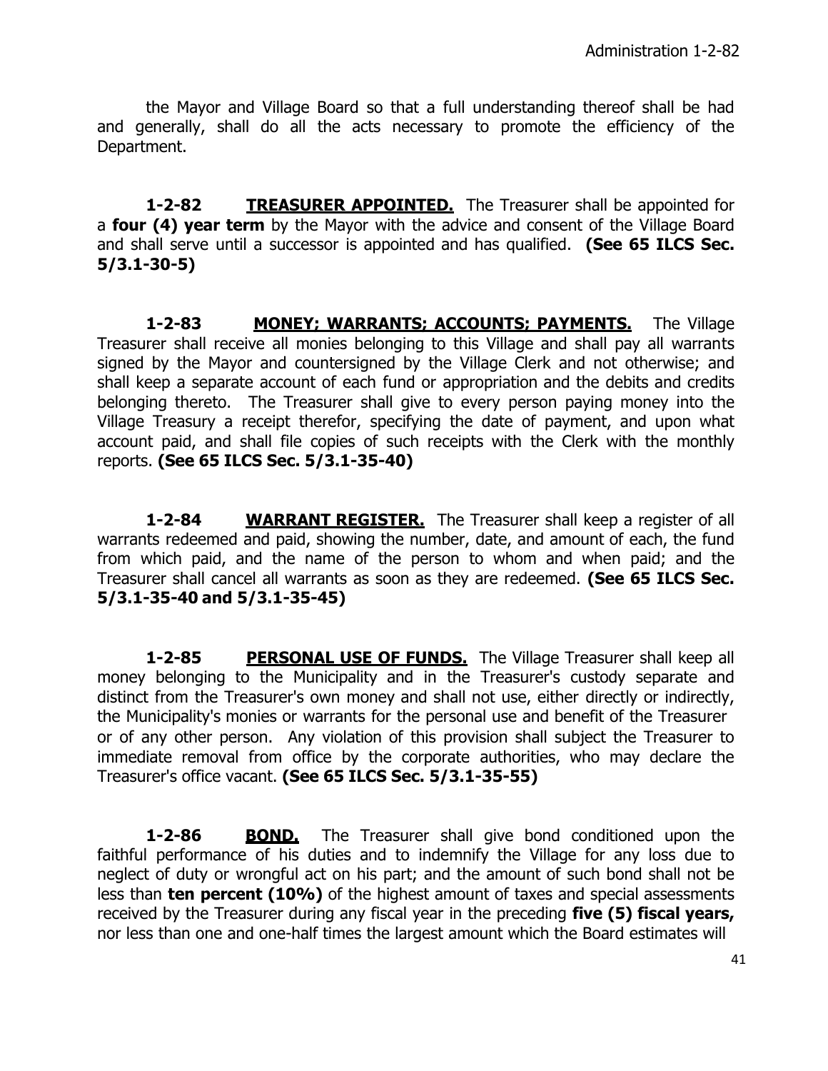the Mayor and Village Board so that a full understanding thereof shall be had and generally, shall do all the acts necessary to promote the efficiency of the Department.

**1-2-82** **TREASURER APPOINTED.** The Treasurer shall be appointed for a **four (4) year term** by the Mayor with the advice and consent of the Village Board and shall serve until a successor is appointed and has qualified. **(See 65 ILCS Sec. 5/3.1-30-5)**

**1-2-83** **MONEY; WARRANTS; ACCOUNTS; PAYMENTS.** The Village Treasurer shall receive all monies belonging to this Village and shall pay all warrants signed by the Mayor and countersigned by the Village Clerk and not otherwise; and shall keep a separate account of each fund or appropriation and the debits and credits belonging thereto. The Treasurer shall give to every person paying money into the Village Treasury a receipt therefor, specifying the date of payment, and upon what account paid, and shall file copies of such receipts with the Clerk with the monthly reports. **(See 65 ILCS Sec. 5/3.1-35-40)**

**1-2-84** **WARRANT REGISTER.** The Treasurer shall keep a register of all warrants redeemed and paid, showing the number, date, and amount of each, the fund from which paid, and the name of the person to whom and when paid; and the Treasurer shall cancel all warrants as soon as they are redeemed. **(See 65 ILCS Sec. 5/3.1-35-40 and 5/3.1-35-45)**

**1-2-85** **PERSONAL USE OF FUNDS.** The Village Treasurer shall keep all money belonging to the Municipality and in the Treasurer's custody separate and distinct from the Treasurer's own money and shall not use, either directly or indirectly, the Municipality's monies or warrants for the personal use and benefit of the Treasurer or of any other person. Any violation of this provision shall subject the Treasurer to immediate removal from office by the corporate authorities, who may declare the Treasurer's office vacant. **(See 65 ILCS Sec. 5/3.1-35-55)**

**1-2-86** **BOND.** The Treasurer shall give bond conditioned upon the faithful performance of his duties and to indemnify the Village for any loss due to neglect of duty or wrongful act on his part; and the amount of such bond shall not be less than **ten percent (10%)** of the highest amount of taxes and special assessments received by the Treasurer during any fiscal year in the preceding **five (5) fiscal years,** nor less than one and one-half times the largest amount which the Board estimates will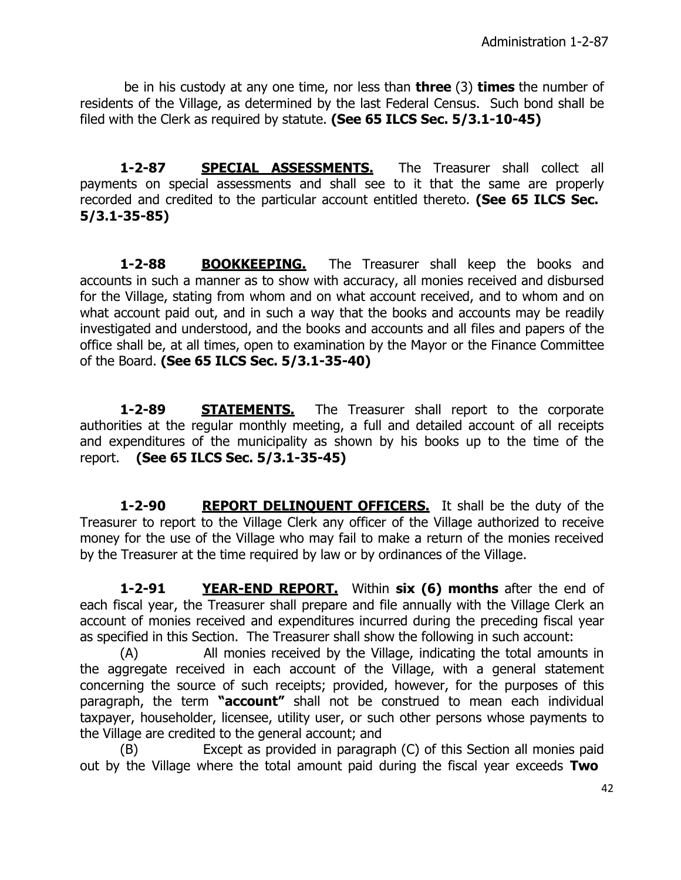be in his custody at any one time, nor less than **three** (3) **times** the number of residents of the Village, as determined by the last Federal Census. Such bond shall be filed with the Clerk as required by statute. **(See 65 ILCS Sec. 5/3.1-10-45)**

**1-2-87** **SPECIAL ASSESSMENTS.** The Treasurer shall collect all payments on special assessments and shall see to it that the same are properly recorded and credited to the particular account entitled thereto. **(See 65 ILCS Sec. 5/3.1-35-85)**

**1-2-88** **BOOKKEEPING.** The Treasurer shall keep the books and accounts in such a manner as to show with accuracy, all monies received and disbursed for the Village, stating from whom and on what account received, and to whom and on what account paid out, and in such a way that the books and accounts may be readily investigated and understood, and the books and accounts and all files and papers of the office shall be, at all times, open to examination by the Mayor or the Finance Committee of the Board. **(See 65 ILCS Sec. 5/3.1-35-40)**

**1-2-89** **STATEMENTS.** The Treasurer shall report to the corporate authorities at the regular monthly meeting, a full and detailed account of all receipts and expenditures of the municipality as shown by his books up to the time of the report. **(See 65 ILCS Sec. 5/3.1-35-45)**

**1-2-90** **REPORT DELINQUENT OFFICERS.** It shall be the duty of the Treasurer to report to the Village Clerk any officer of the Village authorized to receive money for the use of the Village who may fail to make a return of the monies received by the Treasurer at the time required by law or by ordinances of the Village.

**1-2-91** **YEAR-END REPORT.** Within **six (6) months** after the end of each fiscal year, the Treasurer shall prepare and file annually with the Village Clerk an account of monies received and expenditures incurred during the preceding fiscal year as specified in this Section. The Treasurer shall show the following in such account:

(A) All monies received by the Village, indicating the total amounts in the aggregate received in each account of the Village, with a general statement concerning the source of such receipts; provided, however, for the purposes of this paragraph, the term **"account"** shall not be construed to mean each individual taxpayer, householder, licensee, utility user, or such other persons whose payments to the Village are credited to the general account; and

(B) Except as provided in paragraph (C) of this Section all monies paid out by the Village where the total amount paid during the fiscal year exceeds **Two**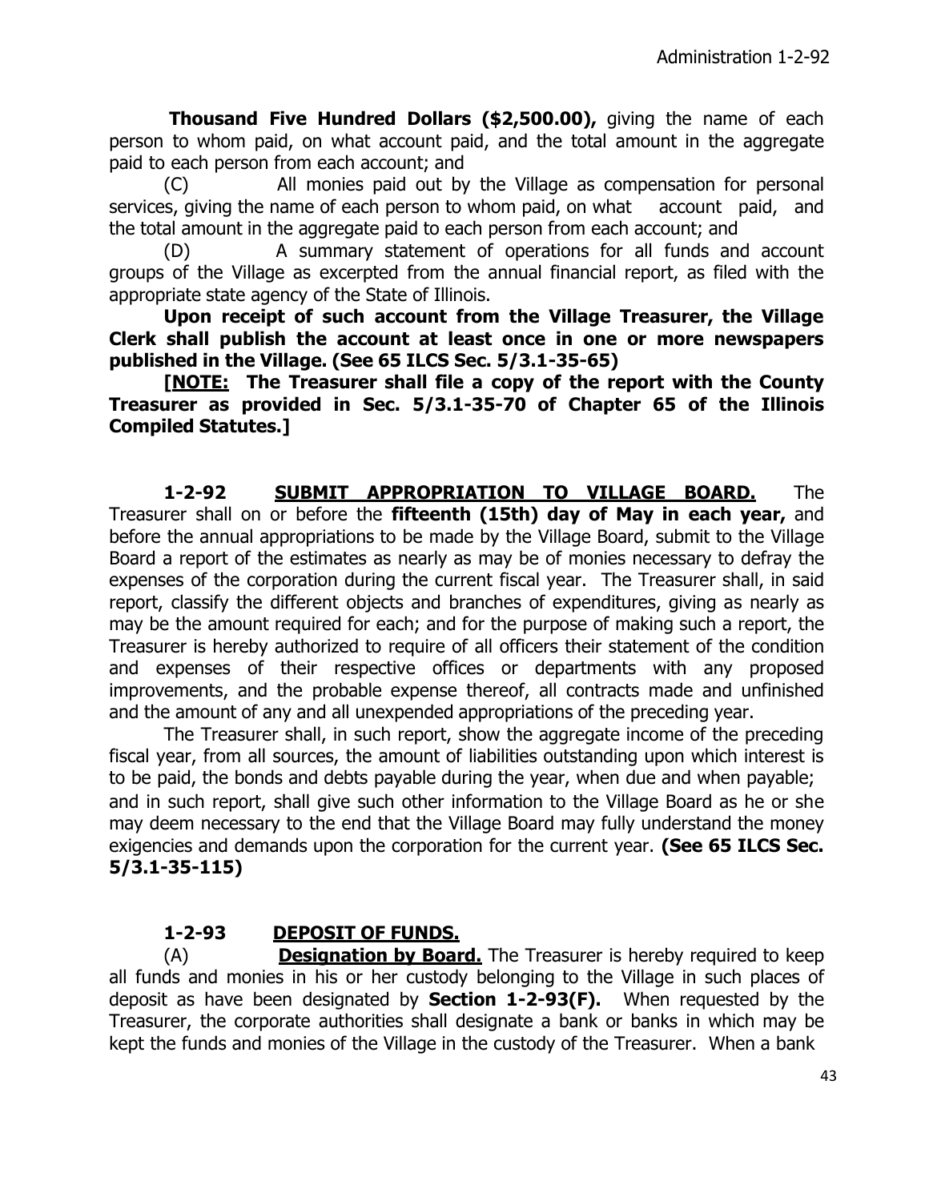**Thousand Five Hundred Dollars ($2,500.00),** giving the name of each person to whom paid, on what account paid, and the total amount in the aggregate paid to each person from each account; and

(C) All monies paid out by the Village as compensation for personal services, giving the name of each person to whom paid, on what account paid, and the total amount in the aggregate paid to each person from each account; and

(D) A summary statement of operations for all funds and account groups of the Village as excerpted from the annual financial report, as filed with the appropriate state agency of the State of Illinois.

**Upon receipt of such account from the Village Treasurer, the Village Clerk shall publish the account at least once in one or more newspapers published in the Village. (See 65 ILCS Sec. 5/3.1-35-65)**

**[<u>NOTE:</u> The Treasurer shall file a copy of the report with the County Treasurer as provided in Sec. 5/3.1-35-70 of Chapter 65 of the Illinois Compiled Statutes.]**

**1-2-92 <u>SUBMIT APPROPRIATION TO VILLAGE BOARD.</u>** The Treasurer shall on or before the **fifteenth (15th) day of May in each year,** and before the annual appropriations to be made by the Village Board, submit to the Village Board a report of the estimates as nearly as may be of monies necessary to defray the expenses of the corporation during the current fiscal year. The Treasurer shall, in said report, classify the different objects and branches of expenditures, giving as nearly as may be the amount required for each; and for the purpose of making such a report, the Treasurer is hereby authorized to require of all officers their statement of the condition and expenses of their respective offices or departments with any proposed improvements, and the probable expense thereof, all contracts made and unfinished and the amount of any and all unexpended appropriations of the preceding year.

The Treasurer shall, in such report, show the aggregate income of the preceding fiscal year, from all sources, the amount of liabilities outstanding upon which interest is to be paid, the bonds and debts payable during the year, when due and when payable; and in such report, shall give such other information to the Village Board as he or she may deem necessary to the end that the Village Board may fully understand the money exigencies and demands upon the corporation for the current year. **(See 65 ILCS Sec. 5/3.1-35-115)**

**1-2-93 <u>DEPOSIT OF FUNDS.</u>**

(A) **<u>Designation by Board.</u>** The Treasurer is hereby required to keep all funds and monies in his or her custody belonging to the Village in such places of deposit as have been designated by **Section 1-2-93(F).** When requested by the Treasurer, the corporate authorities shall designate a bank or banks in which may be kept the funds and monies of the Village in the custody of the Treasurer. When a bank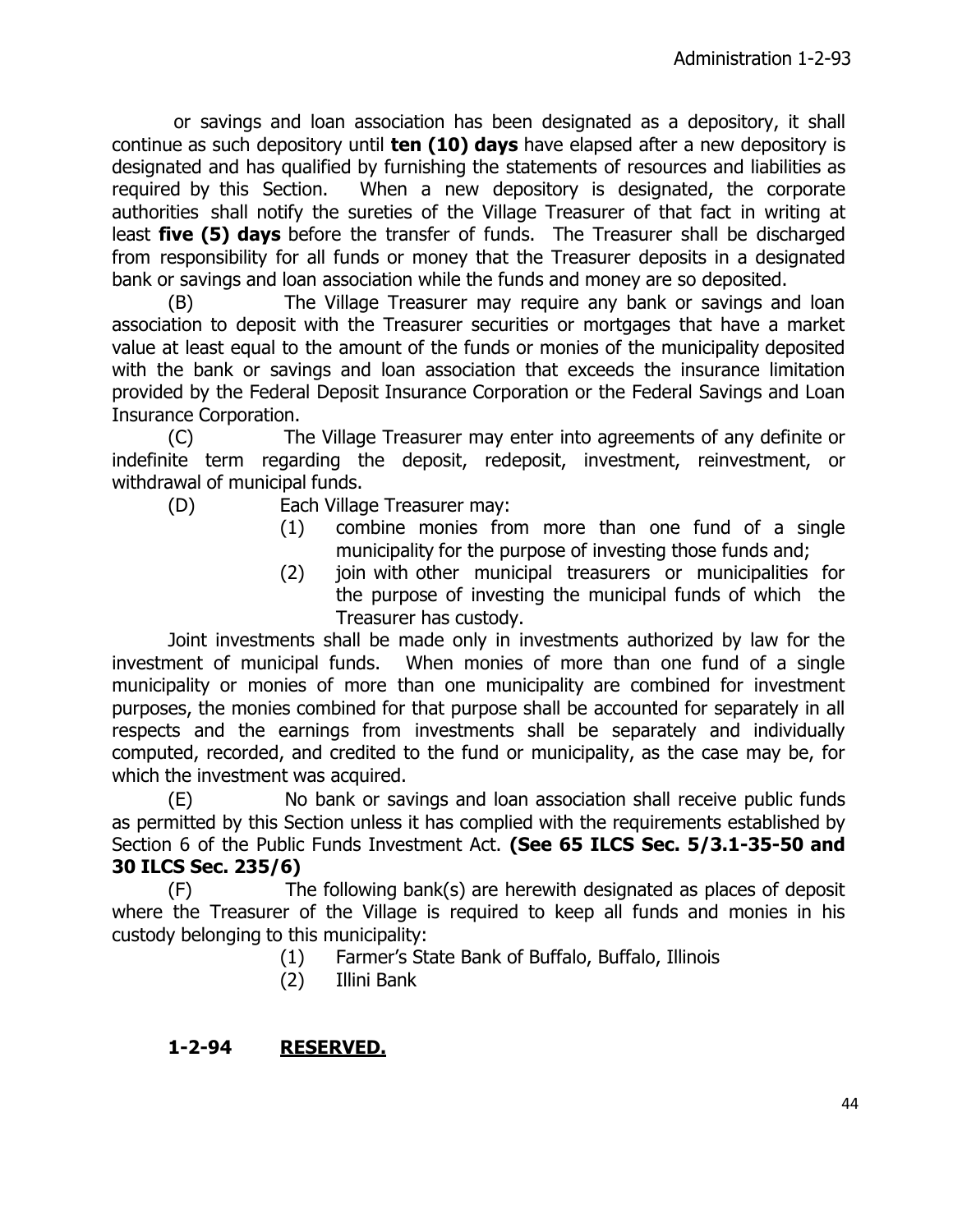or savings and loan association has been designated as a depository, it shall continue as such depository until **ten (10) days** have elapsed after a new depository is designated and has qualified by furnishing the statements of resources and liabilities as required by this Section. When a new depository is designated, the corporate authorities shall notify the sureties of the Village Treasurer of that fact in writing at least **five (5) days** before the transfer of funds. The Treasurer shall be discharged from responsibility for all funds or money that the Treasurer deposits in a designated bank or savings and loan association while the funds and money are so deposited.

(B) The Village Treasurer may require any bank or savings and loan association to deposit with the Treasurer securities or mortgages that have a market value at least equal to the amount of the funds or monies of the municipality deposited with the bank or savings and loan association that exceeds the insurance limitation provided by the Federal Deposit Insurance Corporation or the Federal Savings and Loan Insurance Corporation.

(C) The Village Treasurer may enter into agreements of any definite or indefinite term regarding the deposit, redeposit, investment, reinvestment, or withdrawal of municipal funds.

(D) Each Village Treasurer may:

(1) combine monies from more than one fund of a single municipality for the purpose of investing those funds and;

(2) join with other municipal treasurers or municipalities for the purpose of investing the municipal funds of which the Treasurer has custody.

Joint investments shall be made only in investments authorized by law for the investment of municipal funds. When monies of more than one fund of a single municipality or monies of more than one municipality are combined for investment purposes, the monies combined for that purpose shall be accounted for separately in all respects and the earnings from investments shall be separately and individually computed, recorded, and credited to the fund or municipality, as the case may be, for which the investment was acquired.

(E) No bank or savings and loan association shall receive public funds as permitted by this Section unless it has complied with the requirements established by Section 6 of the Public Funds Investment Act. **(See 65 ILCS Sec. 5/3.1-35-50 and 30 ILCS Sec. 235/6)**

(F) The following bank(s) are herewith designated as places of deposit where the Treasurer of the Village is required to keep all funds and monies in his custody belonging to this municipality:

(1) Farmer's State Bank of Buffalo, Buffalo, Illinois

(2) Illini Bank

## 1-2-94 RESERVED.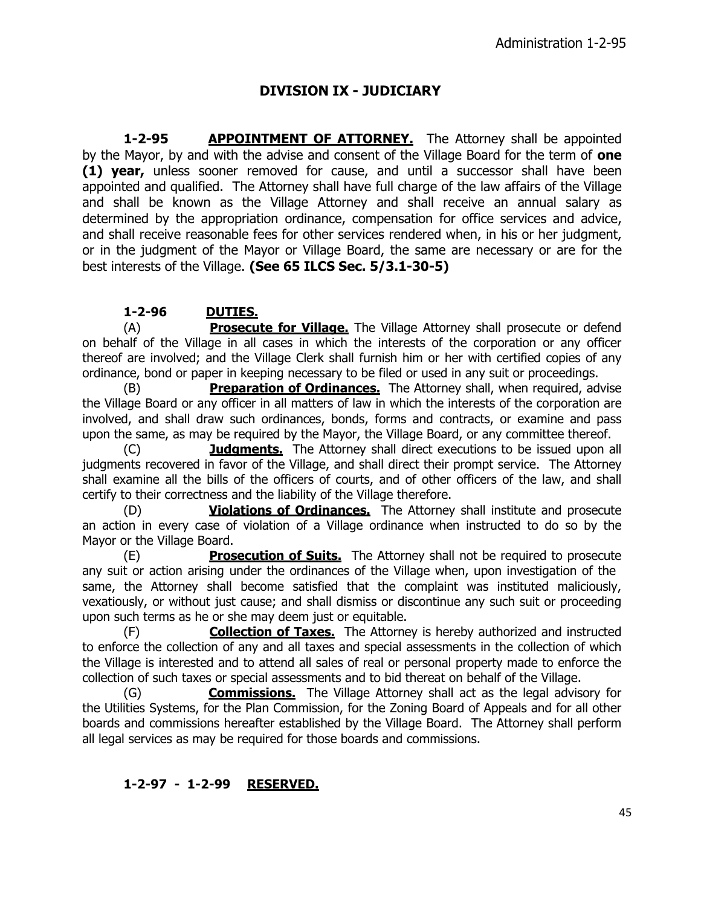## DIVISION IX - JUDICIARY

**1-2-95 APPOINTMENT OF ATTORNEY.** The Attorney shall be appointed by the Mayor, by and with the advise and consent of the Village Board for the term of **one (1) year,** unless sooner removed for cause, and until a successor shall have been appointed and qualified. The Attorney shall have full charge of the law affairs of the Village and shall be known as the Village Attorney and shall receive an annual salary as determined by the appropriation ordinance, compensation for office services and advice, and shall receive reasonable fees for other services rendered when, in his or her judgment, or in the judgment of the Mayor or Village Board, the same are necessary or are for the best interests of the Village. **(See 65 ILCS Sec. 5/3.1-30-5)**

**1-2-96 DUTIES.**

(A) **Prosecute for Village.** The Village Attorney shall prosecute or defend on behalf of the Village in all cases in which the interests of the corporation or any officer thereof are involved; and the Village Clerk shall furnish him or her with certified copies of any ordinance, bond or paper in keeping necessary to be filed or used in any suit or proceedings.

(B) **Preparation of Ordinances.** The Attorney shall, when required, advise the Village Board or any officer in all matters of law in which the interests of the corporation are involved, and shall draw such ordinances, bonds, forms and contracts, or examine and pass upon the same, as may be required by the Mayor, the Village Board, or any committee thereof.

(C) **Judgments.** The Attorney shall direct executions to be issued upon all judgments recovered in favor of the Village, and shall direct their prompt service. The Attorney shall examine all the bills of the officers of courts, and of other officers of the law, and shall certify to their correctness and the liability of the Village therefore.

(D) **Violations of Ordinances.** The Attorney shall institute and prosecute an action in every case of violation of a Village ordinance when instructed to do so by the Mayor or the Village Board.

(E) **Prosecution of Suits.** The Attorney shall not be required to prosecute any suit or action arising under the ordinances of the Village when, upon investigation of the same, the Attorney shall become satisfied that the complaint was instituted maliciously, vexatiously, or without just cause; and shall dismiss or discontinue any such suit or proceeding upon such terms as he or she may deem just or equitable.

(F) **Collection of Taxes.** The Attorney is hereby authorized and instructed to enforce the collection of any and all taxes and special assessments in the collection of which the Village is interested and to attend all sales of real or personal property made to enforce the collection of such taxes or special assessments and to bid thereat on behalf of the Village.

(G) **Commissions.** The Village Attorney shall act as the legal advisory for the Utilities Systems, for the Plan Commission, for the Zoning Board of Appeals and for all other boards and commissions hereafter established by the Village Board. The Attorney shall perform all legal services as may be required for those boards and commissions.

**1-2-97 - 1-2-99 RESERVED.**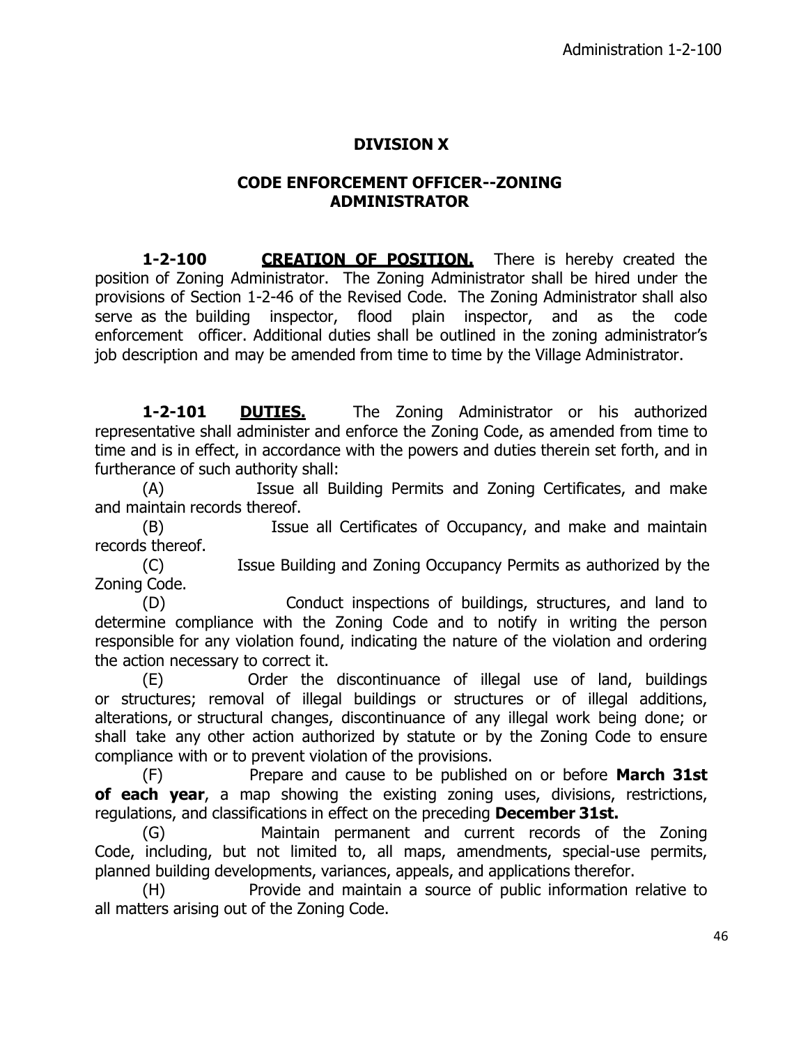## DIVISION X

### CODE ENFORCEMENT OFFICER--ZONING ADMINISTRATOR

**1-2-100 CREATION OF POSITION.** There is hereby created the position of Zoning Administrator. The Zoning Administrator shall be hired under the provisions of Section 1-2-46 of the Revised Code. The Zoning Administrator shall also serve as the building inspector, flood plain inspector, and as the code enforcement officer. Additional duties shall be outlined in the zoning administrator's job description and may be amended from time to time by the Village Administrator.

**1-2-101 DUTIES.** The Zoning Administrator or his authorized representative shall administer and enforce the Zoning Code, as amended from time to time and is in effect, in accordance with the powers and duties therein set forth, and in furtherance of such authority shall:

(A) Issue all Building Permits and Zoning Certificates, and make and maintain records thereof.

(B) Issue all Certificates of Occupancy, and make and maintain records thereof.

(C) Issue Building and Zoning Occupancy Permits as authorized by the Zoning Code.

(D) Conduct inspections of buildings, structures, and land to determine compliance with the Zoning Code and to notify in writing the person responsible for any violation found, indicating the nature of the violation and ordering the action necessary to correct it.

(E) Order the discontinuance of illegal use of land, buildings or structures; removal of illegal buildings or structures or of illegal additions, alterations, or structural changes, discontinuance of any illegal work being done; or shall take any other action authorized by statute or by the Zoning Code to ensure compliance with or to prevent violation of the provisions.

(F) Prepare and cause to be published on or before **March 31st of each year**, a map showing the existing zoning uses, divisions, restrictions, regulations, and classifications in effect on the preceding **December 31st.**

(G) Maintain permanent and current records of the Zoning Code, including, but not limited to, all maps, amendments, special-use permits, planned building developments, variances, appeals, and applications therefor.

(H) Provide and maintain a source of public information relative to all matters arising out of the Zoning Code.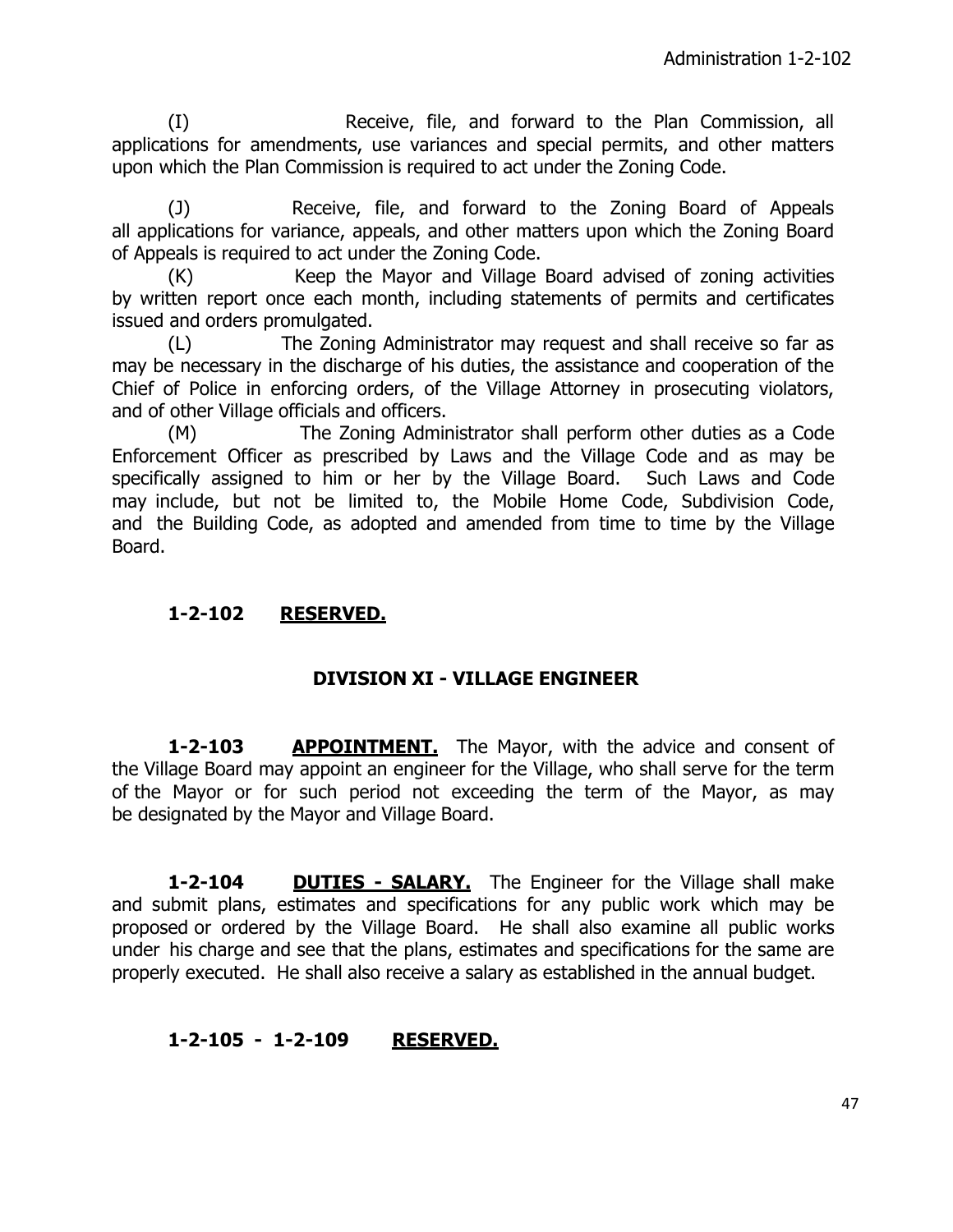(I) Receive, file, and forward to the Plan Commission, all applications for amendments, use variances and special permits, and other matters upon which the Plan Commission is required to act under the Zoning Code.

(J) Receive, file, and forward to the Zoning Board of Appeals all applications for variance, appeals, and other matters upon which the Zoning Board of Appeals is required to act under the Zoning Code.

(K) Keep the Mayor and Village Board advised of zoning activities by written report once each month, including statements of permits and certificates issued and orders promulgated.

(L) The Zoning Administrator may request and shall receive so far as may be necessary in the discharge of his duties, the assistance and cooperation of the Chief of Police in enforcing orders, of the Village Attorney in prosecuting violators, and of other Village officials and officers.

(M) The Zoning Administrator shall perform other duties as a Code Enforcement Officer as prescribed by Laws and the Village Code and as may be specifically assigned to him or her by the Village Board. Such Laws and Code may include, but not be limited to, the Mobile Home Code, Subdivision Code, and the Building Code, as adopted and amended from time to time by the Village Board.

**1-2-102 RESERVED.**

## DIVISION XI - VILLAGE ENGINEER

**1-2-103 APPOINTMENT.** The Mayor, with the advice and consent of the Village Board may appoint an engineer for the Village, who shall serve for the term of the Mayor or for such period not exceeding the term of the Mayor, as may be designated by the Mayor and Village Board.

**1-2-104 DUTIES - SALARY.** The Engineer for the Village shall make and submit plans, estimates and specifications for any public work which may be proposed or ordered by the Village Board. He shall also examine all public works under his charge and see that the plans, estimates and specifications for the same are properly executed. He shall also receive a salary as established in the annual budget.

**1-2-105 - 1-2-109 RESERVED.**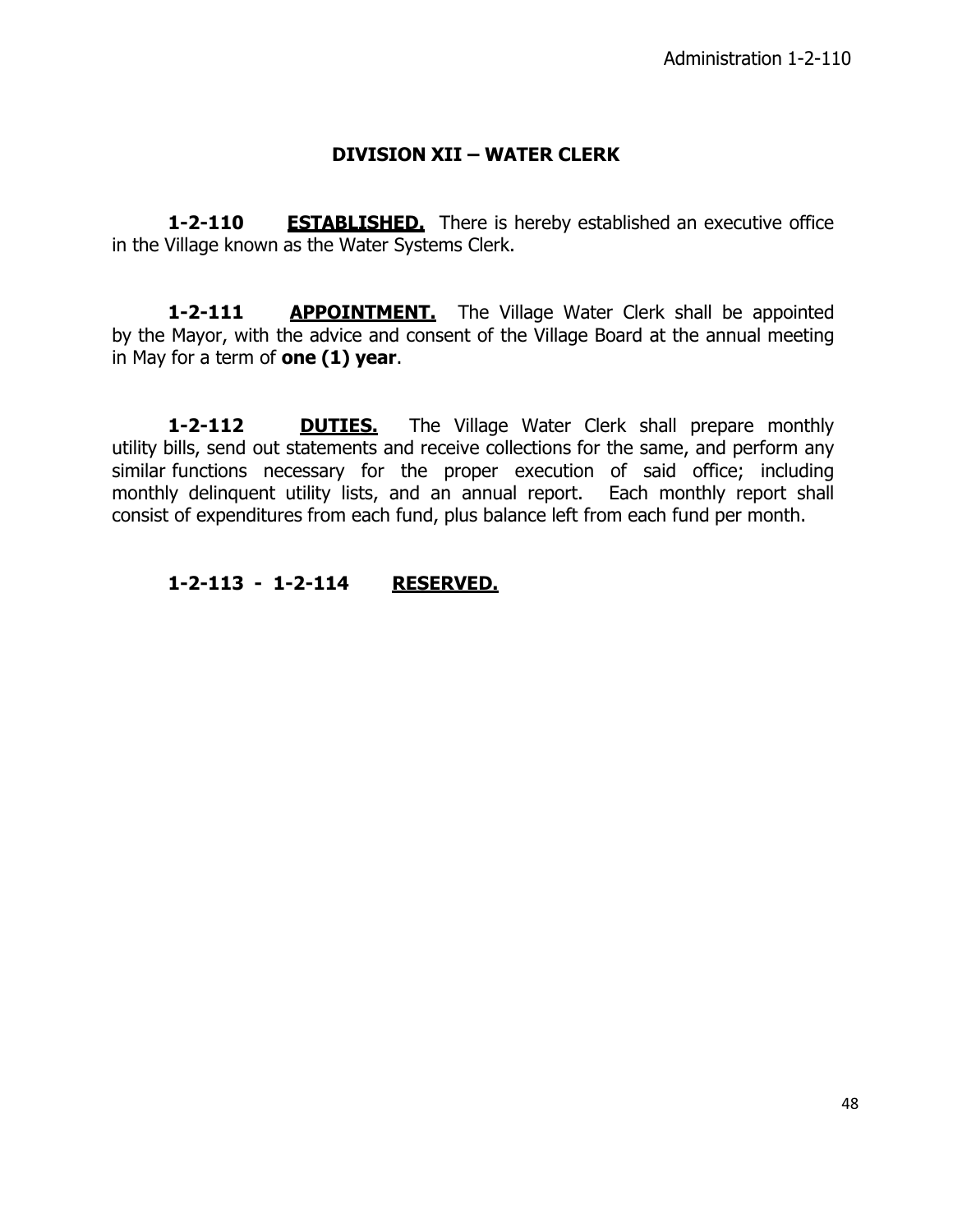## DIVISION XII – WATER CLERK

**1-2-110 ESTABLISHED.** There is hereby established an executive office in the Village known as the Water Systems Clerk.

**1-2-111 APPOINTMENT.** The Village Water Clerk shall be appointed by the Mayor, with the advice and consent of the Village Board at the annual meeting in May for a term of **one (1) year**.

**1-2-112 DUTIES.** The Village Water Clerk shall prepare monthly utility bills, send out statements and receive collections for the same, and perform any similar functions necessary for the proper execution of said office; including monthly delinquent utility lists, and an annual report. Each monthly report shall consist of expenditures from each fund, plus balance left from each fund per month.

**1-2-113 - 1-2-114 RESERVED.**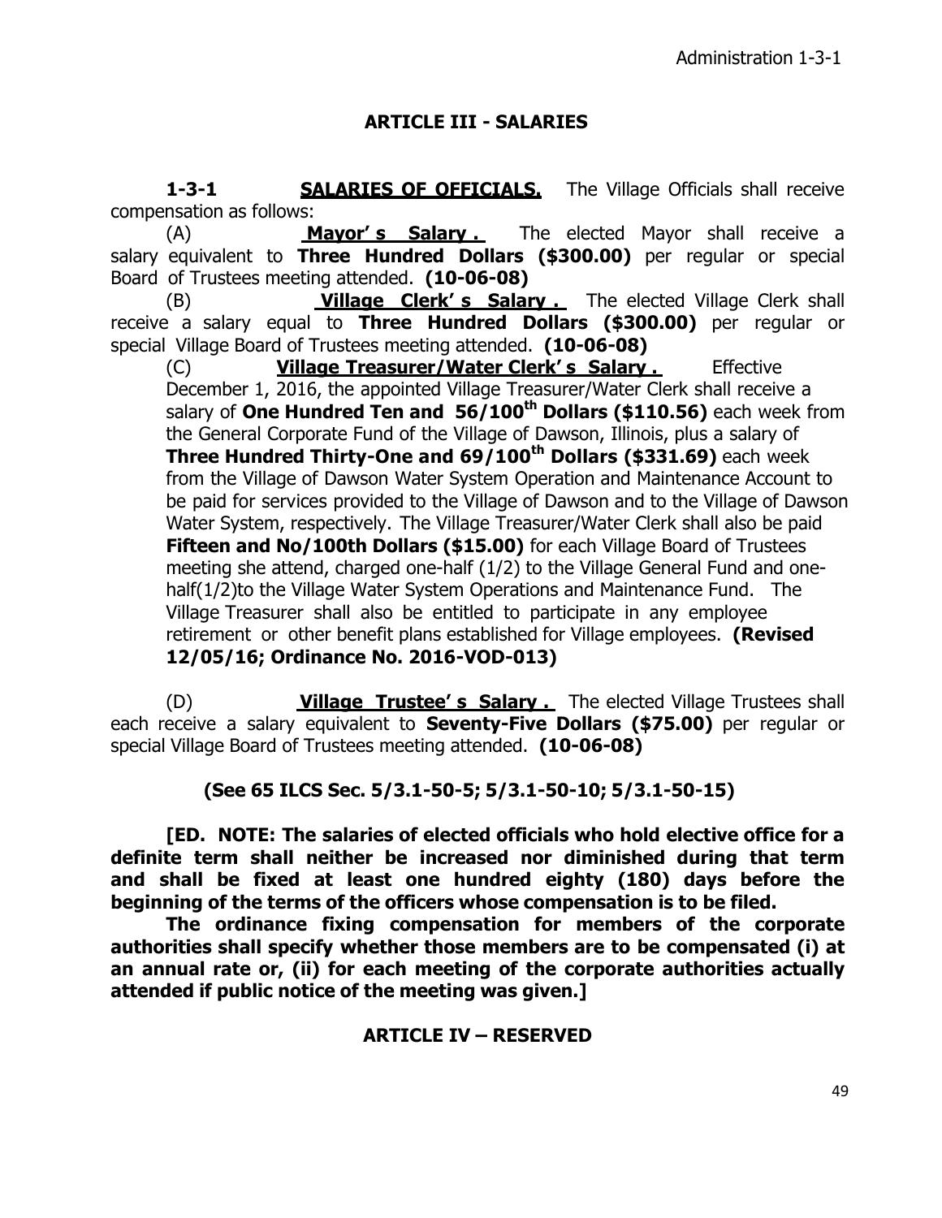## ARTICLE III - SALARIES

**1-3-1** **SALARIES OF OFFICIALS.** The Village Officials shall receive compensation as follows:

(A) **Mayor's Salary.** The elected Mayor shall receive a salary equivalent to **Three Hundred Dollars ($300.00)** per regular or special Board of Trustees meeting attended. **(10-06-08)**

(B) **Village Clerk's Salary.** The elected Village Clerk shall receive a salary equal to **Three Hundred Dollars ($300.00)** per regular or special Village Board of Trustees meeting attended. **(10-06-08)**

(C) **Village Treasurer/Water Clerk's Salary.** Effective December 1, 2016, the appointed Village Treasurer/Water Clerk shall receive a salary of **One Hundred Ten and 56/100th Dollars ($110.56)** each week from the General Corporate Fund of the Village of Dawson, Illinois, plus a salary of **Three Hundred Thirty-One and 69/100th Dollars ($331.69)** each week from the Village of Dawson Water System Operation and Maintenance Account to be paid for services provided to the Village of Dawson and to the Village of Dawson Water System, respectively. The Village Treasurer/Water Clerk shall also be paid **Fifteen and No/100th Dollars ($15.00)** for each Village Board of Trustees meeting she attend, charged one-half (1/2) to the Village General Fund and one-half(1/2)to the Village Water System Operations and Maintenance Fund. The Village Treasurer shall also be entitled to participate in any employee retirement or other benefit plans established for Village employees. **(Revised 12/05/16; Ordinance No. 2016-VOD-013)**

(D) **Village Trustee's Salary.** The elected Village Trustees shall each receive a salary equivalent to **Seventy-Five Dollars ($75.00)** per regular or special Village Board of Trustees meeting attended. **(10-06-08)**

**(See 65 ILCS Sec. 5/3.1-50-5; 5/3.1-50-10; 5/3.1-50-15)**

**[ED. NOTE: The salaries of elected officials who hold elective office for a definite term shall neither be increased nor diminished during that term and shall be fixed at least one hundred eighty (180) days before the beginning of the terms of the officers whose compensation is to be filed.**

**The ordinance fixing compensation for members of the corporate authorities shall specify whether those members are to be compensated (i) at an annual rate or, (ii) for each meeting of the corporate authorities actually attended if public notice of the meeting was given.]**

## ARTICLE IV – RESERVED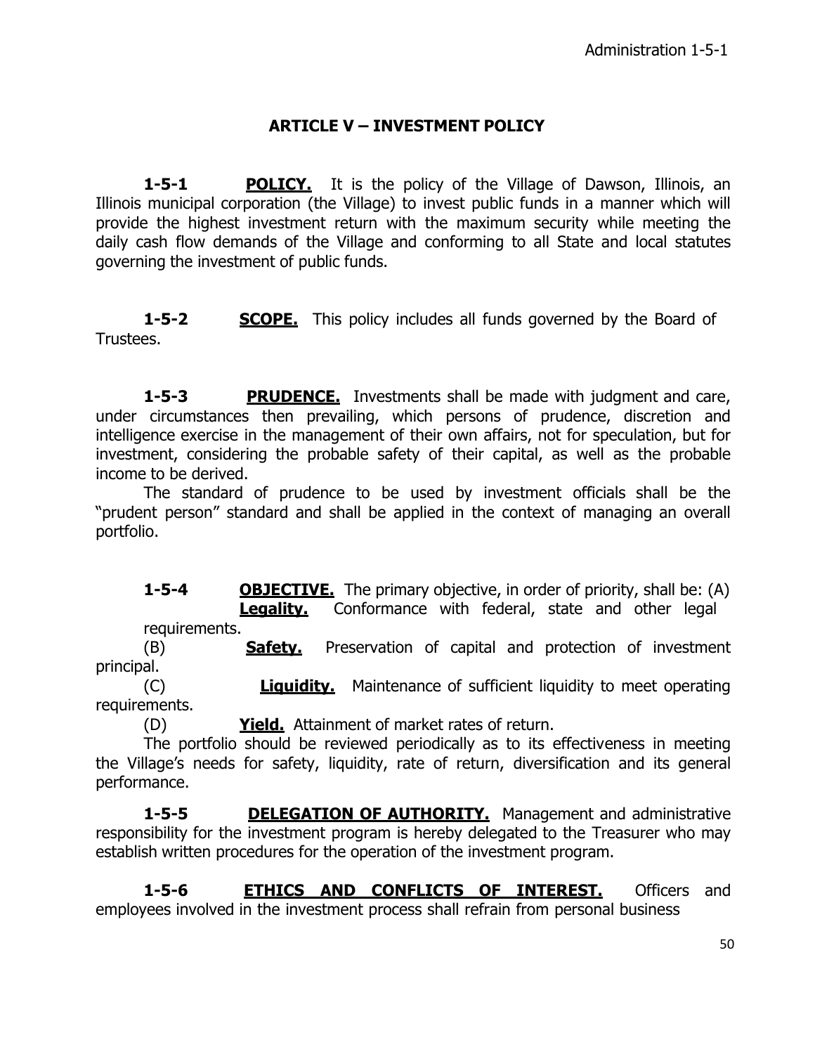## ARTICLE V – INVESTMENT POLICY

**1-5-1** **POLICY.** It is the policy of the Village of Dawson, Illinois, an Illinois municipal corporation (the Village) to invest public funds in a manner which will provide the highest investment return with the maximum security while meeting the daily cash flow demands of the Village and conforming to all State and local statutes governing the investment of public funds.

**1-5-2** **SCOPE.** This policy includes all funds governed by the Board of Trustees.

**1-5-3** **PRUDENCE.** Investments shall be made with judgment and care, under circumstances then prevailing, which persons of prudence, discretion and intelligence exercise in the management of their own affairs, not for speculation, but for investment, considering the probable safety of their capital, as well as the probable income to be derived.

The standard of prudence to be used by investment officials shall be the "prudent person" standard and shall be applied in the context of managing an overall portfolio.

**1-5-4** **OBJECTIVE.** The primary objective, in order of priority, shall be: (A) **Legality.** Conformance with federal, state and other legal requirements.

(B) **Safety.** Preservation of capital and protection of investment principal.

(C) **Liquidity.** Maintenance of sufficient liquidity to meet operating requirements.

(D) **Yield.** Attainment of market rates of return.

The portfolio should be reviewed periodically as to its effectiveness in meeting the Village's needs for safety, liquidity, rate of return, diversification and its general performance.

**1-5-5** **DELEGATION OF AUTHORITY.** Management and administrative responsibility for the investment program is hereby delegated to the Treasurer who may establish written procedures for the operation of the investment program.

**1-5-6** **ETHICS AND CONFLICTS OF INTEREST.** Officers and employees involved in the investment process shall refrain from personal business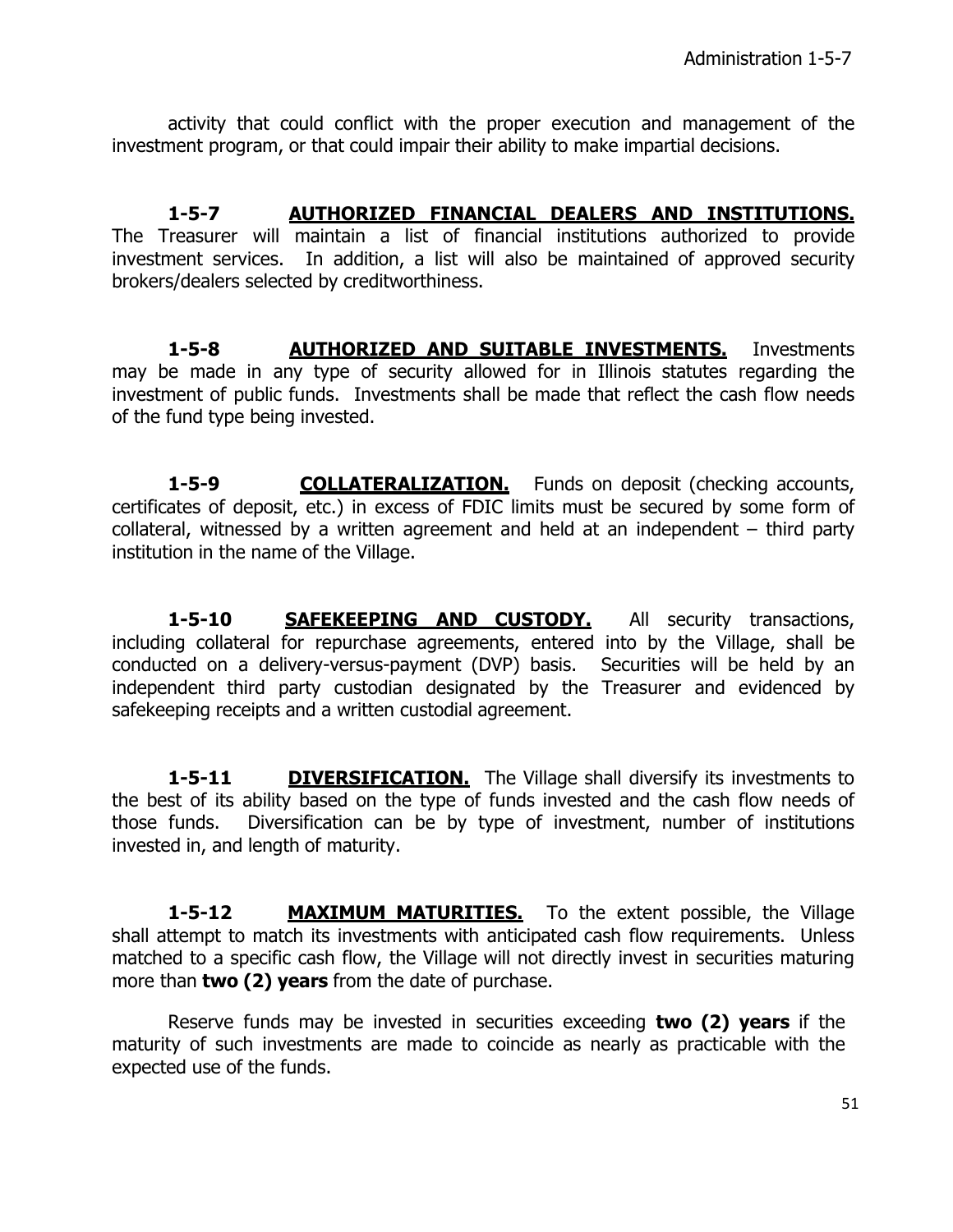activity that could conflict with the proper execution and management of the investment program, or that could impair their ability to make impartial decisions.

**1-5-7 AUTHORIZED FINANCIAL DEALERS AND INSTITUTIONS.** The Treasurer will maintain a list of financial institutions authorized to provide investment services. In addition, a list will also be maintained of approved security brokers/dealers selected by creditworthiness.

**1-5-8 AUTHORIZED AND SUITABLE INVESTMENTS.** Investments may be made in any type of security allowed for in Illinois statutes regarding the investment of public funds. Investments shall be made that reflect the cash flow needs of the fund type being invested.

**1-5-9 COLLATERALIZATION.** Funds on deposit (checking accounts, certificates of deposit, etc.) in excess of FDIC limits must be secured by some form of collateral, witnessed by a written agreement and held at an independent – third party institution in the name of the Village.

**1-5-10 SAFEKEEPING AND CUSTODY.** All security transactions, including collateral for repurchase agreements, entered into by the Village, shall be conducted on a delivery-versus-payment (DVP) basis. Securities will be held by an independent third party custodian designated by the Treasurer and evidenced by safekeeping receipts and a written custodial agreement.

**1-5-11 DIVERSIFICATION.** The Village shall diversify its investments to the best of its ability based on the type of funds invested and the cash flow needs of those funds. Diversification can be by type of investment, number of institutions invested in, and length of maturity.

**1-5-12 MAXIMUM MATURITIES.** To the extent possible, the Village shall attempt to match its investments with anticipated cash flow requirements. Unless matched to a specific cash flow, the Village will not directly invest in securities maturing more than **two (2) years** from the date of purchase.

Reserve funds may be invested in securities exceeding **two (2) years** if the maturity of such investments are made to coincide as nearly as practicable with the expected use of the funds.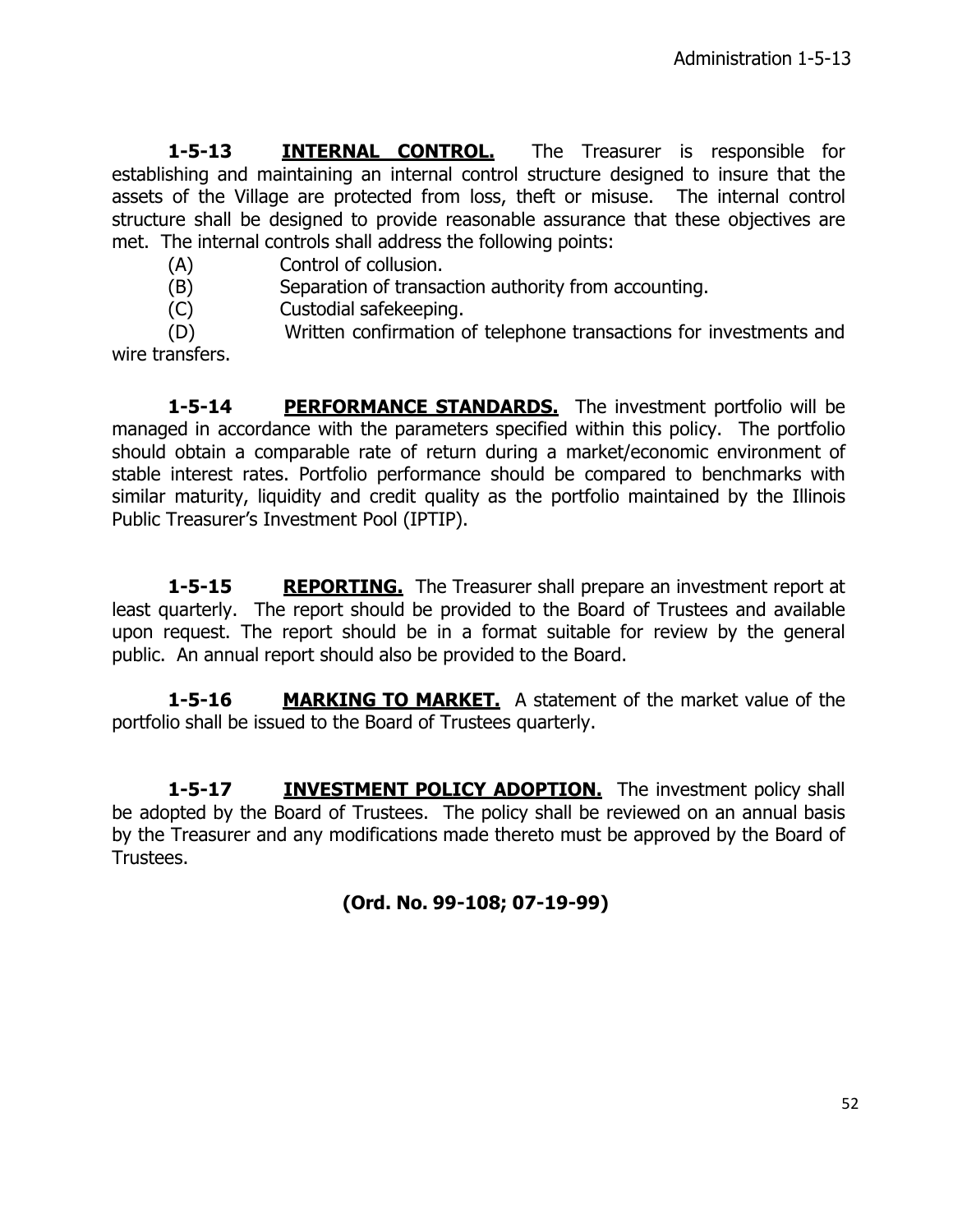**1-5-13 INTERNAL CONTROL.** The Treasurer is responsible for establishing and maintaining an internal control structure designed to insure that the assets of the Village are protected from loss, theft or misuse. The internal control structure shall be designed to provide reasonable assurance that these objectives are met. The internal controls shall address the following points:

(A) Control of collusion.

(B) Separation of transaction authority from accounting.

(C) Custodial safekeeping.

(D) Written confirmation of telephone transactions for investments and wire transfers.

**1-5-14 PERFORMANCE STANDARDS.** The investment portfolio will be managed in accordance with the parameters specified within this policy. The portfolio should obtain a comparable rate of return during a market/economic environment of stable interest rates. Portfolio performance should be compared to benchmarks with similar maturity, liquidity and credit quality as the portfolio maintained by the Illinois Public Treasurer's Investment Pool (IPTIP).

**1-5-15 REPORTING.** The Treasurer shall prepare an investment report at least quarterly. The report should be provided to the Board of Trustees and available upon request. The report should be in a format suitable for review by the general public. An annual report should also be provided to the Board.

**1-5-16 MARKING TO MARKET.** A statement of the market value of the portfolio shall be issued to the Board of Trustees quarterly.

**1-5-17 INVESTMENT POLICY ADOPTION.** The investment policy shall be adopted by the Board of Trustees. The policy shall be reviewed on an annual basis by the Treasurer and any modifications made thereto must be approved by the Board of Trustees.

**(Ord. No. 99-108; 07-19-99)**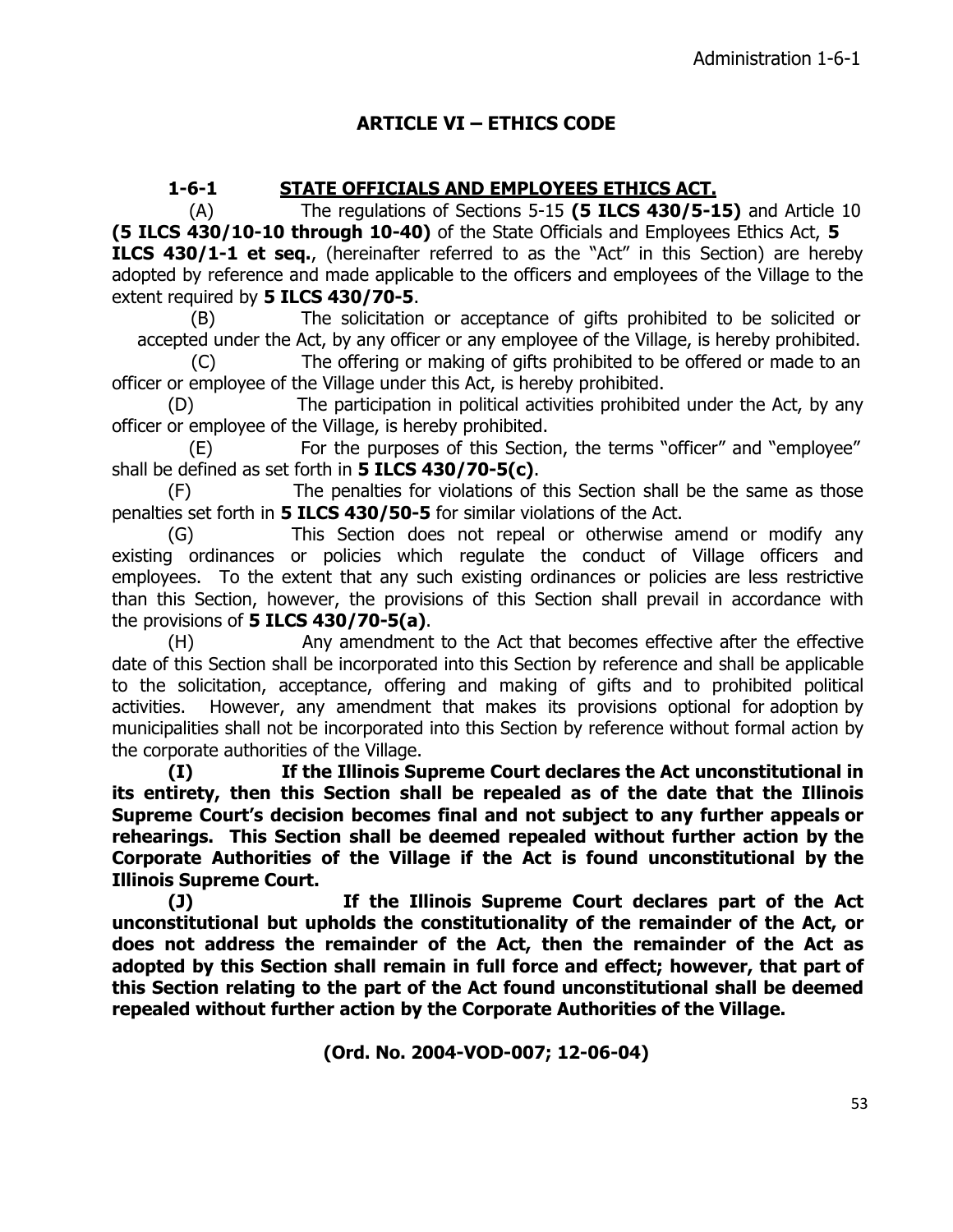# ARTICLE VI – ETHICS CODE

## 1-6-1 STATE OFFICIALS AND EMPLOYEES ETHICS ACT.

(A) The regulations of Sections 5-15 **(5 ILCS 430/5-15)** and Article 10 **(5 ILCS 430/10-10 through 10-40)** of the State Officials and Employees Ethics Act, **5 ILCS 430/1-1 et seq.**, (hereinafter referred to as the "Act" in this Section) are hereby adopted by reference and made applicable to the officers and employees of the Village to the extent required by **5 ILCS 430/70-5**.

(B) The solicitation or acceptance of gifts prohibited to be solicited or accepted under the Act, by any officer or any employee of the Village, is hereby prohibited.

(C) The offering or making of gifts prohibited to be offered or made to an officer or employee of the Village under this Act, is hereby prohibited.

(D) The participation in political activities prohibited under the Act, by any officer or employee of the Village, is hereby prohibited.

(E) For the purposes of this Section, the terms "officer" and "employee" shall be defined as set forth in **5 ILCS 430/70-5(c)**.

(F) The penalties for violations of this Section shall be the same as those penalties set forth in **5 ILCS 430/50-5** for similar violations of the Act.

(G) This Section does not repeal or otherwise amend or modify any existing ordinances or policies which regulate the conduct of Village officers and employees. To the extent that any such existing ordinances or policies are less restrictive than this Section, however, the provisions of this Section shall prevail in accordance with the provisions of **5 ILCS 430/70-5(a)**.

(H) Any amendment to the Act that becomes effective after the effective date of this Section shall be incorporated into this Section by reference and shall be applicable to the solicitation, acceptance, offering and making of gifts and to prohibited political activities. However, any amendment that makes its provisions optional for adoption by municipalities shall not be incorporated into this Section by reference without formal action by the corporate authorities of the Village.

**(I) If the Illinois Supreme Court declares the Act unconstitutional in its entirety, then this Section shall be repealed as of the date that the Illinois Supreme Court's decision becomes final and not subject to any further appeals or rehearings. This Section shall be deemed repealed without further action by the Corporate Authorities of the Village if the Act is found unconstitutional by the Illinois Supreme Court.**

**(J) If the Illinois Supreme Court declares part of the Act unconstitutional but upholds the constitutionality of the remainder of the Act, or does not address the remainder of the Act, then the remainder of the Act as adopted by this Section shall remain in full force and effect; however, that part of this Section relating to the part of the Act found unconstitutional shall be deemed repealed without further action by the Corporate Authorities of the Village.**

**(Ord. No. 2004-VOD-007; 12-06-04)**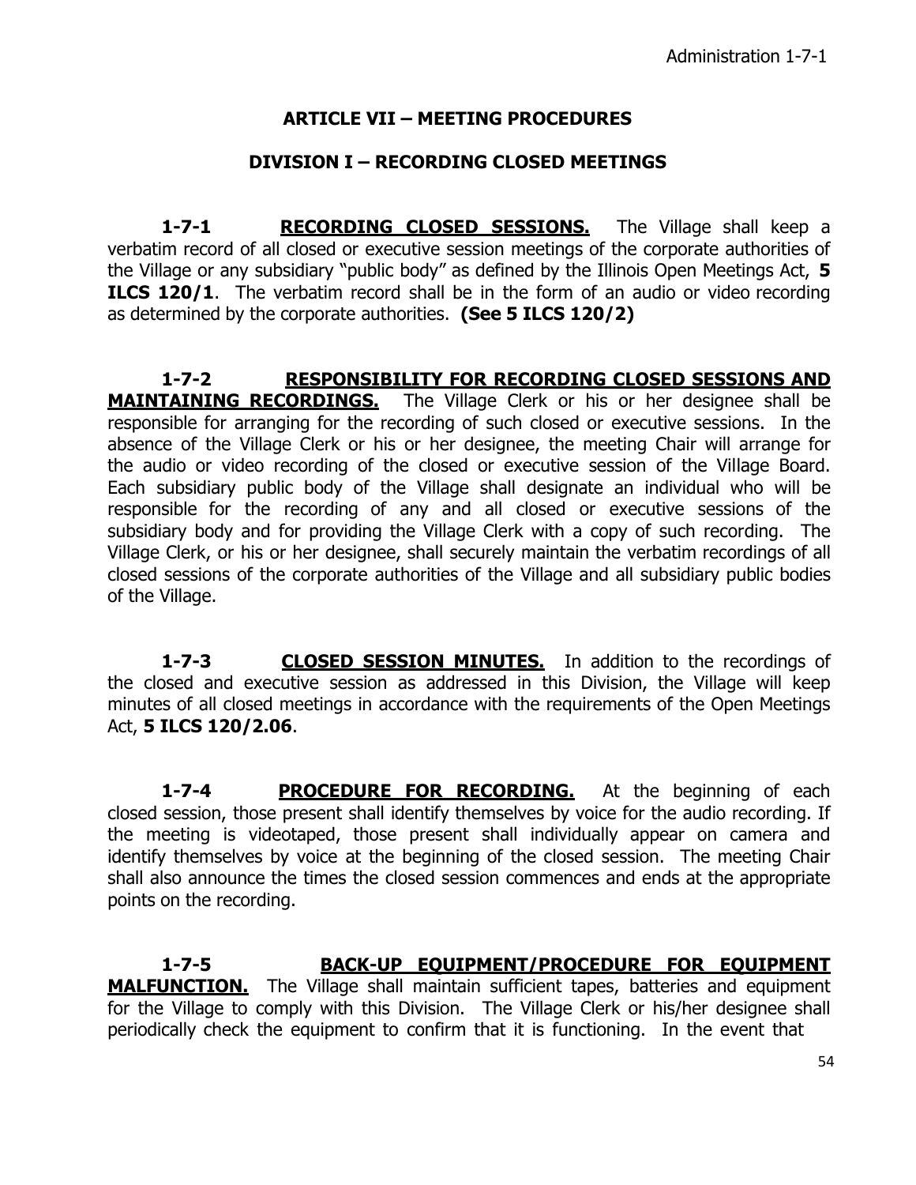## ARTICLE VII – MEETING PROCEDURES

### DIVISION I – RECORDING CLOSED MEETINGS

**1-7-1** **<u>RECORDING CLOSED SESSIONS.</u>** The Village shall keep a verbatim record of all closed or executive session meetings of the corporate authorities of the Village or any subsidiary "public body" as defined by the Illinois Open Meetings Act, **5 ILCS 120/1**. The verbatim record shall be in the form of an audio or video recording as determined by the corporate authorities. **(See 5 ILCS 120/2)**

**1-7-2** **<u>RESPONSIBILITY FOR RECORDING CLOSED SESSIONS AND MAINTAINING RECORDINGS.</u>** The Village Clerk or his or her designee shall be responsible for arranging for the recording of such closed or executive sessions. In the absence of the Village Clerk or his or her designee, the meeting Chair will arrange for the audio or video recording of the closed or executive session of the Village Board. Each subsidiary public body of the Village shall designate an individual who will be responsible for the recording of any and all closed or executive sessions of the subsidiary body and for providing the Village Clerk with a copy of such recording. The Village Clerk, or his or her designee, shall securely maintain the verbatim recordings of all closed sessions of the corporate authorities of the Village and all subsidiary public bodies of the Village.

**1-7-3** **<u>CLOSED SESSION MINUTES.</u>** In addition to the recordings of the closed and executive session as addressed in this Division, the Village will keep minutes of all closed meetings in accordance with the requirements of the Open Meetings Act, **5 ILCS 120/2.06**.

**1-7-4** **<u>PROCEDURE FOR RECORDING.</u>** At the beginning of each closed session, those present shall identify themselves by voice for the audio recording. If the meeting is videotaped, those present shall individually appear on camera and identify themselves by voice at the beginning of the closed session. The meeting Chair shall also announce the times the closed session commences and ends at the appropriate points on the recording.

**1-7-5** **<u>BACK-UP EQUIPMENT/PROCEDURE FOR EQUIPMENT MALFUNCTION.</u>** The Village shall maintain sufficient tapes, batteries and equipment for the Village to comply with this Division. The Village Clerk or his/her designee shall periodically check the equipment to confirm that it is functioning. In the event that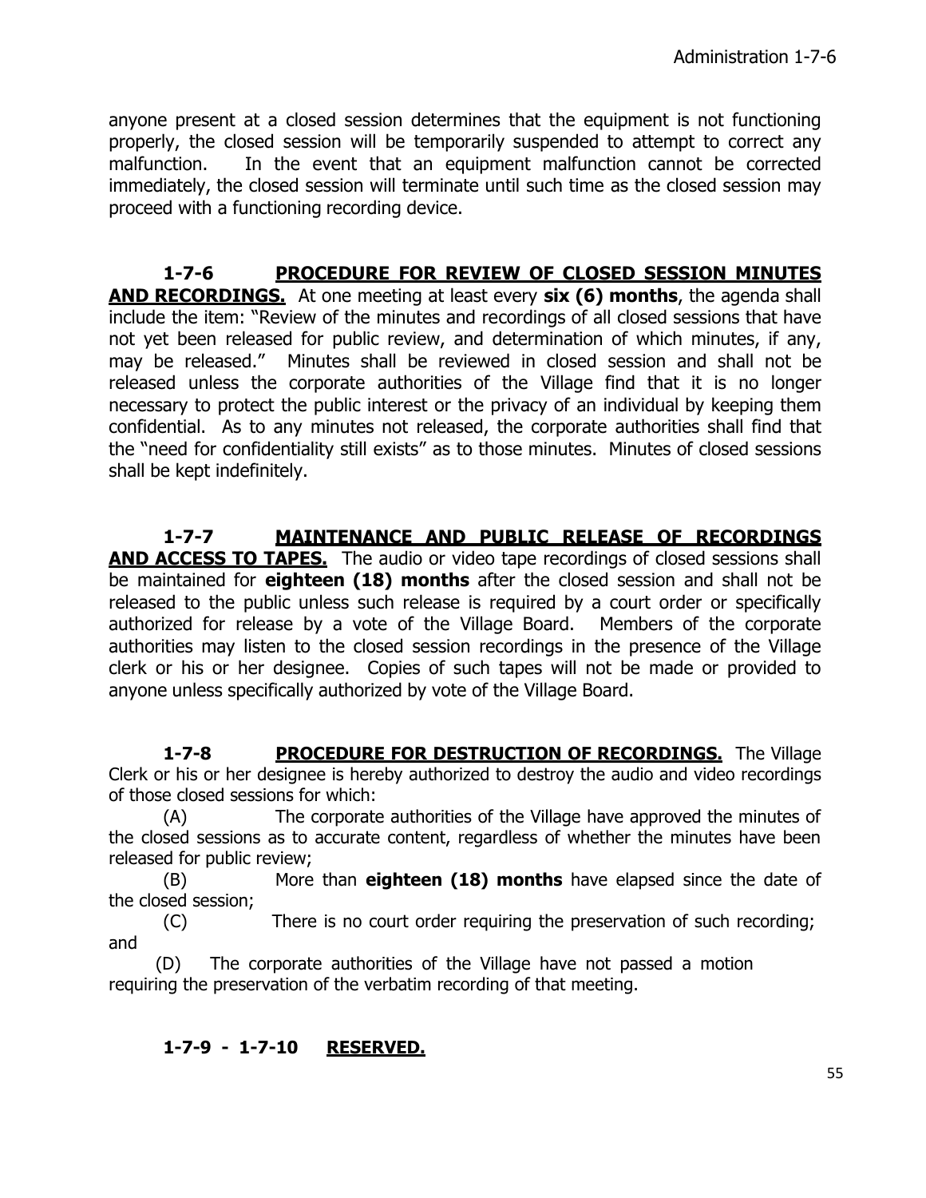anyone present at a closed session determines that the equipment is not functioning properly, the closed session will be temporarily suspended to attempt to correct any malfunction. In the event that an equipment malfunction cannot be corrected immediately, the closed session will terminate until such time as the closed session may proceed with a functioning recording device.

**1-7-6 PROCEDURE FOR REVIEW OF CLOSED SESSION MINUTES AND RECORDINGS.** At one meeting at least every **six (6) months**, the agenda shall include the item: "Review of the minutes and recordings of all closed sessions that have not yet been released for public review, and determination of which minutes, if any, may be released." Minutes shall be reviewed in closed session and shall not be released unless the corporate authorities of the Village find that it is no longer necessary to protect the public interest or the privacy of an individual by keeping them confidential. As to any minutes not released, the corporate authorities shall find that the "need for confidentiality still exists" as to those minutes. Minutes of closed sessions shall be kept indefinitely.

**1-7-7 MAINTENANCE AND PUBLIC RELEASE OF RECORDINGS AND ACCESS TO TAPES.** The audio or video tape recordings of closed sessions shall be maintained for **eighteen (18) months** after the closed session and shall not be released to the public unless such release is required by a court order or specifically authorized for release by a vote of the Village Board. Members of the corporate authorities may listen to the closed session recordings in the presence of the Village clerk or his or her designee. Copies of such tapes will not be made or provided to anyone unless specifically authorized by vote of the Village Board.

**1-7-8 PROCEDURE FOR DESTRUCTION OF RECORDINGS.** The Village Clerk or his or her designee is hereby authorized to destroy the audio and video recordings of those closed sessions for which:

(A) The corporate authorities of the Village have approved the minutes of the closed sessions as to accurate content, regardless of whether the minutes have been released for public review;

(B) More than **eighteen (18) months** have elapsed since the date of the closed session;

(C) There is no court order requiring the preservation of such recording; and

(D) The corporate authorities of the Village have not passed a motion requiring the preservation of the verbatim recording of that meeting.

**1-7-9 - 1-7-10 RESERVED.**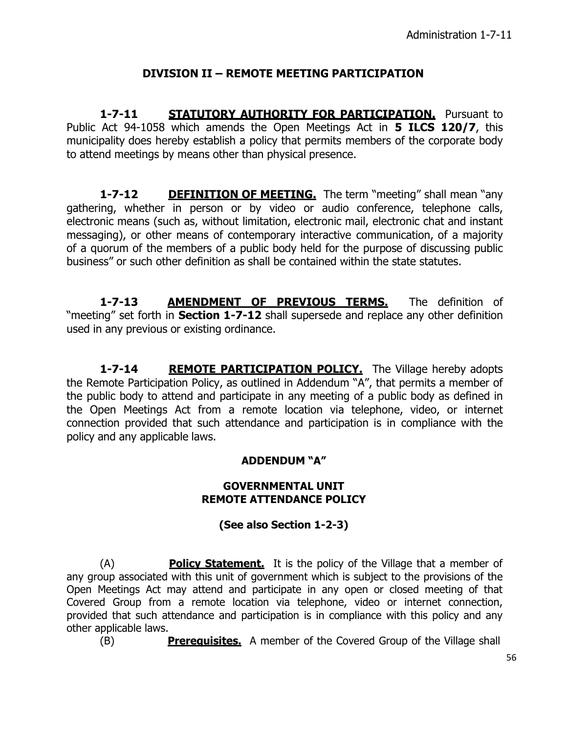## DIVISION II – REMOTE MEETING PARTICIPATION

**1-7-11 STATUTORY AUTHORITY FOR PARTICIPATION.** Pursuant to Public Act 94-1058 which amends the Open Meetings Act in **5 ILCS 120/7**, this municipality does hereby establish a policy that permits members of the corporate body to attend meetings by means other than physical presence.

**1-7-12 DEFINITION OF MEETING.** The term "meeting" shall mean "any gathering, whether in person or by video or audio conference, telephone calls, electronic means (such as, without limitation, electronic mail, electronic chat and instant messaging), or other means of contemporary interactive communication, of a majority of a quorum of the members of a public body held for the purpose of discussing public business" or such other definition as shall be contained within the state statutes.

**1-7-13 AMENDMENT OF PREVIOUS TERMS.** The definition of "meeting" set forth in **Section 1-7-12** shall supersede and replace any other definition used in any previous or existing ordinance.

**1-7-14 REMOTE PARTICIPATION POLICY.** The Village hereby adopts the Remote Participation Policy, as outlined in Addendum "A", that permits a member of the public body to attend and participate in any meeting of a public body as defined in the Open Meetings Act from a remote location via telephone, video, or internet connection provided that such attendance and participation is in compliance with the policy and any applicable laws.

### ADDENDUM "A"

### GOVERNMENTAL UNIT REMOTE ATTENDANCE POLICY

**(See also Section 1-2-3)**

(A) **Policy Statement.** It is the policy of the Village that a member of any group associated with this unit of government which is subject to the provisions of the Open Meetings Act may attend and participate in any open or closed meeting of that Covered Group from a remote location via telephone, video or internet connection, provided that such attendance and participation is in compliance with this policy and any other applicable laws.

(B) **Prerequisites.** A member of the Covered Group of the Village shall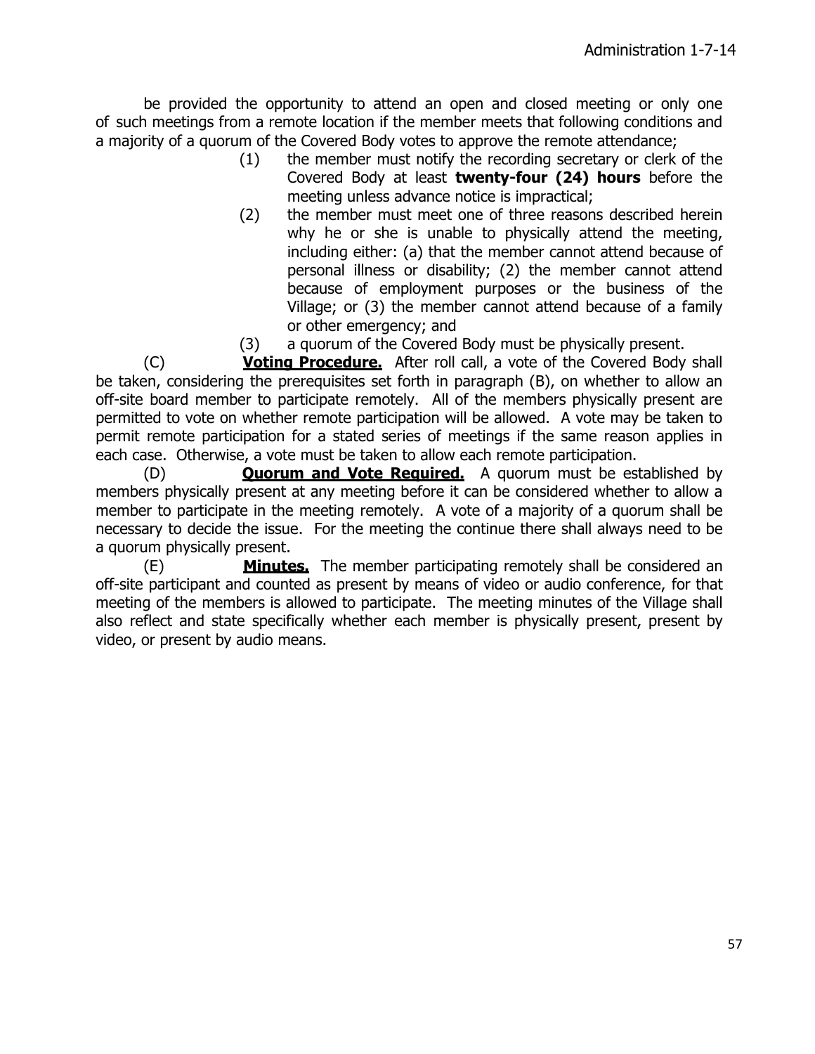be provided the opportunity to attend an open and closed meeting or only one of such meetings from a remote location if the member meets that following conditions and a majority of a quorum of the Covered Body votes to approve the remote attendance;

(1) the member must notify the recording secretary or clerk of the Covered Body at least **twenty-four (24) hours** before the meeting unless advance notice is impractical;

(2) the member must meet one of three reasons described herein why he or she is unable to physically attend the meeting, including either: (a) that the member cannot attend because of personal illness or disability; (2) the member cannot attend because of employment purposes or the business of the Village; or (3) the member cannot attend because of a family or other emergency; and

(3) a quorum of the Covered Body must be physically present.

(C) **Voting Procedure.** After roll call, a vote of the Covered Body shall be taken, considering the prerequisites set forth in paragraph (B), on whether to allow an off-site board member to participate remotely. All of the members physically present are permitted to vote on whether remote participation will be allowed. A vote may be taken to permit remote participation for a stated series of meetings if the same reason applies in each case. Otherwise, a vote must be taken to allow each remote participation.

(D) **Quorum and Vote Required.** A quorum must be established by members physically present at any meeting before it can be considered whether to allow a member to participate in the meeting remotely. A vote of a majority of a quorum shall be necessary to decide the issue. For the meeting the continue there shall always need to be a quorum physically present.

(E) **Minutes.** The member participating remotely shall be considered an off-site participant and counted as present by means of video or audio conference, for that meeting of the members is allowed to participate. The meeting minutes of the Village shall also reflect and state specifically whether each member is physically present, present by video, or present by audio means.